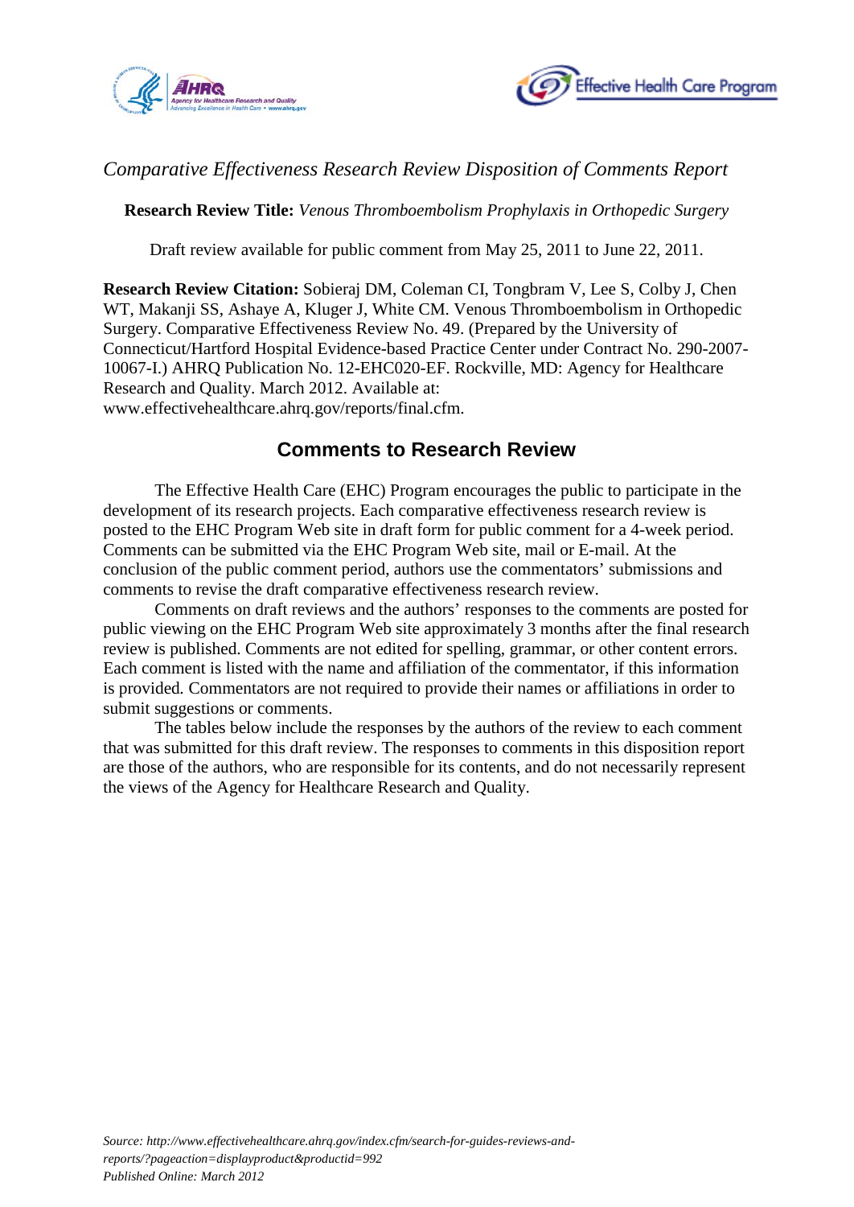*Comparative Effectiveness Research Review Disposition of Comments Report*

**Research Review Title:** *Venous Thromboembolism Prophylaxis in Orthopedic Surgery*

Draft review available for public comment from May 25, 2011 to June 22, 2011.

**Research Review Citation:** Sobieraj DM, Coleman CI, Tongbram V, Lee S, Colby J, Chen WT, Makanji SS, Ashaye A, Kluger J, White CM. Venous Thromboembolism in Orthopedic Surgery. Comparative Effectiveness Review No. 49. (Prepared by the University of Connecticut/Hartford Hospital Evidence-based Practice Center under Contract No. 290-2007-10067-I.) AHRQ Publication No. 12-EHC020-EF. Rockville, MD: Agency for Healthcare Research and Quality. March 2012. Available at: www.effectivehealthcare.ahrq.gov/reports/final.cfm.

## Comments to Research Review

The Effective Health Care (EHC) Program encourages the public to participate in the development of its research projects. Each comparative effectiveness research review is posted to the EHC Program Web site in draft form for public comment for a 4-week period. Comments can be submitted via the EHC Program Web site, mail or E-mail. At the conclusion of the public comment period, authors use the commentators' submissions and comments to revise the draft comparative effectiveness research review.

Comments on draft reviews and the authors' responses to the comments are posted for public viewing on the EHC Program Web site approximately 3 months after the final research review is published. Comments are not edited for spelling, grammar, or other content errors. Each comment is listed with the name and affiliation of the commentator, if this information is provided. Commentators are not required to provide their names or affiliations in order to submit suggestions or comments.

The tables below include the responses by the authors of the review to each comment that was submitted for this draft review. The responses to comments in this disposition report are those of the authors, who are responsible for its contents, and do not necessarily represent the views of the Agency for Healthcare Research and Quality.

*Source: http://www.effectivehealthcare.ahrq.gov/index.cfm/search-for-guides-reviews-and-reports/?pageaction=displayproduct&productid=992*
*Published Online: March 2012*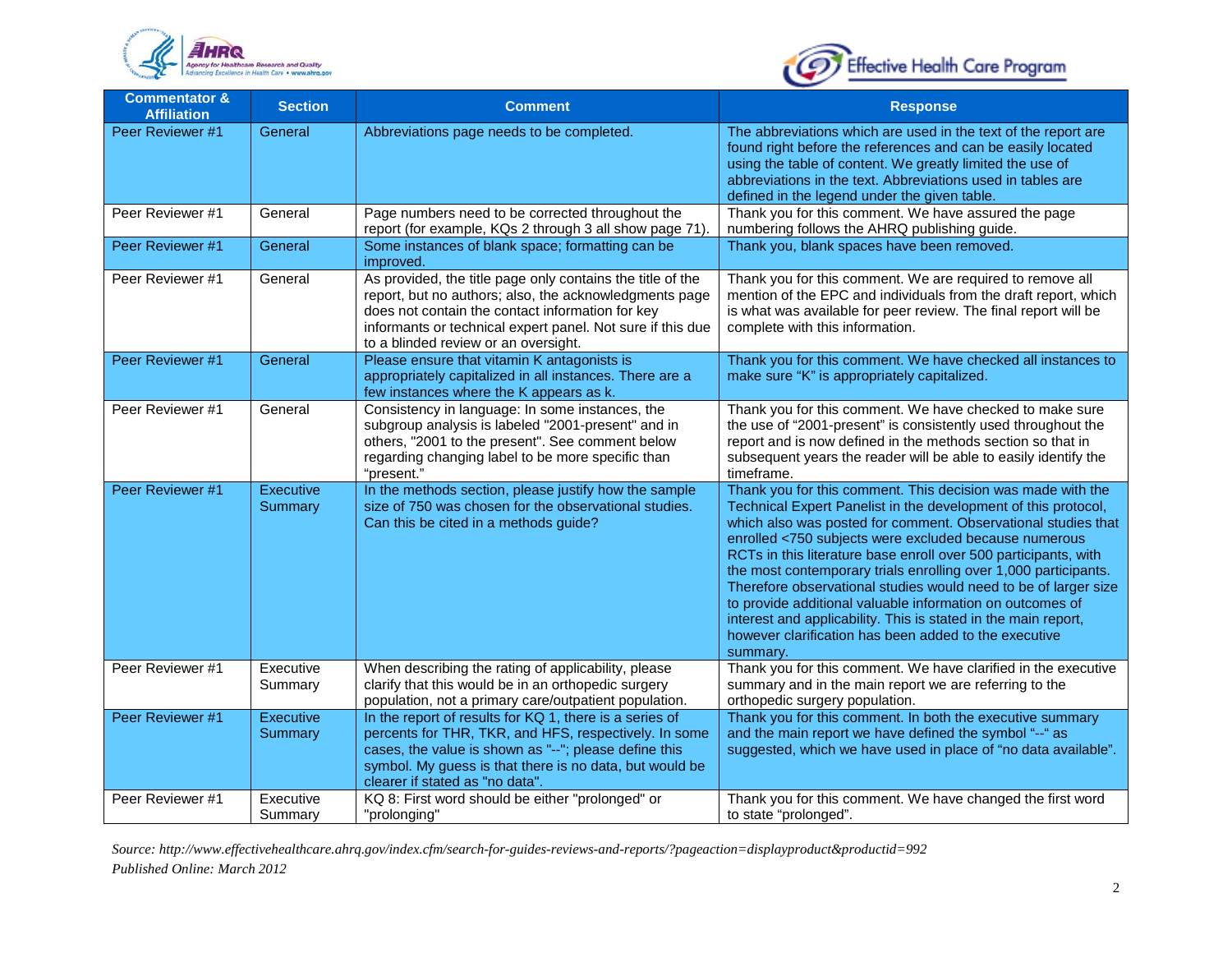| Commentator & Affiliation | Section | Comment | Response |
|---|---|---|---|
| Peer Reviewer #1 | General | Abbreviations page needs to be completed. | The abbreviations which are used in the text of the report are found right before the references and can be easily located using the table of content. We greatly limited the use of abbreviations in the text. Abbreviations used in tables are defined in the legend under the given table. |
| Peer Reviewer #1 | General | Page numbers need to be corrected throughout the report (for example, KQs 2 through 3 all show page 71). | Thank you for this comment. We have assured the page numbering follows the AHRQ publishing guide. |
| Peer Reviewer #1 | General | Some instances of blank space; formatting can be improved. | Thank you, blank spaces have been removed. |
| Peer Reviewer #1 | General | As provided, the title page only contains the title of the report, but no authors; also, the acknowledgments page does not contain the contact information for key informants or technical expert panel. Not sure if this due to a blinded review or an oversight. | Thank you for this comment. We are required to remove all mention of the EPC and individuals from the draft report, which is what was available for peer review. The final report will be complete with this information. |
| Peer Reviewer #1 | General | Please ensure that vitamin K antagonists is appropriately capitalized in all instances. There are a few instances where the K appears as k. | Thank you for this comment. We have checked all instances to make sure "K" is appropriately capitalized. |
| Peer Reviewer #1 | General | Consistency in language: In some instances, the subgroup analysis is labeled "2001-present" and in others, "2001 to the present". See comment below regarding changing label to be more specific than "present." | Thank you for this comment. We have checked to make sure the use of "2001-present" is consistently used throughout the report and is now defined in the methods section so that in subsequent years the reader will be able to easily identify the timeframe. |
| Peer Reviewer #1 | Executive Summary | In the methods section, please justify how the sample size of 750 was chosen for the observational studies. Can this be cited in a methods guide? | Thank you for this comment. This decision was made with the Technical Expert Panelist in the development of this protocol, which also was posted for comment. Observational studies that enrolled <750 subjects were excluded because numerous RCTs in this literature base enroll over 500 participants, with the most contemporary trials enrolling over 1,000 participants. Therefore observational studies would need to be of larger size to provide additional valuable information on outcomes of interest and applicability. This is stated in the main report, however clarification has been added to the executive summary. |
| Peer Reviewer #1 | Executive Summary | When describing the rating of applicability, please clarify that this would be in an orthopedic surgery population, not a primary care/outpatient population. | Thank you for this comment. We have clarified in the executive summary and in the main report we are referring to the orthopedic surgery population. |
| Peer Reviewer #1 | Executive Summary | In the report of results for KQ 1, there is a series of percents for THR, TKR, and HFS, respectively. In some cases, the value is shown as "--"; please define this symbol. My guess is that there is no data, but would be clearer if stated as "no data". | Thank you for this comment. In both the executive summary and the main report we have defined the symbol "--" as suggested, which we have used in place of "no data available". |
| Peer Reviewer #1 | Executive Summary | KQ 8: First word should be either "prolonged" or "prolonging" | Thank you for this comment. We have changed the first word to state "prolonged". |

*Source: http://www.effectivehealthcare.ahrq.gov/index.cfm/search-for-guides-reviews-and-reports/?pageaction=displayproduct&productid=992*
*Published Online: March 2012*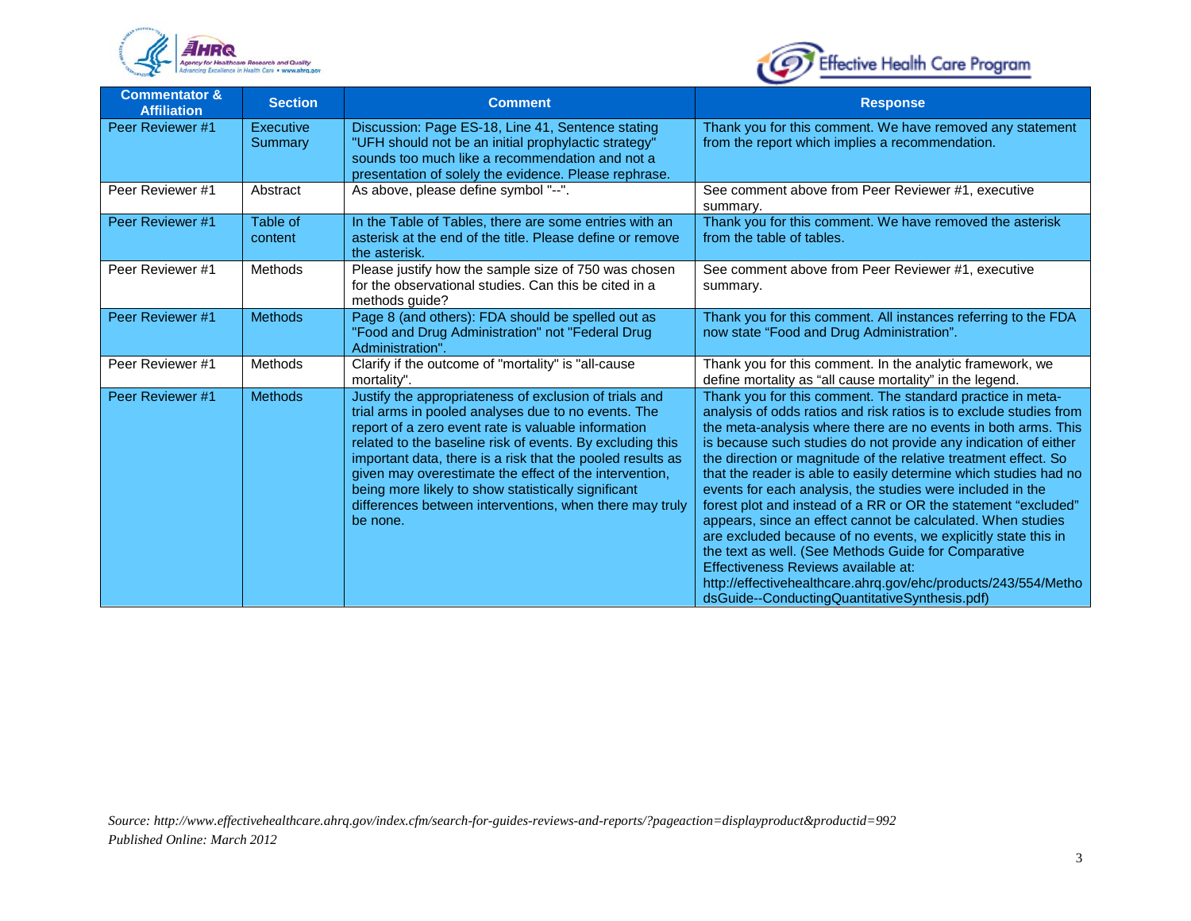| Commentator & Affiliation | Section | Comment | Response |
| --- | --- | --- | --- |
| Peer Reviewer #1 | Executive Summary | Discussion: Page ES-18, Line 41, Sentence stating "UFH should not be an initial prophylactic strategy" sounds too much like a recommendation and not a presentation of solely the evidence. Please rephrase. | Thank you for this comment. We have removed any statement from the report which implies a recommendation. |
| Peer Reviewer #1 | Abstract | As above, please define symbol "--". | See comment above from Peer Reviewer #1, executive summary. |
| Peer Reviewer #1 | Table of content | In the Table of Tables, there are some entries with an asterisk at the end of the title. Please define or remove the asterisk. | Thank you for this comment. We have removed the asterisk from the table of tables. |
| Peer Reviewer #1 | Methods | Please justify how the sample size of 750 was chosen for the observational studies. Can this be cited in a methods guide? | See comment above from Peer Reviewer #1, executive summary. |
| Peer Reviewer #1 | Methods | Page 8 (and others): FDA should be spelled out as "Food and Drug Administration" not "Federal Drug Administration". | Thank you for this comment. All instances referring to the FDA now state "Food and Drug Administration". |
| Peer Reviewer #1 | Methods | Clarify if the outcome of "mortality" is "all-cause mortality". | Thank you for this comment. In the analytic framework, we define mortality as "all cause mortality" in the legend. |
| Peer Reviewer #1 | Methods | Justify the appropriateness of exclusion of trials and trial arms in pooled analyses due to no events. The report of a zero event rate is valuable information related to the baseline risk of events. By excluding this important data, there is a risk that the pooled results as given may overestimate the effect of the intervention, being more likely to show statistically significant differences between interventions, when there may truly be none. | Thank you for this comment. The standard practice in meta-analysis of odds ratios and risk ratios is to exclude studies from the meta-analysis where there are no events in both arms. This is because such studies do not provide any indication of either the direction or magnitude of the relative treatment effect. So that the reader is able to easily determine which studies had no events for each analysis, the studies were included in the forest plot and instead of a RR or OR the statement "excluded" appears, since an effect cannot be calculated. When studies are excluded because of no events, we explicitly state this in the text as well. (See Methods Guide for Comparative Effectiveness Reviews available at: http://effectivehealthcare.ahrq.gov/ehc/products/243/554/MethodsGuide--ConductingQuantitativeSynthesis.pdf) |

*Source: http://www.effectivehealthcare.ahrq.gov/index.cfm/search-for-guides-reviews-and-reports/?pageaction=displayproduct&productid=992*
*Published Online: March 2012*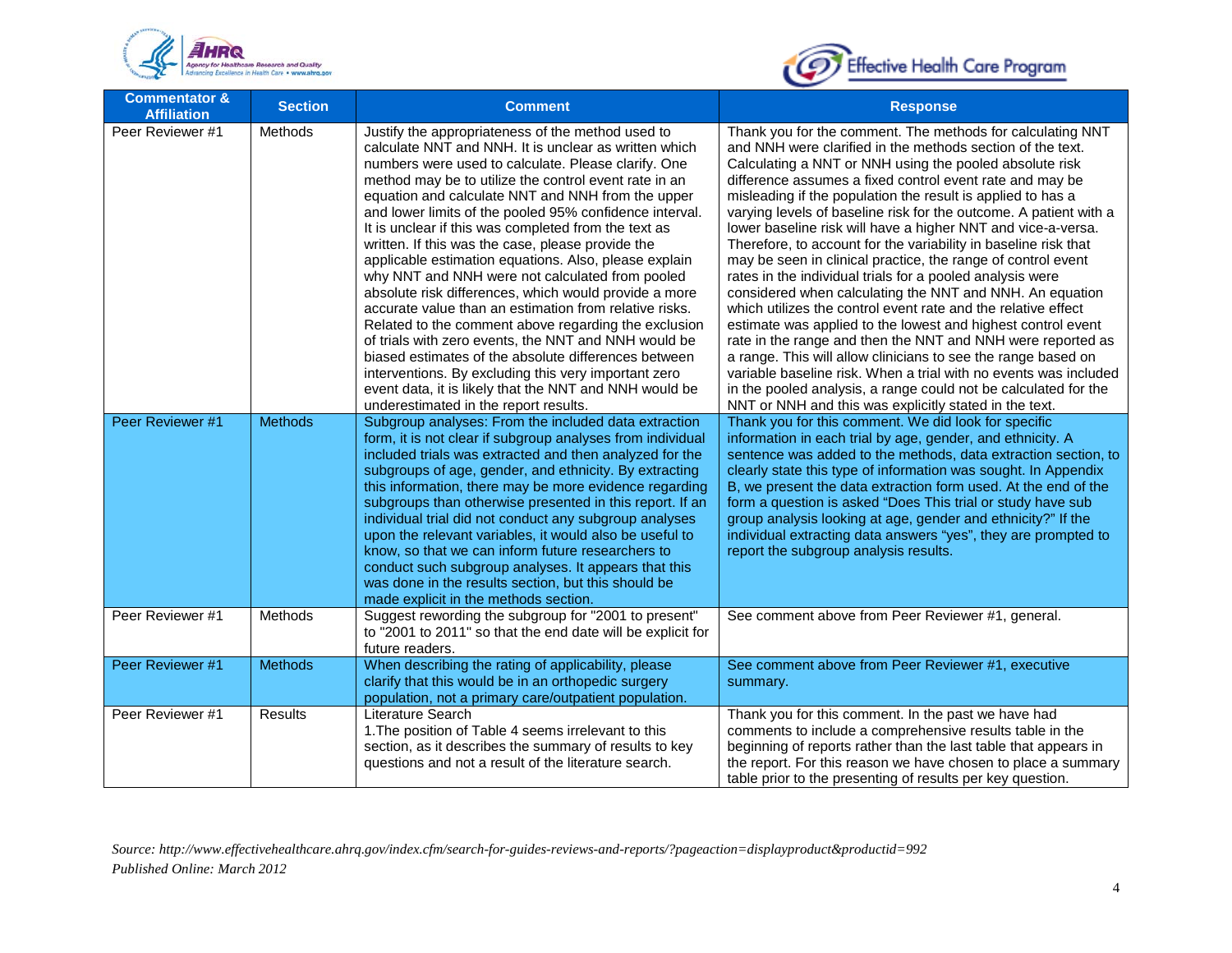| Commentator & Affiliation | Section | Comment | Response |
|---|---|---|---|
| Peer Reviewer #1 | Methods | Justify the appropriateness of the method used to calculate NNT and NNH. It is unclear as written which numbers were used to calculate. Please clarify. One method may be to utilize the control event rate in an equation and calculate NNT and NNH from the upper and lower limits of the pooled 95% confidence interval. It is unclear if this was completed from the text as written. If this was the case, please provide the applicable estimation equations. Also, please explain why NNT and NNH were not calculated from pooled absolute risk differences, which would provide a more accurate value than an estimation from relative risks. Related to the comment above regarding the exclusion of trials with zero events, the NNT and NNH would be biased estimates of the absolute differences between interventions. By excluding this very important zero event data, it is likely that the NNT and NNH would be underestimated in the report results. | Thank you for the comment. The methods for calculating NNT and NNH were clarified in the methods section of the text. Calculating a NNT or NNH using the pooled absolute risk difference assumes a fixed control event rate and may be misleading if the population the result is applied to has a varying levels of baseline risk for the outcome. A patient with a lower baseline risk will have a higher NNT and vice-a-versa. Therefore, to account for the variability in baseline risk that may be seen in clinical practice, the range of control event rates in the individual trials for a pooled analysis were considered when calculating the NNT and NNH. An equation which utilizes the control event rate and the relative effect estimate was applied to the lowest and highest control event rate in the range and then the NNT and NNH were reported as a range. This will allow clinicians to see the range based on variable baseline risk. When a trial with no events was included in the pooled analysis, a range could not be calculated for the NNT or NNH and this was explicitly stated in the text. |
| Peer Reviewer #1 | Methods | Subgroup analyses: From the included data extraction form, it is not clear if subgroup analyses from individual included trials was extracted and then analyzed for the subgroups of age, gender, and ethnicity. By extracting this information, there may be more evidence regarding subgroups than otherwise presented in this report. If an individual trial did not conduct any subgroup analyses upon the relevant variables, it would also be useful to know, so that we can inform future researchers to conduct such subgroup analyses. It appears that this was done in the results section, but this should be made explicit in the methods section. | Thank you for this comment. We did look for specific information in each trial by age, gender, and ethnicity. A sentence was added to the methods, data extraction section, to clearly state this type of information was sought. In Appendix B, we present the data extraction form used. At the end of the form a question is asked "Does This trial or study have sub group analysis looking at age, gender and ethnicity?" If the individual extracting data answers "yes", they are prompted to report the subgroup analysis results. |
| Peer Reviewer #1 | Methods | Suggest rewording the subgroup for "2001 to present" to "2001 to 2011" so that the end date will be explicit for future readers. | See comment above from Peer Reviewer #1, general. |
| Peer Reviewer #1 | Methods | When describing the rating of applicability, please clarify that this would be in an orthopedic surgery population, not a primary care/outpatient population. | See comment above from Peer Reviewer #1, executive summary. |
| Peer Reviewer #1 | Results | Literature Search<br>1.The position of Table 4 seems irrelevant to this section, as it describes the summary of results to key questions and not a result of the literature search. | Thank you for this comment. In the past we have had comments to include a comprehensive results table in the beginning of reports rather than the last table that appears in the report. For this reason we have chosen to place a summary table prior to the presenting of results per key question. |

*Source: http://www.effectivehealthcare.ahrq.gov/index.cfm/search-for-guides-reviews-and-reports/?pageaction=displayproduct&productid=992*
*Published Online: March 2012*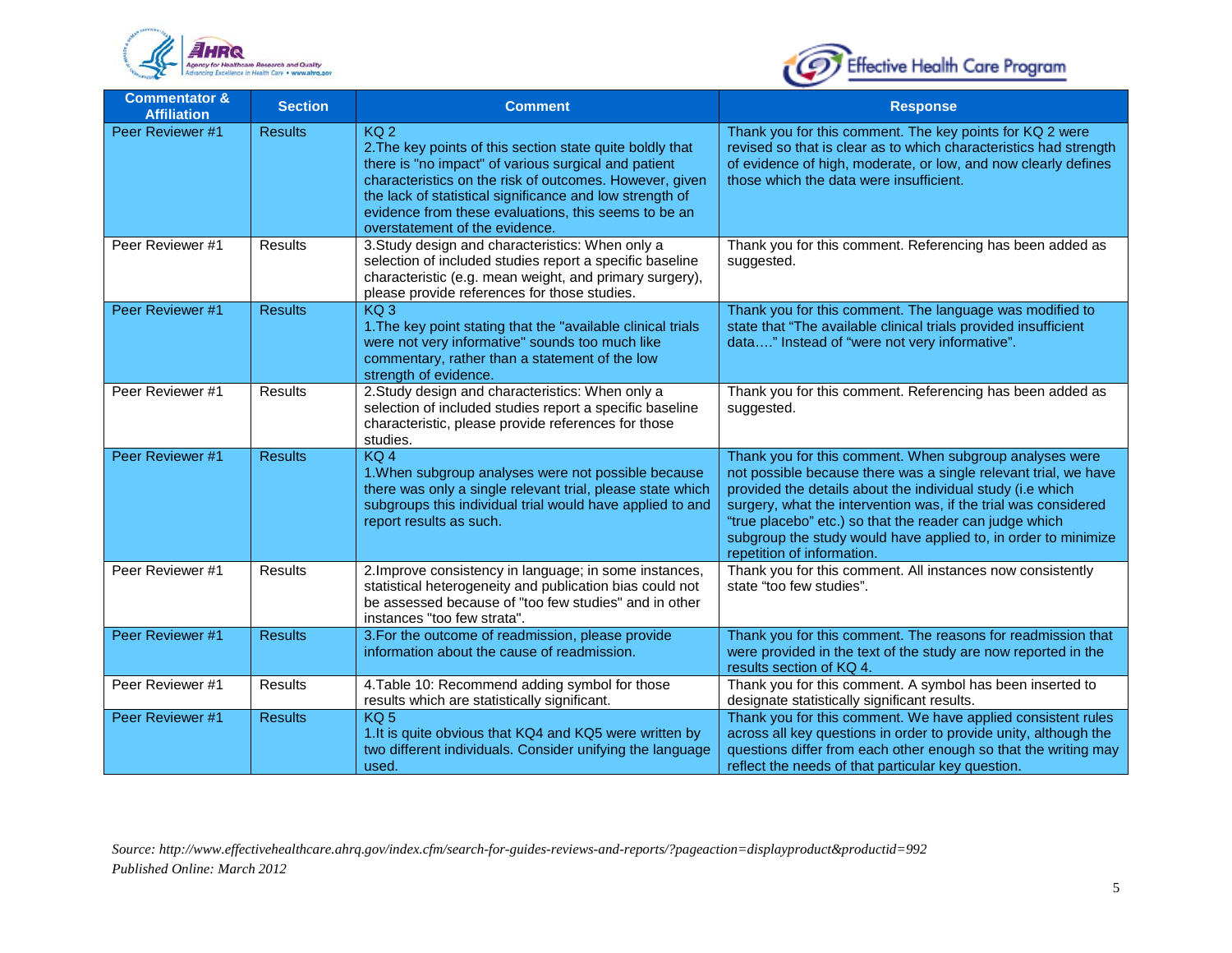| Commentator & Affiliation | Section | Comment | Response |
|---|---|---|---|
| Peer Reviewer #1 | Results | KQ 2<br>2.The key points of this section state quite boldly that there is "no impact" of various surgical and patient characteristics on the risk of outcomes. However, given the lack of statistical significance and low strength of evidence from these evaluations, this seems to be an overstatement of the evidence. | Thank you for this comment. The key points for KQ 2 were revised so that is clear as to which characteristics had strength of evidence of high, moderate, or low, and now clearly defines those which the data were insufficient. |
| Peer Reviewer #1 | Results | 3.Study design and characteristics: When only a selection of included studies report a specific baseline characteristic (e.g. mean weight, and primary surgery), please provide references for those studies. | Thank you for this comment. Referencing has been added as suggested. |
| Peer Reviewer #1 | Results | KQ 3<br>1.The key point stating that the "available clinical trials were not very informative" sounds too much like commentary, rather than a statement of the low strength of evidence. | Thank you for this comment. The language was modified to state that "The available clinical trials provided insufficient data…." Instead of "were not very informative". |
| Peer Reviewer #1 | Results | 2.Study design and characteristics: When only a selection of included studies report a specific baseline characteristic, please provide references for those studies. | Thank you for this comment. Referencing has been added as suggested. |
| Peer Reviewer #1 | Results | KQ 4<br>1.When subgroup analyses were not possible because there was only a single relevant trial, please state which subgroups this individual trial would have applied to and report results as such. | Thank you for this comment. When subgroup analyses were not possible because there was a single relevant trial, we have provided the details about the individual study (i.e which surgery, what the intervention was, if the trial was considered "true placebo" etc.) so that the reader can judge which subgroup the study would have applied to, in order to minimize repetition of information. |
| Peer Reviewer #1 | Results | 2.Improve consistency in language; in some instances, statistical heterogeneity and publication bias could not be assessed because of "too few studies" and in other instances "too few strata". | Thank you for this comment. All instances now consistently state "too few studies". |
| Peer Reviewer #1 | Results | 3.For the outcome of readmission, please provide information about the cause of readmission. | Thank you for this comment. The reasons for readmission that were provided in the text of the study are now reported in the results section of KQ 4. |
| Peer Reviewer #1 | Results | 4.Table 10: Recommend adding symbol for those results which are statistically significant. | Thank you for this comment. A symbol has been inserted to designate statistically significant results. |
| Peer Reviewer #1 | Results | KQ 5<br>1.It is quite obvious that KQ4 and KQ5 were written by two different individuals. Consider unifying the language used. | Thank you for this comment. We have applied consistent rules across all key questions in order to provide unity, although the questions differ from each other enough so that the writing may reflect the needs of that particular key question. |

*Source: http://www.effectivehealthcare.ahrq.gov/index.cfm/search-for-guides-reviews-and-reports/?pageaction=displayproduct&productid=992*
*Published Online: March 2012*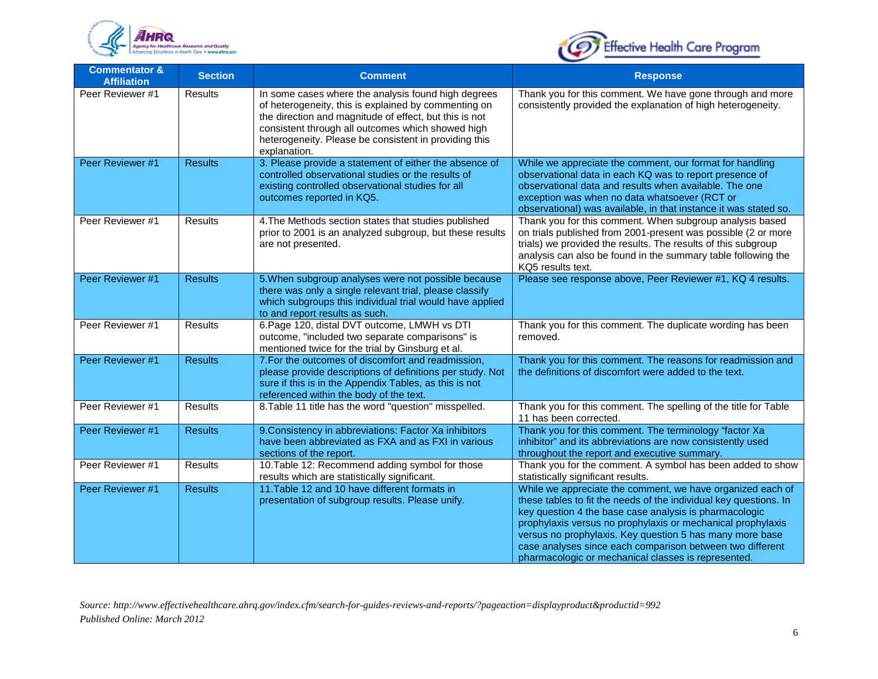| Commentator & Affiliation | Section | Comment | Response |
|---|---|---|---|
| Peer Reviewer #1 | Results | In some cases where the analysis found high degrees of heterogeneity, this is explained by commenting on the direction and magnitude of effect, but this is not consistent through all outcomes which showed high heterogeneity. Please be consistent in providing this explanation. | Thank you for this comment. We have gone through and more consistently provided the explanation of high heterogeneity. |
| Peer Reviewer #1 | Results | 3. Please provide a statement of either the absence of controlled observational studies or the results of existing controlled observational studies for all outcomes reported in KQ5. | While we appreciate the comment, our format for handling observational data in each KQ was to report presence of observational data and results when available. The one exception was when no data whatsoever (RCT or observational) was available, in that instance it was stated so. |
| Peer Reviewer #1 | Results | 4.The Methods section states that studies published prior to 2001 is an analyzed subgroup, but these results are not presented. | Thank you for this comment. When subgroup analysis based on trials published from 2001-present was possible (2 or more trials) we provided the results. The results of this subgroup analysis can also be found in the summary table following the KQ5 results text. |
| Peer Reviewer #1 | Results | 5.When subgroup analyses were not possible because there was only a single relevant trial, please classify which subgroups this individual trial would have applied to and report results as such. | Please see response above, Peer Reviewer #1, KQ 4 results. |
| Peer Reviewer #1 | Results | 6.Page 120, distal DVT outcome, LMWH vs DTI outcome, "included two separate comparisons" is mentioned twice for the trial by Ginsburg et al. | Thank you for this comment. The duplicate wording has been removed. |
| Peer Reviewer #1 | Results | 7.For the outcomes of discomfort and readmission, please provide descriptions of definitions per study. Not sure if this is in the Appendix Tables, as this is not referenced within the body of the text. | Thank you for this comment. The reasons for readmission and the definitions of discomfort were added to the text. |
| Peer Reviewer #1 | Results | 8.Table 11 title has the word "question" misspelled. | Thank you for this comment. The spelling of the title for Table 11 has been corrected. |
| Peer Reviewer #1 | Results | 9.Consistency in abbreviations: Factor Xa inhibitors have been abbreviated as FXA and as FXI in various sections of the report. | Thank you for this comment. The terminology "factor Xa inhibitor" and its abbreviations are now consistently used throughout the report and executive summary. |
| Peer Reviewer #1 | Results | 10.Table 12: Recommend adding symbol for those results which are statistically significant. | Thank you for the comment. A symbol has been added to show statistically significant results. |
| Peer Reviewer #1 | Results | 11.Table 12 and 10 have different formats in presentation of subgroup results. Please unify. | While we appreciate the comment, we have organized each of these tables to fit the needs of the individual key questions. In key question 4 the base case analysis is pharmacologic prophylaxis versus no prophylaxis or mechanical prophylaxis versus no prophylaxis. Key question 5 has many more base case analyses since each comparison between two different pharmacologic or mechanical classes is represented. |

*Source: http://www.effectivehealthcare.ahrq.gov/index.cfm/search-for-guides-reviews-and-reports/?pageaction=displayproduct&productid=992*
*Published Online: March 2012*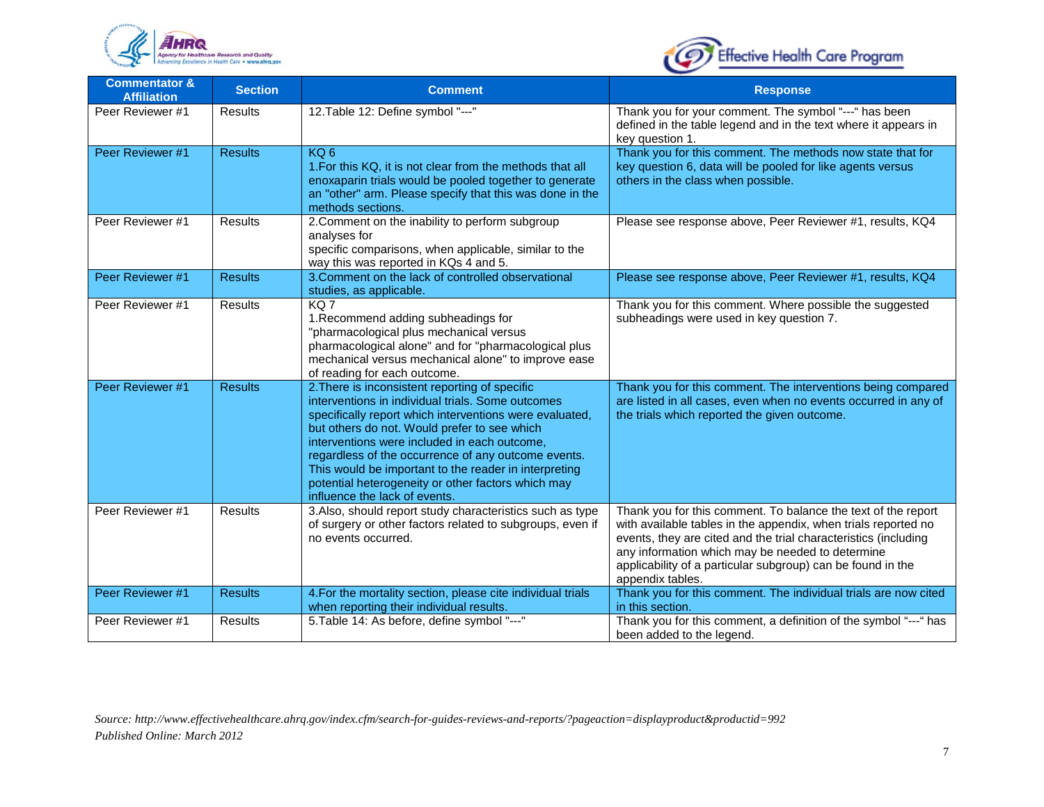| Commentator & Affiliation | Section | Comment | Response |
|---|---|---|---|
| Peer Reviewer #1 | Results | 12.Table 12: Define symbol "---" | Thank you for your comment. The symbol "---" has been defined in the table legend and in the text where it appears in key question 1. |
| Peer Reviewer #1 | Results | KQ 6<br>1.For this KQ, it is not clear from the methods that all enoxaparin trials would be pooled together to generate an "other" arm. Please specify that this was done in the methods sections. | Thank you for this comment. The methods now state that for key question 6, data will be pooled for like agents versus others in the class when possible. |
| Peer Reviewer #1 | Results | 2.Comment on the inability to perform subgroup analyses for specific comparisons, when applicable, similar to the way this was reported in KQs 4 and 5. | Please see response above, Peer Reviewer #1, results, KQ4 |
| Peer Reviewer #1 | Results | 3.Comment on the lack of controlled observational studies, as applicable. | Please see response above, Peer Reviewer #1, results, KQ4 |
| Peer Reviewer #1 | Results | KQ 7<br>1.Recommend adding subheadings for "pharmacological plus mechanical versus pharmacological alone" and for "pharmacological plus mechanical versus mechanical alone" to improve ease of reading for each outcome. | Thank you for this comment. Where possible the suggested subheadings were used in key question 7. |
| Peer Reviewer #1 | Results | 2.There is inconsistent reporting of specific interventions in individual trials. Some outcomes specifically report which interventions were evaluated, but others do not. Would prefer to see which interventions were included in each outcome, regardless of the occurrence of any outcome events. This would be important to the reader in interpreting potential heterogeneity or other factors which may influence the lack of events. | Thank you for this comment. The interventions being compared are listed in all cases, even when no events occurred in any of the trials which reported the given outcome. |
| Peer Reviewer #1 | Results | 3.Also, should report study characteristics such as type of surgery or other factors related to subgroups, even if no events occurred. | Thank you for this comment. To balance the text of the report with available tables in the appendix, when trials reported no events, they are cited and the trial characteristics (including any information which may be needed to determine applicability of a particular subgroup) can be found in the appendix tables. |
| Peer Reviewer #1 | Results | 4.For the mortality section, please cite individual trials when reporting their individual results. | Thank you for this comment. The individual trials are now cited in this section. |
| Peer Reviewer #1 | Results | 5.Table 14: As before, define symbol "---" | Thank you for this comment, a definition of the symbol "---" has been added to the legend. |

*Source: http://www.effectivehealthcare.ahrq.gov/index.cfm/search-for-guides-reviews-and-reports/?pageaction=displayproduct&productid=992*
*Published Online: March 2012*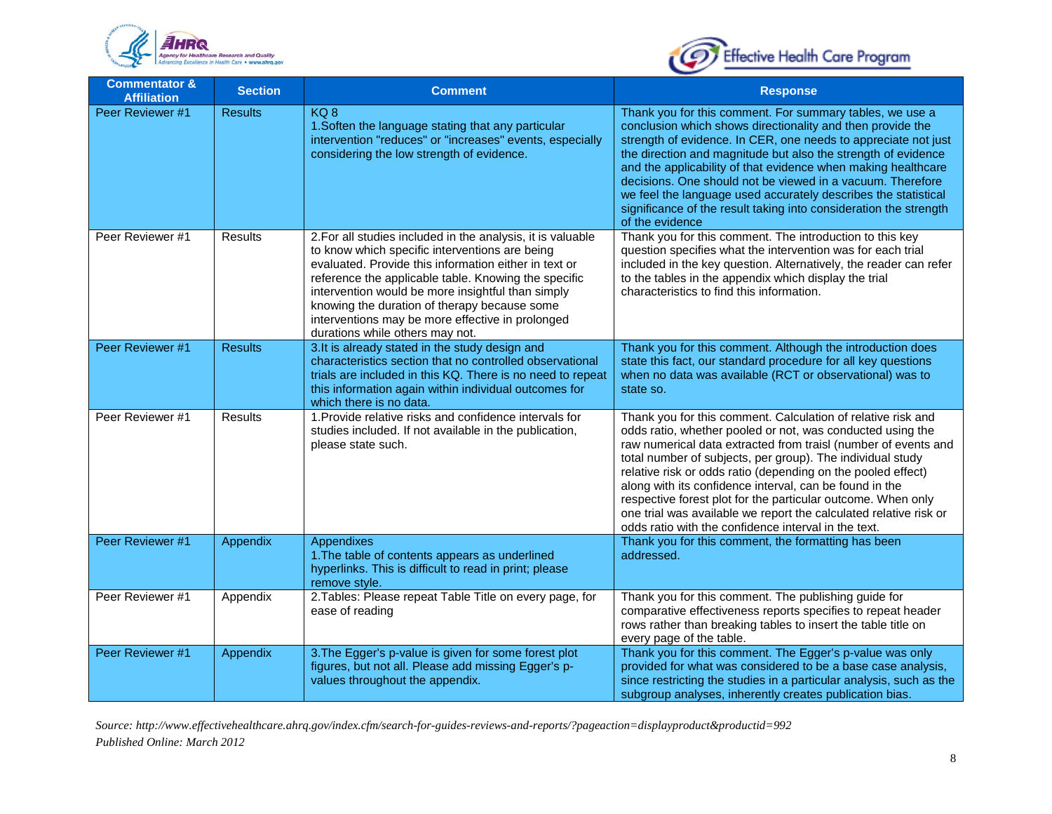| Commentator & Affiliation | Section | Comment | Response |
|---|---|---|---|
| Peer Reviewer #1 | Results | KQ 8<br>1.Soften the language stating that any particular intervention "reduces" or "increases" events, especially considering the low strength of evidence. | Thank you for this comment. For summary tables, we use a conclusion which shows directionality and then provide the strength of evidence. In CER, one needs to appreciate not just the direction and magnitude but also the strength of evidence and the applicability of that evidence when making healthcare decisions. One should not be viewed in a vacuum. Therefore we feel the language used accurately describes the statistical significance of the result taking into consideration the strength of the evidence |
| Peer Reviewer #1 | Results | 2.For all studies included in the analysis, it is valuable to know which specific interventions are being evaluated. Provide this information either in text or reference the applicable table. Knowing the specific intervention would be more insightful than simply knowing the duration of therapy because some interventions may be more effective in prolonged durations while others may not. | Thank you for this comment. The introduction to this key question specifies what the intervention was for each trial included in the key question. Alternatively, the reader can refer to the tables in the appendix which display the trial characteristics to find this information. |
| Peer Reviewer #1 | Results | 3.It is already stated in the study design and characteristics section that no controlled observational trials are included in this KQ. There is no need to repeat this information again within individual outcomes for which there is no data. | Thank you for this comment. Although the introduction does state this fact, our standard procedure for all key questions when no data was available (RCT or observational) was to state so. |
| Peer Reviewer #1 | Results | 1.Provide relative risks and confidence intervals for studies included. If not available in the publication, please state such. | Thank you for this comment. Calculation of relative risk and odds ratio, whether pooled or not, was conducted using the raw numerical data extracted from traisl (number of events and total number of subjects, per group). The individual study relative risk or odds ratio (depending on the pooled effect) along with its confidence interval, can be found in the respective forest plot for the particular outcome. When only one trial was available we report the calculated relative risk or odds ratio with the confidence interval in the text. |
| Peer Reviewer #1 | Appendix | Appendixes<br>1.The table of contents appears as underlined hyperlinks. This is difficult to read in print; please remove style. | Thank you for this comment, the formatting has been addressed. |
| Peer Reviewer #1 | Appendix | 2.Tables: Please repeat Table Title on every page, for ease of reading | Thank you for this comment. The publishing guide for comparative effectiveness reports specifies to repeat header rows rather than breaking tables to insert the table title on every page of the table. |
| Peer Reviewer #1 | Appendix | 3.The Egger's p-value is given for some forest plot figures, but not all. Please add missing Egger's p-values throughout the appendix. | Thank you for this comment. The Egger's p-value was only provided for what was considered to be a base case analysis, since restricting the studies in a particular analysis, such as the subgroup analyses, inherently creates publication bias. |

*Source: http://www.effectivehealthcare.ahrq.gov/index.cfm/search-for-guides-reviews-and-reports/?pageaction=displayproduct&productid=992*
*Published Online: March 2012*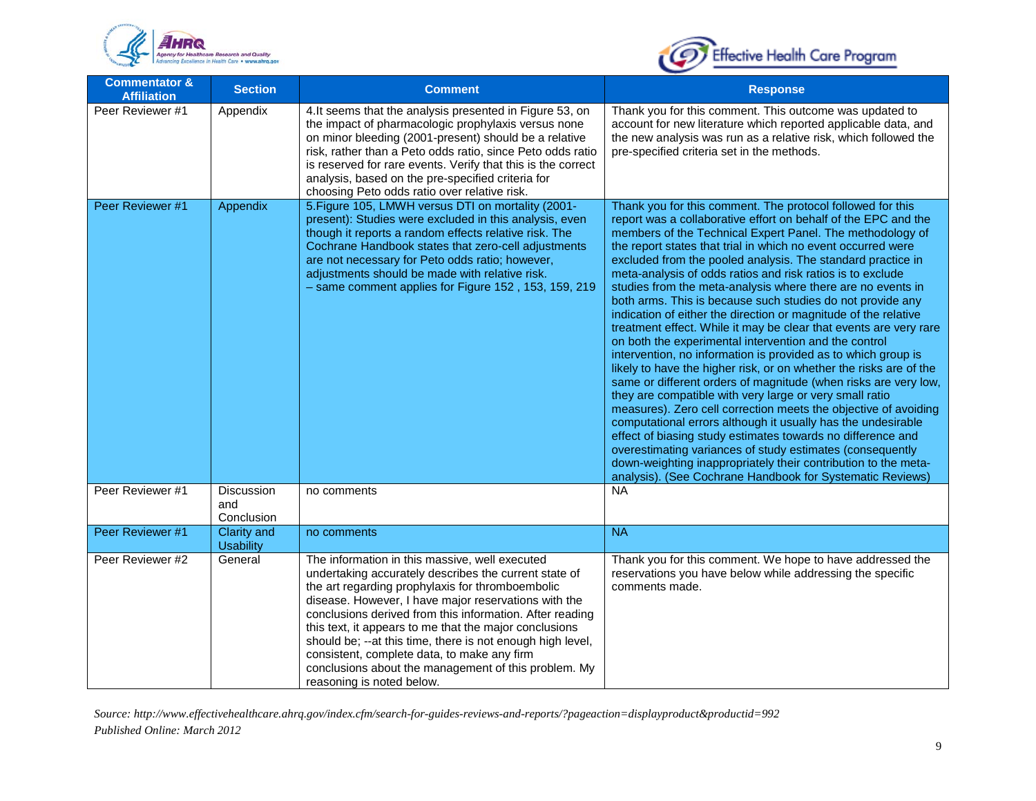| Commentator & Affiliation | Section | Comment | Response |
|---|---|---|---|
| Peer Reviewer #1 | Appendix | 4.It seems that the analysis presented in Figure 53, on the impact of pharmacologic prophylaxis versus none on minor bleeding (2001-present) should be a relative risk, rather than a Peto odds ratio, since Peto odds ratio is reserved for rare events. Verify that this is the correct analysis, based on the pre-specified criteria for choosing Peto odds ratio over relative risk. | Thank you for this comment. This outcome was updated to account for new literature which reported applicable data, and the new analysis was run as a relative risk, which followed the pre-specified criteria set in the methods. |
| Peer Reviewer #1 | Appendix | 5.Figure 105, LMWH versus DTI on mortality (2001-present): Studies were excluded in this analysis, even though it reports a random effects relative risk. The Cochrane Handbook states that zero-cell adjustments are not necessary for Peto odds ratio; however, adjustments should be made with relative risk. – same comment applies for Figure 152 , 153, 159, 219 | Thank you for this comment. The protocol followed for this report was a collaborative effort on behalf of the EPC and the members of the Technical Expert Panel. The methodology of the report states that trial in which no event occurred were excluded from the pooled analysis. The standard practice in meta-analysis of odds ratios and risk ratios is to exclude studies from the meta-analysis where there are no events in both arms. This is because such studies do not provide any indication of either the direction or magnitude of the relative treatment effect. While it may be clear that events are very rare on both the experimental intervention and the control intervention, no information is provided as to which group is likely to have the higher risk, or on whether the risks are of the same or different orders of magnitude (when risks are very low, they are compatible with very large or very small ratio measures). Zero cell correction meets the objective of avoiding computational errors although it usually has the undesirable effect of biasing study estimates towards no difference and overestimating variances of study estimates (consequently down-weighting inappropriately their contribution to the meta-analysis). (See Cochrane Handbook for Systematic Reviews) |
| Peer Reviewer #1 | Discussion and Conclusion | no comments | NA |
| Peer Reviewer #1 | Clarity and Usability | no comments | NA |
| Peer Reviewer #2 | General | The information in this massive, well executed undertaking accurately describes the current state of the art regarding prophylaxis for thromboembolic disease. However, I have major reservations with the conclusions derived from this information. After reading this text, it appears to me that the major conclusions should be; --at this time, there is not enough high level, consistent, complete data, to make any firm conclusions about the management of this problem. My reasoning is noted below. | Thank you for this comment. We hope to have addressed the reservations you have below while addressing the specific comments made. |

*Source: http://www.effectivehealthcare.ahrq.gov/index.cfm/search-for-guides-reviews-and-reports/?pageaction=displayproduct&productid=992*
*Published Online: March 2012*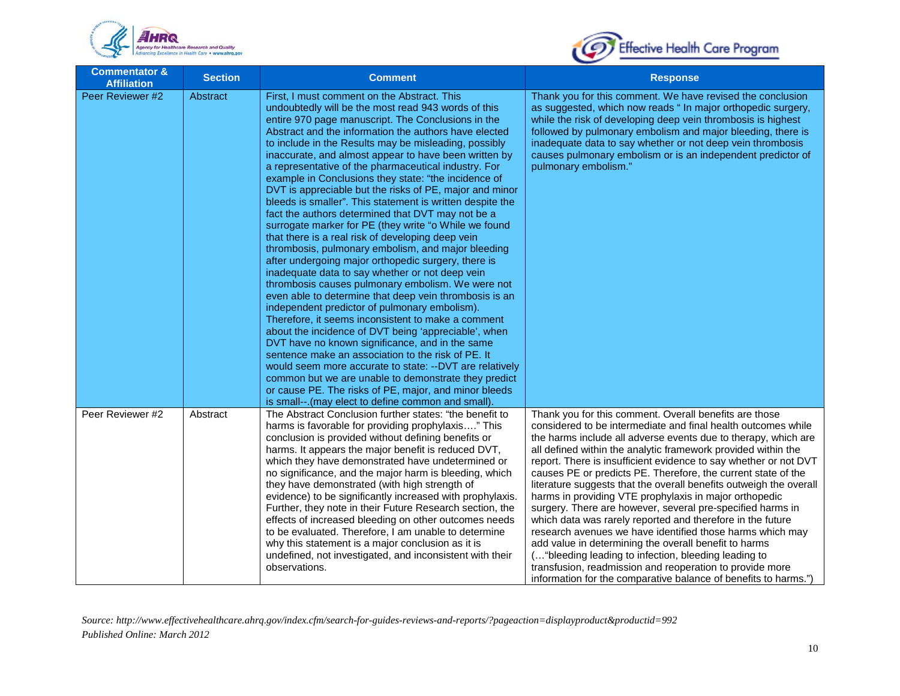| Commentator & Affiliation | Section | Comment | Response |
|---|---|---|---|
| Peer Reviewer #2 | Abstract | First, I must comment on the Abstract. This undoubtedly will be the most read 943 words of this entire 970 page manuscript. The Conclusions in the Abstract and the information the authors have elected to include in the Results may be misleading, possibly inaccurate, and almost appear to have been written by a representative of the pharmaceutical industry. For example in Conclusions they state: "the incidence of DVT is appreciable but the risks of PE, major and minor bleeds is smaller". This statement is written despite the fact the authors determined that DVT may not be a surrogate marker for PE (they write "o While we found that there is a real risk of developing deep vein thrombosis, pulmonary embolism, and major bleeding after undergoing major orthopedic surgery, there is inadequate data to say whether or not deep vein thrombosis causes pulmonary embolism. We were not even able to determine that deep vein thrombosis is an independent predictor of pulmonary embolism). Therefore, it seems inconsistent to make a comment about the incidence of DVT being 'appreciable', when DVT have no known significance, and in the same sentence make an association to the risk of PE. It would seem more accurate to state: --DVT are relatively common but we are unable to demonstrate they predict or cause PE. The risks of PE, major, and minor bleeds is small--.(may elect to define common and small). | Thank you for this comment. We have revised the conclusion as suggested, which now reads " In major orthopedic surgery, while the risk of developing deep vein thrombosis is highest followed by pulmonary embolism and major bleeding, there is inadequate data to say whether or not deep vein thrombosis causes pulmonary embolism or is an independent predictor of pulmonary embolism." |
| Peer Reviewer #2 | Abstract | The Abstract Conclusion further states: "the benefit to harms is favorable for providing prophylaxis…." This conclusion is provided without defining benefits or harms. It appears the major benefit is reduced DVT, which they have demonstrated have undetermined or no significance, and the major harm is bleeding, which they have demonstrated (with high strength of evidence) to be significantly increased with prophylaxis. Further, they note in their Future Research section, the effects of increased bleeding on other outcomes needs to be evaluated. Therefore, I am unable to determine why this statement is a major conclusion as it is undefined, not investigated, and inconsistent with their observations. | Thank you for this comment. Overall benefits are those considered to be intermediate and final health outcomes while the harms include all adverse events due to therapy, which are all defined within the analytic framework provided within the report. There is insufficient evidence to say whether or not DVT causes PE or predicts PE. Therefore, the current state of the literature suggests that the overall benefits outweigh the overall harms in providing VTE prophylaxis in major orthopedic surgery. There are however, several pre-specified harms in which data was rarely reported and therefore in the future research avenues we have identified those harms which may add value in determining the overall benefit to harms (…"bleeding leading to infection, bleeding leading to transfusion, readmission and reoperation to provide more information for the comparative balance of benefits to harms.") |

*Source: http://www.effectivehealthcare.ahrq.gov/index.cfm/search-for-guides-reviews-and-reports/?pageaction=displayproduct&productid=992*
*Published Online: March 2012*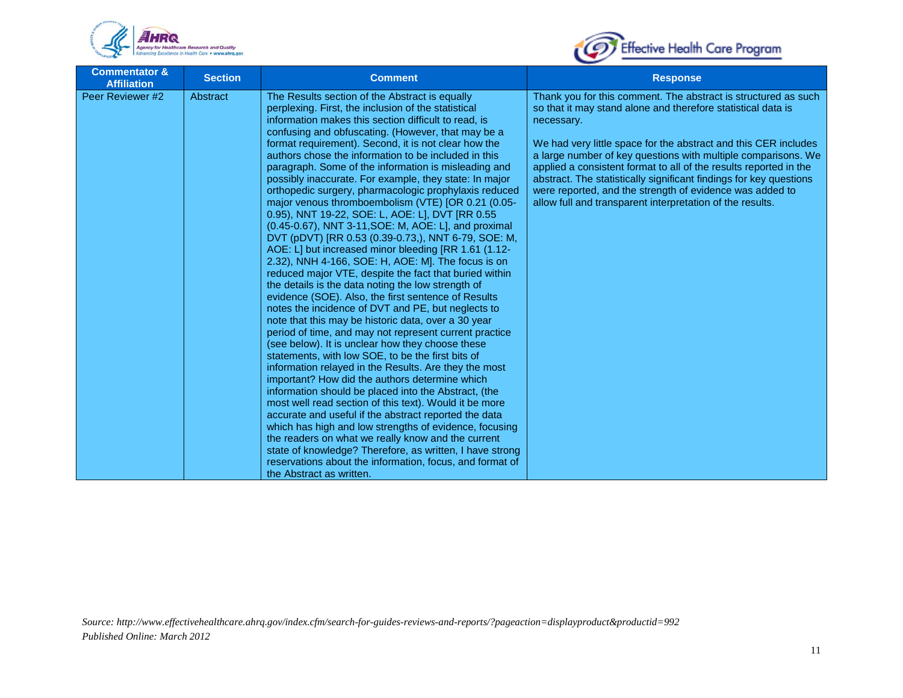| Commentator & Affiliation | Section | Comment | Response |
|---|---|---|---|
| Peer Reviewer #2 | Abstract | The Results section of the Abstract is equally perplexing. First, the inclusion of the statistical information makes this section difficult to read, is confusing and obfuscating. (However, that may be a format requirement). Second, it is not clear how the authors chose the information to be included in this paragraph. Some of the information is misleading and possibly inaccurate. For example, they state: In major orthopedic surgery, pharmacologic prophylaxis reduced major venous thromboembolism (VTE) [OR 0.21 (0.05-0.95), NNT 19-22, SOE: L, AOE: L], DVT [RR 0.55 (0.45-0.67), NNT 3-11,SOE: M, AOE: L], and proximal DVT (pDVT) [RR 0.53 (0.39-0.73,), NNT 6-79, SOE: M, AOE: L] but increased minor bleeding [RR 1.61 (1.12-2.32), NNH 4-166, SOE: H, AOE: M]. The focus is on reduced major VTE, despite the fact that buried within the details is the data noting the low strength of evidence (SOE). Also, the first sentence of Results notes the incidence of DVT and PE, but neglects to note that this may be historic data, over a 30 year period of time, and may not represent current practice (see below). It is unclear how they choose these statements, with low SOE, to be the first bits of information relayed in the Results. Are they the most important? How did the authors determine which information should be placed into the Abstract, (the most well read section of this text). Would it be more accurate and useful if the abstract reported the data which has high and low strengths of evidence, focusing the readers on what we really know and the current state of knowledge? Therefore, as written, I have strong reservations about the information, focus, and format of the Abstract as written. | Thank you for this comment. The abstract is structured as such so that it may stand alone and therefore statistical data is necessary.<br><br>We had very little space for the abstract and this CER includes a large number of key questions with multiple comparisons. We applied a consistent format to all of the results reported in the abstract. The statistically significant findings for key questions were reported, and the strength of evidence was added to allow full and transparent interpretation of the results. |

*Source: http://www.effectivehealthcare.ahrq.gov/index.cfm/search-for-guides-reviews-and-reports/?pageaction=displayproduct&productid=992*
*Published Online: March 2012*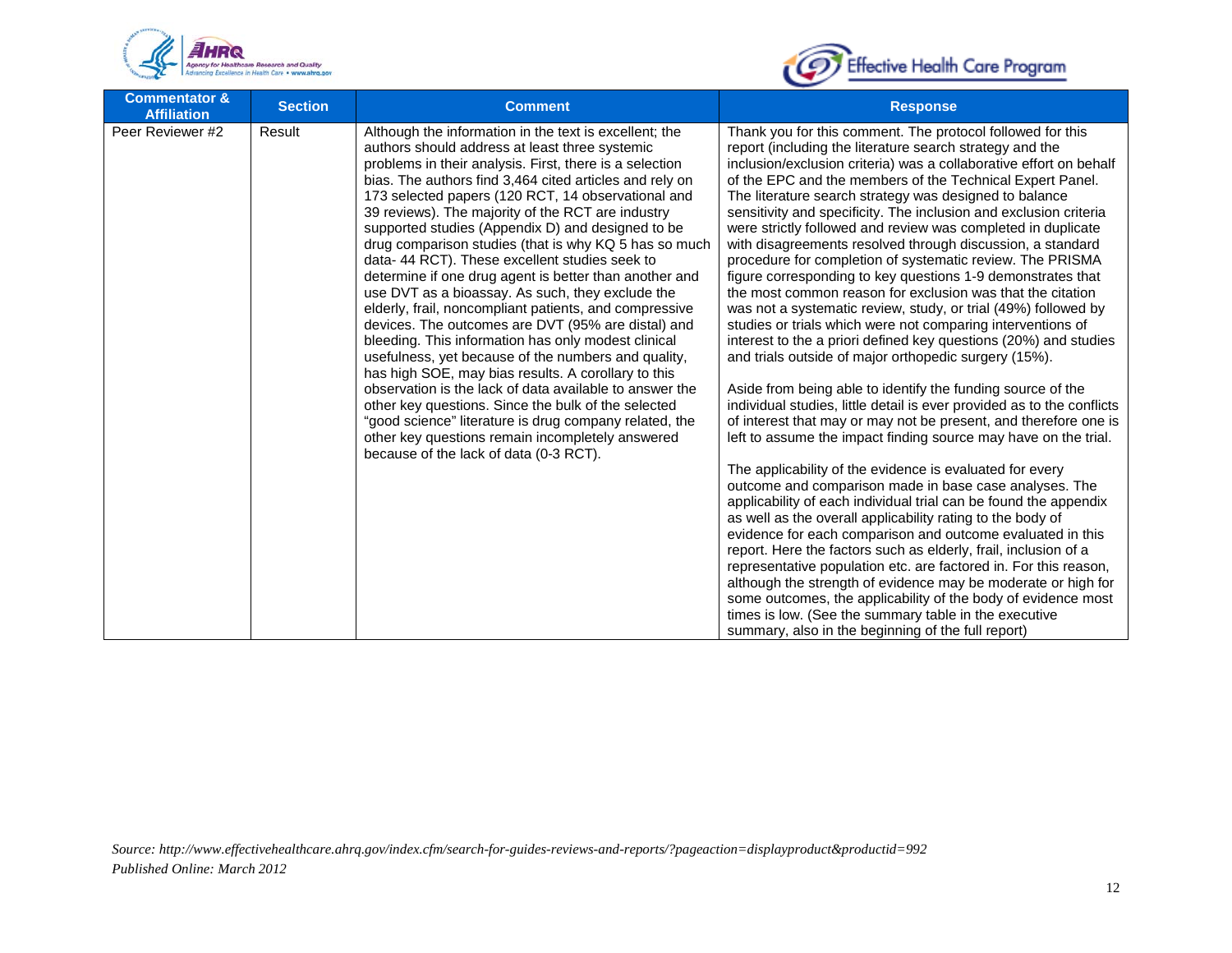| Commentator & Affiliation | Section | Comment | Response |
|---|---|---|---|
| Peer Reviewer #2 | Result | Although the information in the text is excellent; the authors should address at least three systemic problems in their analysis. First, there is a selection bias. The authors find 3,464 cited articles and rely on 173 selected papers (120 RCT, 14 observational and 39 reviews). The majority of the RCT are industry supported studies (Appendix D) and designed to be drug comparison studies (that is why KQ 5 has so much data- 44 RCT). These excellent studies seek to determine if one drug agent is better than another and use DVT as a bioassay. As such, they exclude the elderly, frail, noncompliant patients, and compressive devices. The outcomes are DVT (95% are distal) and bleeding. This information has only modest clinical usefulness, yet because of the numbers and quality, has high SOE, may bias results. A corollary to this observation is the lack of data available to answer the other key questions. Since the bulk of the selected "good science" literature is drug company related, the other key questions remain incompletely answered because of the lack of data (0-3 RCT). | Thank you for this comment. The protocol followed for this report (including the literature search strategy and the inclusion/exclusion criteria) was a collaborative effort on behalf of the EPC and the members of the Technical Expert Panel. The literature search strategy was designed to balance sensitivity and specificity. The inclusion and exclusion criteria were strictly followed and review was completed in duplicate with disagreements resolved through discussion, a standard procedure for completion of systematic review. The PRISMA figure corresponding to key questions 1-9 demonstrates that the most common reason for exclusion was that the citation was not a systematic review, study, or trial (49%) followed by studies or trials which were not comparing interventions of interest to the a priori defined key questions (20%) and studies and trials outside of major orthopedic surgery (15%).<br><br>Aside from being able to identify the funding source of the individual studies, little detail is ever provided as to the conflicts of interest that may or may not be present, and therefore one is left to assume the impact finding source may have on the trial.<br><br>The applicability of the evidence is evaluated for every outcome and comparison made in base case analyses. The applicability of each individual trial can be found the appendix as well as the overall applicability rating to the body of evidence for each comparison and outcome evaluated in this report. Here the factors such as elderly, frail, inclusion of a representative population etc. are factored in. For this reason, although the strength of evidence may be moderate or high for some outcomes, the applicability of the body of evidence most times is low. (See the summary table in the executive summary, also in the beginning of the full report) |

*Source: http://www.effectivehealthcare.ahrq.gov/index.cfm/search-for-guides-reviews-and-reports/?pageaction=displayproduct&productid=992*
*Published Online: March 2012*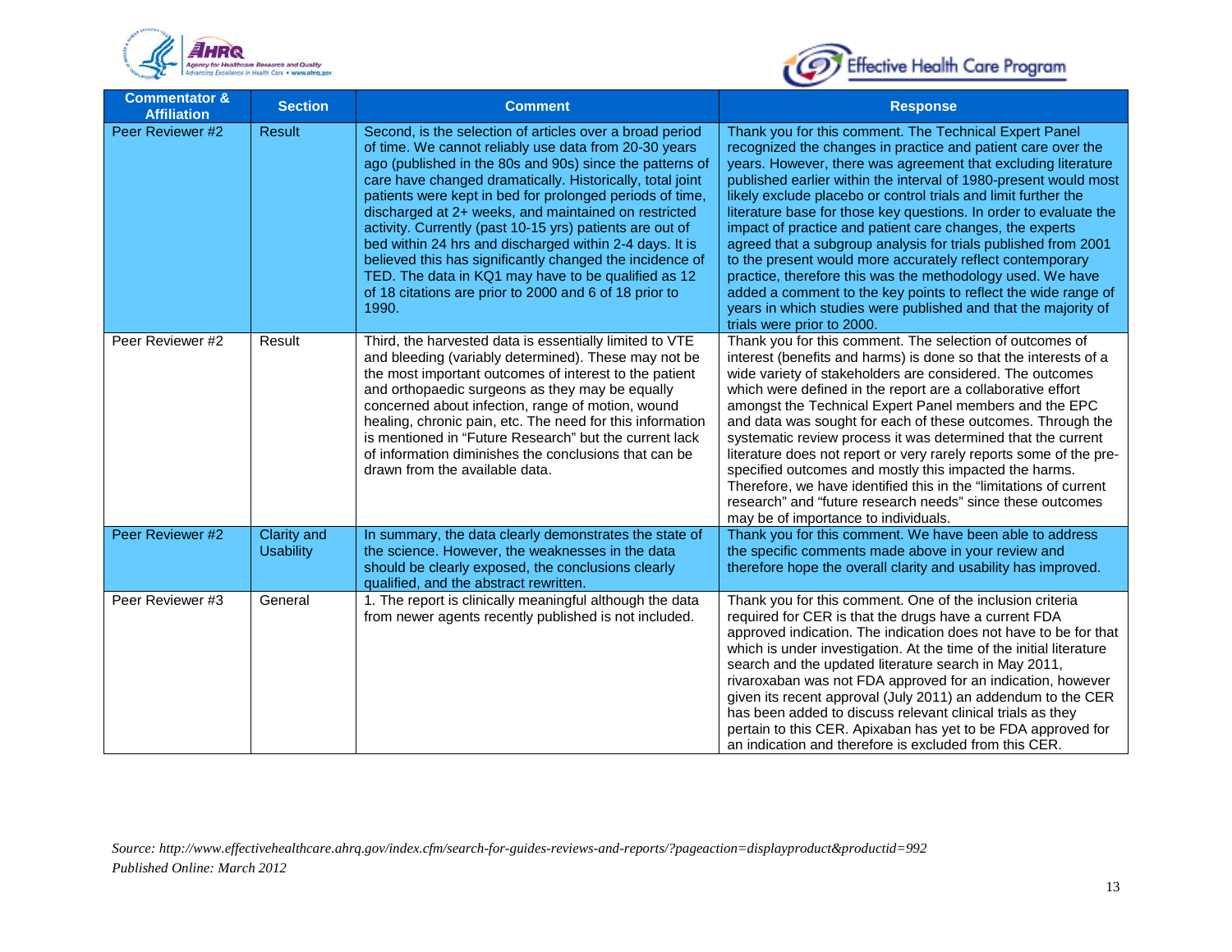| Commentator & Affiliation | Section | Comment | Response |
|---|---|---|---|
| Peer Reviewer #2 | Result | Second, is the selection of articles over a broad period of time. We cannot reliably use data from 20-30 years ago (published in the 80s and 90s) since the patterns of care have changed dramatically. Historically, total joint patients were kept in bed for prolonged periods of time, discharged at 2+ weeks, and maintained on restricted activity. Currently (past 10-15 yrs) patients are out of bed within 24 hrs and discharged within 2-4 days. It is believed this has significantly changed the incidence of TED. The data in KQ1 may have to be qualified as 12 of 18 citations are prior to 2000 and 6 of 18 prior to 1990. | Thank you for this comment. The Technical Expert Panel recognized the changes in practice and patient care over the years. However, there was agreement that excluding literature published earlier within the interval of 1980-present would most likely exclude placebo or control trials and limit further the literature base for those key questions. In order to evaluate the impact of practice and patient care changes, the experts agreed that a subgroup analysis for trials published from 2001 to the present would more accurately reflect contemporary practice, therefore this was the methodology used. We have added a comment to the key points to reflect the wide range of years in which studies were published and that the majority of trials were prior to 2000. |
| Peer Reviewer #2 | Result | Third, the harvested data is essentially limited to VTE and bleeding (variably determined). These may not be the most important outcomes of interest to the patient and orthopaedic surgeons as they may be equally concerned about infection, range of motion, wound healing, chronic pain, etc. The need for this information is mentioned in "Future Research" but the current lack of information diminishes the conclusions that can be drawn from the available data. | Thank you for this comment. The selection of outcomes of interest (benefits and harms) is done so that the interests of a wide variety of stakeholders are considered. The outcomes which were defined in the report are a collaborative effort amongst the Technical Expert Panel members and the EPC and data was sought for each of these outcomes. Through the systematic review process it was determined that the current literature does not report or very rarely reports some of the pre-specified outcomes and mostly this impacted the harms. Therefore, we have identified this in the "limitations of current research" and "future research needs" since these outcomes may be of importance to individuals. |
| Peer Reviewer #2 | Clarity and Usability | In summary, the data clearly demonstrates the state of the science. However, the weaknesses in the data should be clearly exposed, the conclusions clearly qualified, and the abstract rewritten. | Thank you for this comment. We have been able to address the specific comments made above in your review and therefore hope the overall clarity and usability has improved. |
| Peer Reviewer #3 | General | 1. The report is clinically meaningful although the data from newer agents recently published is not included. | Thank you for this comment. One of the inclusion criteria required for CER is that the drugs have a current FDA approved indication. The indication does not have to be for that which is under investigation. At the time of the initial literature search and the updated literature search in May 2011, rivaroxaban was not FDA approved for an indication, however given its recent approval (July 2011) an addendum to the CER has been added to discuss relevant clinical trials as they pertain to this CER. Apixaban has yet to be FDA approved for an indication and therefore is excluded from this CER. |

*Source: http://www.effectivehealthcare.ahrq.gov/index.cfm/search-for-guides-reviews-and-reports/?pageaction=displayproduct&productid=992*
*Published Online: March 2012*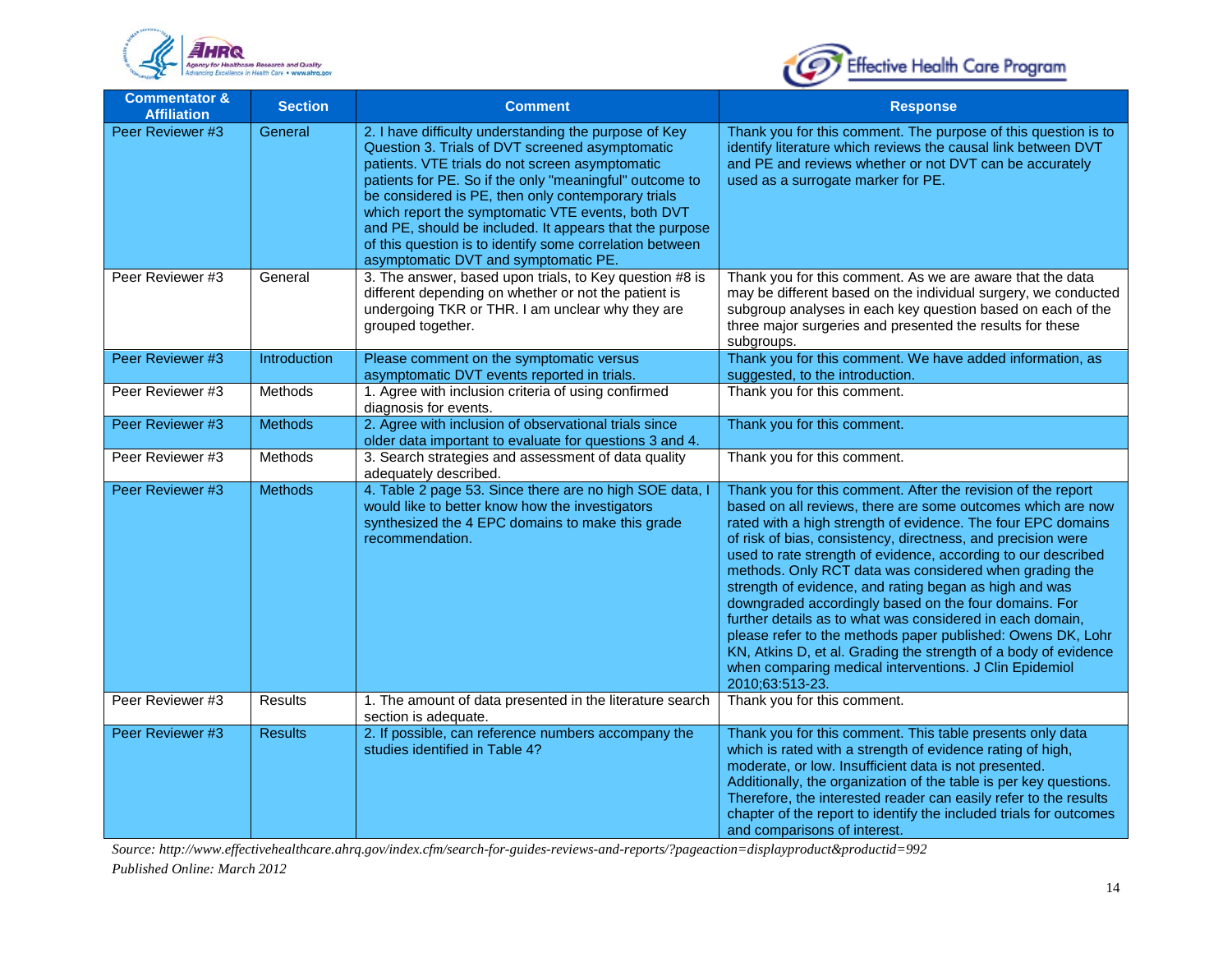| Commentator & Affiliation | Section | Comment | Response |
| --- | --- | --- | --- |
| Peer Reviewer #3 | General | 2. I have difficulty understanding the purpose of Key Question 3. Trials of DVT screened asymptomatic patients. VTE trials do not screen asymptomatic patients for PE. So if the only "meaningful" outcome to be considered is PE, then only contemporary trials which report the symptomatic VTE events, both DVT and PE, should be included. It appears that the purpose of this question is to identify some correlation between asymptomatic DVT and symptomatic PE. | Thank you for this comment. The purpose of this question is to identify literature which reviews the causal link between DVT and PE and reviews whether or not DVT can be accurately used as a surrogate marker for PE. |
| Peer Reviewer #3 | General | 3. The answer, based upon trials, to Key question #8 is different depending on whether or not the patient is undergoing TKR or THR. I am unclear why they are grouped together. | Thank you for this comment. As we are aware that the data may be different based on the individual surgery, we conducted subgroup analyses in each key question based on each of the three major surgeries and presented the results for these subgroups. |
| Peer Reviewer #3 | Introduction | Please comment on the symptomatic versus asymptomatic DVT events reported in trials. | Thank you for this comment. We have added information, as suggested, to the introduction. |
| Peer Reviewer #3 | Methods | 1. Agree with inclusion criteria of using confirmed diagnosis for events. | Thank you for this comment. |
| Peer Reviewer #3 | Methods | 2. Agree with inclusion of observational trials since older data important to evaluate for questions 3 and 4. | Thank you for this comment. |
| Peer Reviewer #3 | Methods | 3. Search strategies and assessment of data quality adequately described. | Thank you for this comment. |
| Peer Reviewer #3 | Methods | 4. Table 2 page 53. Since there are no high SOE data, I would like to better know how the investigators synthesized the 4 EPC domains to make this grade recommendation. | Thank you for this comment. After the revision of the report based on all reviews, there are some outcomes which are now rated with a high strength of evidence. The four EPC domains of risk of bias, consistency, directness, and precision were used to rate strength of evidence, according to our described methods. Only RCT data was considered when grading the strength of evidence, and rating began as high and was downgraded accordingly based on the four domains. For further details as to what was considered in each domain, please refer to the methods paper published: Owens DK, Lohr KN, Atkins D, et al. Grading the strength of a body of evidence when comparing medical interventions. J Clin Epidemiol 2010;63:513-23. |
| Peer Reviewer #3 | Results | 1. The amount of data presented in the literature search section is adequate. | Thank you for this comment. |
| Peer Reviewer #3 | Results | 2. If possible, can reference numbers accompany the studies identified in Table 4? | Thank you for this comment. This table presents only data which is rated with a strength of evidence rating of high, moderate, or low. Insufficient data is not presented. Additionally, the organization of the table is per key questions. Therefore, the interested reader can easily refer to the results chapter of the report to identify the included trials for outcomes and comparisons of interest. |

*Source: http://www.effectivehealthcare.ahrq.gov/index.cfm/search-for-guides-reviews-and-reports/?pageaction=displayproduct&productid=992*

*Published Online: March 2012*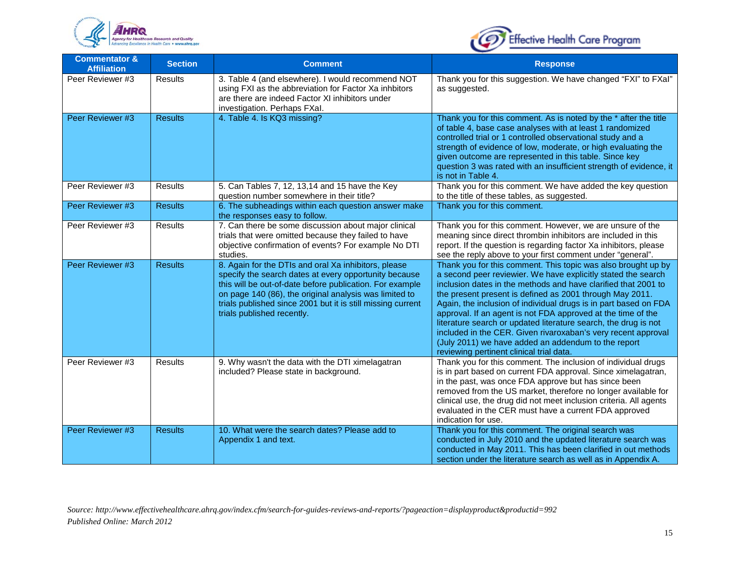| Commentator & Affiliation | Section | Comment | Response |
|---|---|---|---|
| Peer Reviewer #3 | Results | 3. Table 4 (and elsewhere). I would recommend NOT using FXI as the abbreviation for Factor Xa inhbitors are there are indeed Factor XI inhibitors under investigation. Perhaps FXaI. | Thank you for this suggestion. We have changed "FXI" to FXaI" as suggested. |
| Peer Reviewer #3 | Results | 4. Table 4. Is KQ3 missing? | Thank you for this comment. As is noted by the * after the title of table 4, base case analyses with at least 1 randomized controlled trial or 1 controlled observational study and a strength of evidence of low, moderate, or high evaluating the given outcome are represented in this table. Since key question 3 was rated with an insufficient strength of evidence, it is not in Table 4. |
| Peer Reviewer #3 | Results | 5. Can Tables 7, 12, 13,14 and 15 have the Key question number somewhere in their title? | Thank you for this comment. We have added the key question to the title of these tables, as suggested. |
| Peer Reviewer #3 | Results | 6. The subheadings within each question answer make the responses easy to follow. | Thank you for this comment. |
| Peer Reviewer #3 | Results | 7. Can there be some discussion about major clinical trials that were omitted because they failed to have objective confirmation of events? For example No DTI studies. | Thank you for this comment. However, we are unsure of the meaning since direct thrombin inhibitors are included in this report. If the question is regarding factor Xa inhibitors, please see the reply above to your first comment under "general". |
| Peer Reviewer #3 | Results | 8. Again for the DTIs and oral Xa inhibitors, please specify the search dates at every opportunity because this will be out-of-date before publication. For example on page 140 (86), the original analysis was limited to trials published since 2001 but it is still missing current trials published recently. | Thank you for this comment. This topic was also brought up by a second peer reviewier. We have explicitly stated the search inclusion dates in the methods and have clarified that 2001 to the present present is defined as 2001 through May 2011. Again, the inclusion of individual drugs is in part based on FDA approval. If an agent is not FDA approved at the time of the literature search or updated literature search, the drug is not included in the CER. Given rivaroxaban's very recent approval (July 2011) we have added an addendum to the report reviewing pertinent clinical trial data. |
| Peer Reviewer #3 | Results | 9. Why wasn't the data with the DTI ximelagatran included? Please state in background. | Thank you for this comment. The inclusion of individual drugs is in part based on current FDA approval. Since ximelagatran, in the past, was once FDA approve but has since been removed from the US market, therefore no longer available for clinical use, the drug did not meet inclusion criteria. All agents evaluated in the CER must have a current FDA approved indication for use. |
| Peer Reviewer #3 | Results | 10. What were the search dates? Please add to Appendix 1 and text. | Thank you for this comment. The original search was conducted in July 2010 and the updated literature search was conducted in May 2011. This has been clarified in out methods section under the literature search as well as in Appendix A. |

*Source: http://www.effectivehealthcare.ahrq.gov/index.cfm/search-for-guides-reviews-and-reports/?pageaction=displayproduct&productid=992*
*Published Online: March 2012*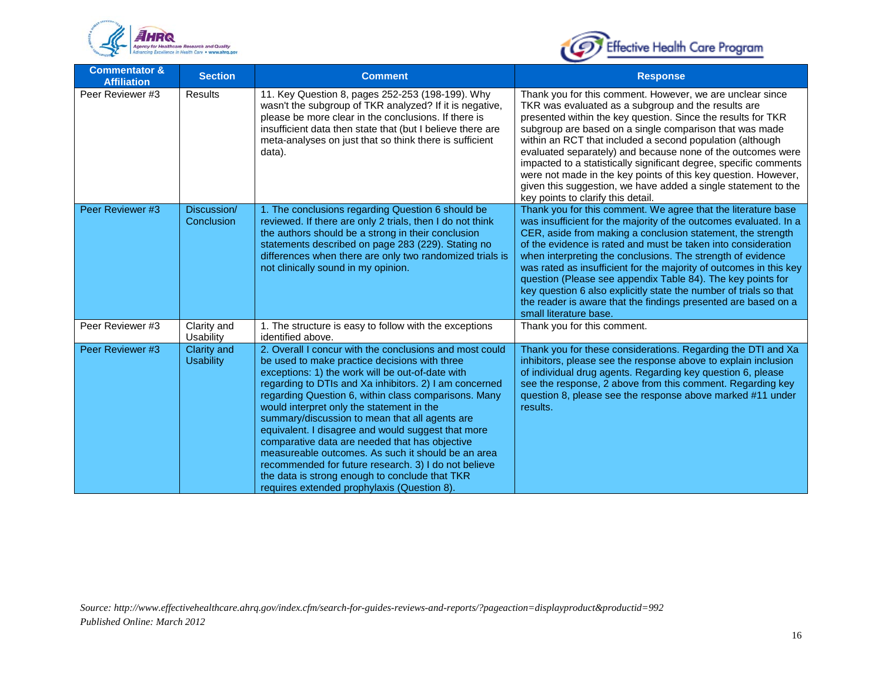| Commentator & Affiliation | Section | Comment | Response |
|---|---|---|---|
| Peer Reviewer #3 | Results | 11. Key Question 8, pages 252-253 (198-199). Why wasn't the subgroup of TKR analyzed? If it is negative, please be more clear in the conclusions. If there is insufficient data then state that (but I believe there are meta-analyses on just that so think there is sufficient data). | Thank you for this comment. However, we are unclear since TKR was evaluated as a subgroup and the results are presented within the key question. Since the results for TKR subgroup are based on a single comparison that was made within an RCT that included a second population (although evaluated separately) and because none of the outcomes were impacted to a statistically significant degree, specific comments were not made in the key points of this key question. However, given this suggestion, we have added a single statement to the key points to clarify this detail. |
| Peer Reviewer #3 | Discussion/ Conclusion | 1. The conclusions regarding Question 6 should be reviewed. If there are only 2 trials, then I do not think the authors should be a strong in their conclusion statements described on page 283 (229). Stating no differences when there are only two randomized trials is not clinically sound in my opinion. | Thank you for this comment. We agree that the literature base was insufficient for the majority of the outcomes evaluated. In a CER, aside from making a conclusion statement, the strength of the evidence is rated and must be taken into consideration when interpreting the conclusions. The strength of evidence was rated as insufficient for the majority of outcomes in this key question (Please see appendix Table 84). The key points for key question 6 also explicitly state the number of trials so that the reader is aware that the findings presented are based on a small literature base. |
| Peer Reviewer #3 | Clarity and Usability | 1. The structure is easy to follow with the exceptions identified above. | Thank you for this comment. |
| Peer Reviewer #3 | Clarity and Usability | 2. Overall I concur with the conclusions and most could be used to make practice decisions with three exceptions: 1) the work will be out-of-date with regarding to DTIs and Xa inhibitors. 2) I am concerned regarding Question 6, within class comparisons. Many would interpret only the statement in the summary/discussion to mean that all agents are equivalent. I disagree and would suggest that more comparative data are needed that has objective measureable outcomes. As such it should be an area recommended for future research. 3) I do not believe the data is strong enough to conclude that TKR requires extended prophylaxis (Question 8). | Thank you for these considerations. Regarding the DTI and Xa inhibitors, please see the response above to explain inclusion of individual drug agents. Regarding key question 6, please see the response, 2 above from this comment. Regarding key question 8, please see the response above marked #11 under results. |

*Source: http://www.effectivehealthcare.ahrq.gov/index.cfm/search-for-guides-reviews-and-reports/?pageaction=displayproduct&productid=992*
*Published Online: March 2012*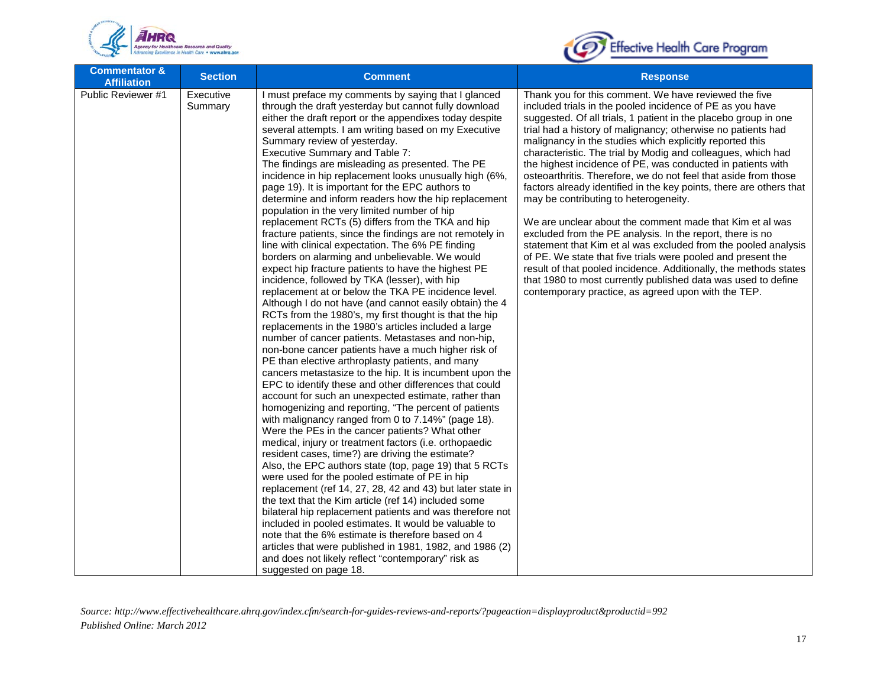| Commentator & Affiliation | Section | Comment | Response |
|---|---|---|---|
| Public Reviewer #1 | Executive Summary | I must preface my comments by saying that I glanced through the draft yesterday but cannot fully download either the draft report or the appendixes today despite several attempts. I am writing based on my Executive Summary review of yesterday.<br>Executive Summary and Table 7:<br>The findings are misleading as presented. The PE incidence in hip replacement looks unusually high (6%, page 19). It is important for the EPC authors to determine and inform readers how the hip replacement population in the very limited number of hip replacement RCTs (5) differs from the TKA and hip fracture patients, since the findings are not remotely in line with clinical expectation. The 6% PE finding borders on alarming and unbelievable. We would expect hip fracture patients to have the highest PE incidence, followed by TKA (lesser), with hip replacement at or below the TKA PE incidence level. Although I do not have (and cannot easily obtain) the 4 RCTs from the 1980's, my first thought is that the hip replacements in the 1980's articles included a large number of cancer patients. Metastases and non-hip, non-bone cancer patients have a much higher risk of PE than elective arthroplasty patients, and many cancers metastasize to the hip. It is incumbent upon the EPC to identify these and other differences that could account for such an unexpected estimate, rather than homogenizing and reporting, "The percent of patients with malignancy ranged from 0 to 7.14%" (page 18). Were the PEs in the cancer patients? What other medical, injury or treatment factors (i.e. orthopaedic resident cases, time?) are driving the estimate?<br>Also, the EPC authors state (top, page 19) that 5 RCTs were used for the pooled estimate of PE in hip replacement (ref 14, 27, 28, 42 and 43) but later state in the text that the Kim article (ref 14) included some bilateral hip replacement patients and was therefore not included in pooled estimates. It would be valuable to note that the 6% estimate is therefore based on 4 articles that were published in 1981, 1982, and 1986 (2) and does not likely reflect "contemporary" risk as suggested on page 18. | Thank you for this comment. We have reviewed the five included trials in the pooled incidence of PE as you have suggested. Of all trials, 1 patient in the placebo group in one trial had a history of malignancy; otherwise no patients had malignancy in the studies which explicitly reported this characteristic. The trial by Modig and colleagues, which had the highest incidence of PE, was conducted in patients with osteoarthritis. Therefore, we do not feel that aside from those factors already identified in the key points, there are others that may be contributing to heterogeneity.<br><br>We are unclear about the comment made that Kim et al was excluded from the PE analysis. In the report, there is no statement that Kim et al was excluded from the pooled analysis of PE. We state that five trials were pooled and present the result of that pooled incidence. Additionally, the methods states that 1980 to most currently published data was used to define contemporary practice, as agreed upon with the TEP. |

*Source: http://www.effectivehealthcare.ahrq.gov/index.cfm/search-for-guides-reviews-and-reports/?pageaction=displayproduct&productid=992*
*Published Online: March 2012*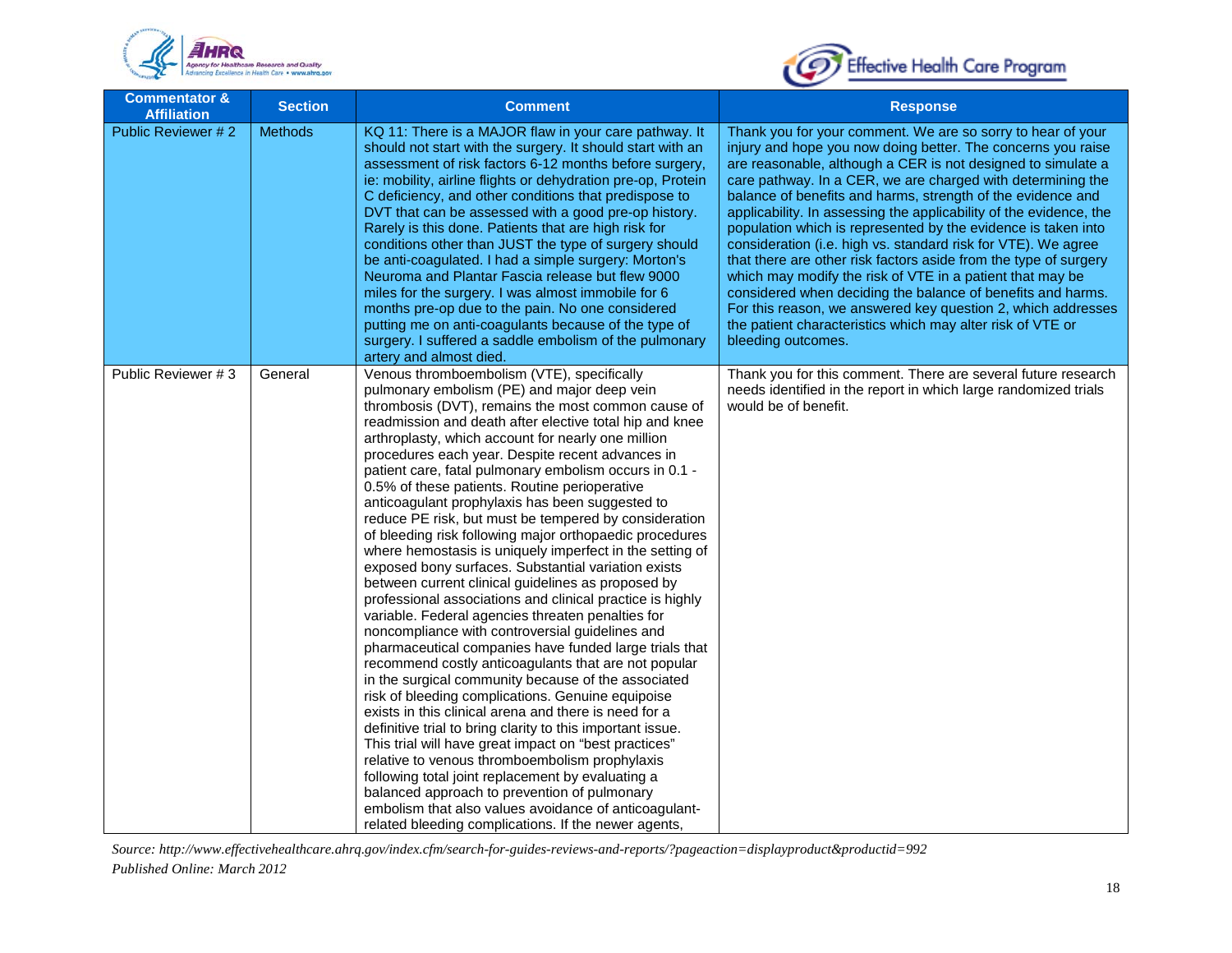| Commentator & Affiliation | Section | Comment | Response |
|---|---|---|---|
| Public Reviewer # 2 | Methods | KQ 11: There is a MAJOR flaw in your care pathway. It should not start with the surgery. It should start with an assessment of risk factors 6-12 months before surgery, ie: mobility, airline flights or dehydration pre-op, Protein C deficiency, and other conditions that predispose to DVT that can be assessed with a good pre-op history. Rarely is this done. Patients that are high risk for conditions other than JUST the type of surgery should be anti-coagulated. I had a simple surgery: Morton's Neuroma and Plantar Fascia release but flew 9000 miles for the surgery. I was almost immobile for 6 months pre-op due to the pain. No one considered putting me on anti-coagulants because of the type of surgery. I suffered a saddle embolism of the pulmonary artery and almost died. | Thank you for your comment. We are so sorry to hear of your injury and hope you now doing better. The concerns you raise are reasonable, although a CER is not designed to simulate a care pathway. In a CER, we are charged with determining the balance of benefits and harms, strength of the evidence and applicability. In assessing the applicability of the evidence, the population which is represented by the evidence is taken into consideration (i.e. high vs. standard risk for VTE). We agree that there are other risk factors aside from the type of surgery which may modify the risk of VTE in a patient that may be considered when deciding the balance of benefits and harms. For this reason, we answered key question 2, which addresses the patient characteristics which may alter risk of VTE or bleeding outcomes. |
| Public Reviewer # 3 | General | Venous thromboembolism (VTE), specifically pulmonary embolism (PE) and major deep vein thrombosis (DVT), remains the most common cause of readmission and death after elective total hip and knee arthroplasty, which account for nearly one million procedures each year. Despite recent advances in patient care, fatal pulmonary embolism occurs in 0.1 - 0.5% of these patients. Routine perioperative anticoagulant prophylaxis has been suggested to reduce PE risk, but must be tempered by consideration of bleeding risk following major orthopaedic procedures where hemostasis is uniquely imperfect in the setting of exposed bony surfaces. Substantial variation exists between current clinical guidelines as proposed by professional associations and clinical practice is highly variable. Federal agencies threaten penalties for noncompliance with controversial guidelines and pharmaceutical companies have funded large trials that recommend costly anticoagulants that are not popular in the surgical community because of the associated risk of bleeding complications. Genuine equipoise exists in this clinical arena and there is need for a definitive trial to bring clarity to this important issue. This trial will have great impact on "best practices" relative to venous thromboembolism prophylaxis following total joint replacement by evaluating a balanced approach to prevention of pulmonary embolism that also values avoidance of anticoagulant-related bleeding complications. If the newer agents, | Thank you for this comment. There are several future research needs identified in the report in which large randomized trials would be of benefit. |

*Source: http://www.effectivehealthcare.ahrq.gov/index.cfm/search-for-guides-reviews-and-reports/?pageaction=displayproduct&productid=992*
*Published Online: March 2012*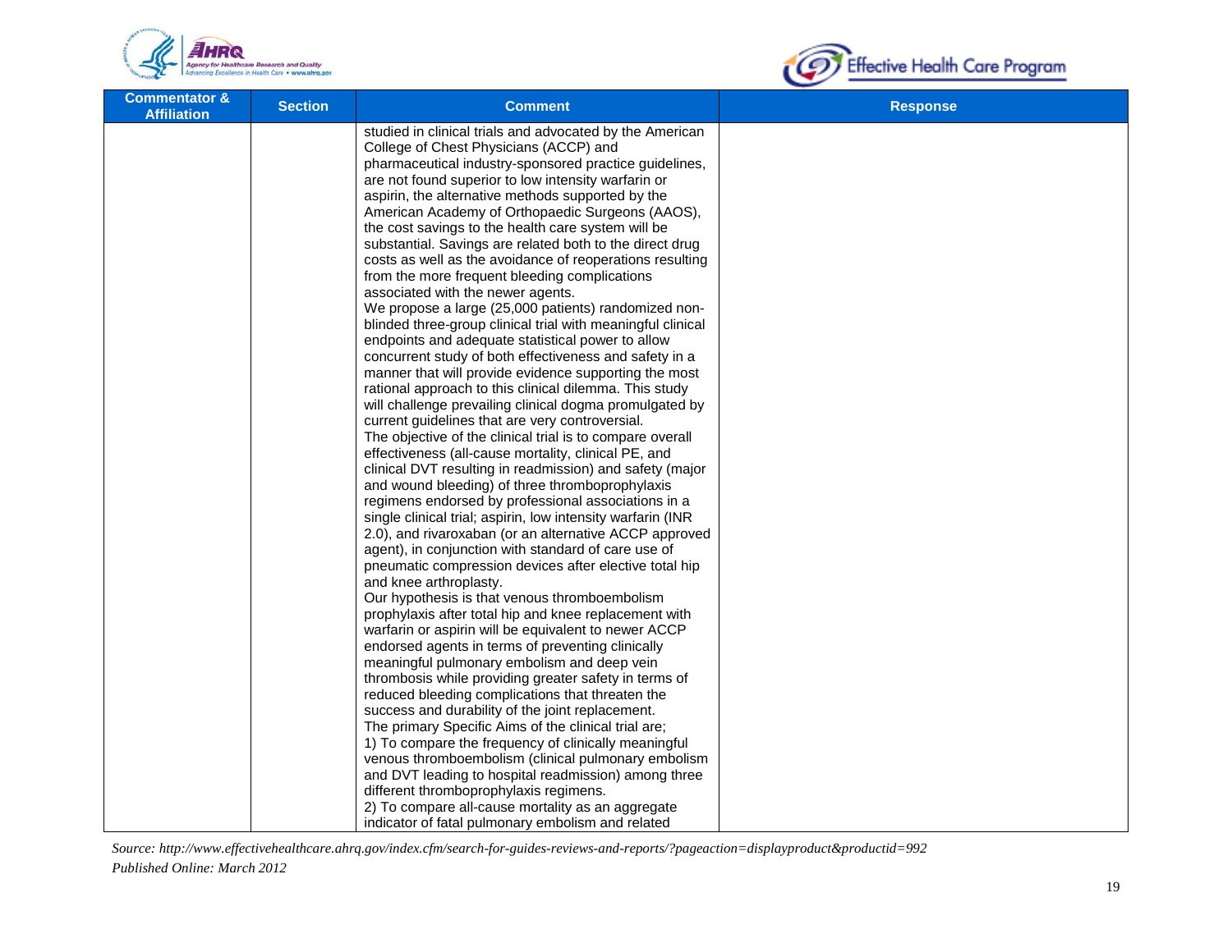| Commentator & Affiliation | Section | Comment | Response |
|---|---|---|---|
| | | studied in clinical trials and advocated by the American College of Chest Physicians (ACCP) and pharmaceutical industry-sponsored practice guidelines, are not found superior to low intensity warfarin or aspirin, the alternative methods supported by the American Academy of Orthopaedic Surgeons (AAOS), the cost savings to the health care system will be substantial. Savings are related both to the direct drug costs as well as the avoidance of reoperations resulting from the more frequent bleeding complications associated with the newer agents.<br>We propose a large (25,000 patients) randomized non-blinded three-group clinical trial with meaningful clinical endpoints and adequate statistical power to allow concurrent study of both effectiveness and safety in a manner that will provide evidence supporting the most rational approach to this clinical dilemma. This study will challenge prevailing clinical dogma promulgated by current guidelines that are very controversial.<br>The objective of the clinical trial is to compare overall effectiveness (all-cause mortality, clinical PE, and clinical DVT resulting in readmission) and safety (major and wound bleeding) of three thromboprophylaxis regimens endorsed by professional associations in a single clinical trial; aspirin, low intensity warfarin (INR 2.0), and rivaroxaban (or an alternative ACCP approved agent), in conjunction with standard of care use of pneumatic compression devices after elective total hip and knee arthroplasty.<br>Our hypothesis is that venous thromboembolism prophylaxis after total hip and knee replacement with warfarin or aspirin will be equivalent to newer ACCP endorsed agents in terms of preventing clinically meaningful pulmonary embolism and deep vein thrombosis while providing greater safety in terms of reduced bleeding complications that threaten the success and durability of the joint replacement.<br>The primary Specific Aims of the clinical trial are;<br>1) To compare the frequency of clinically meaningful venous thromboembolism (clinical pulmonary embolism and DVT leading to hospital readmission) among three different thromboprophylaxis regimens.<br>2) To compare all-cause mortality as an aggregate indicator of fatal pulmonary embolism and related | |

*Source: http://www.effectivehealthcare.ahrq.gov/index.cfm/search-for-guides-reviews-and-reports/?pageaction=displayproduct&productid=992*
*Published Online: March 2012*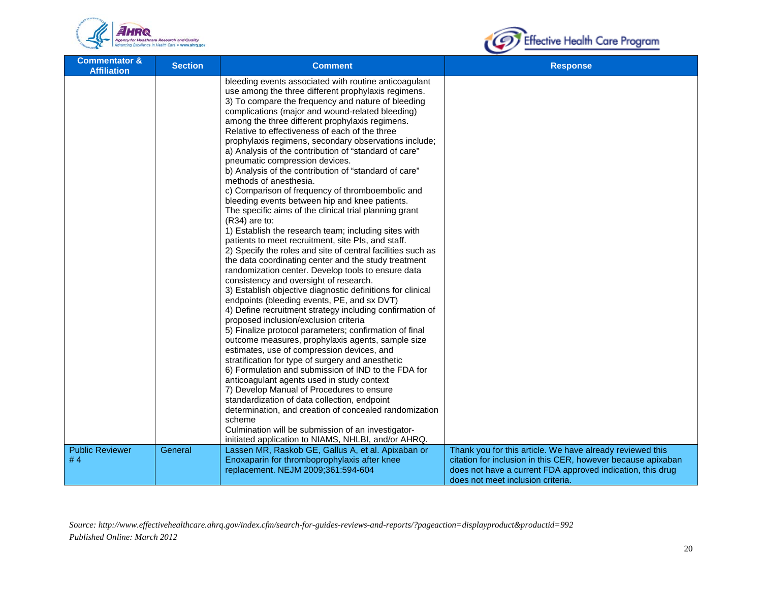| Commentator & Affiliation | Section | Comment | Response |
|---|---|---|---|
| | | bleeding events associated with routine anticoagulant use among the three different prophylaxis regimens.<br>3) To compare the frequency and nature of bleeding complications (major and wound-related bleeding) among the three different prophylaxis regimens.<br>Relative to effectiveness of each of the three prophylaxis regimens, secondary observations include;<br>a) Analysis of the contribution of "standard of care" pneumatic compression devices.<br>b) Analysis of the contribution of "standard of care" methods of anesthesia.<br>c) Comparison of frequency of thromboembolic and bleeding events between hip and knee patients.<br>The specific aims of the clinical trial planning grant (R34) are to:<br>1) Establish the research team; including sites with patients to meet recruitment, site PIs, and staff.<br>2) Specify the roles and site of central facilities such as the data coordinating center and the study treatment randomization center. Develop tools to ensure data consistency and oversight of research.<br>3) Establish objective diagnostic definitions for clinical endpoints (bleeding events, PE, and sx DVT)<br>4) Define recruitment strategy including confirmation of proposed inclusion/exclusion criteria<br>5) Finalize protocol parameters; confirmation of final outcome measures, prophylaxis agents, sample size estimates, use of compression devices, and stratification for type of surgery and anesthetic<br>6) Formulation and submission of IND to the FDA for anticoagulant agents used in study context<br>7) Develop Manual of Procedures to ensure standardization of data collection, endpoint determination, and creation of concealed randomization scheme<br>Culmination will be submission of an investigator-initiated application to NIAMS, NHLBI, and/or AHRQ. | |
| Public Reviewer # 4 | General | Lassen MR, Raskob GE, Gallus A, et al. Apixaban or Enoxaparin for thromboprophylaxis after knee replacement. NEJM 2009;361:594-604 | Thank you for this article. We have already reviewed this citation for inclusion in this CER, however because apixaban does not have a current FDA approved indication, this drug does not meet inclusion criteria. |

*Source: http://www.effectivehealthcare.ahrq.gov/index.cfm/search-for-guides-reviews-and-reports/?pageaction=displayproduct&productid=992*
*Published Online: March 2012*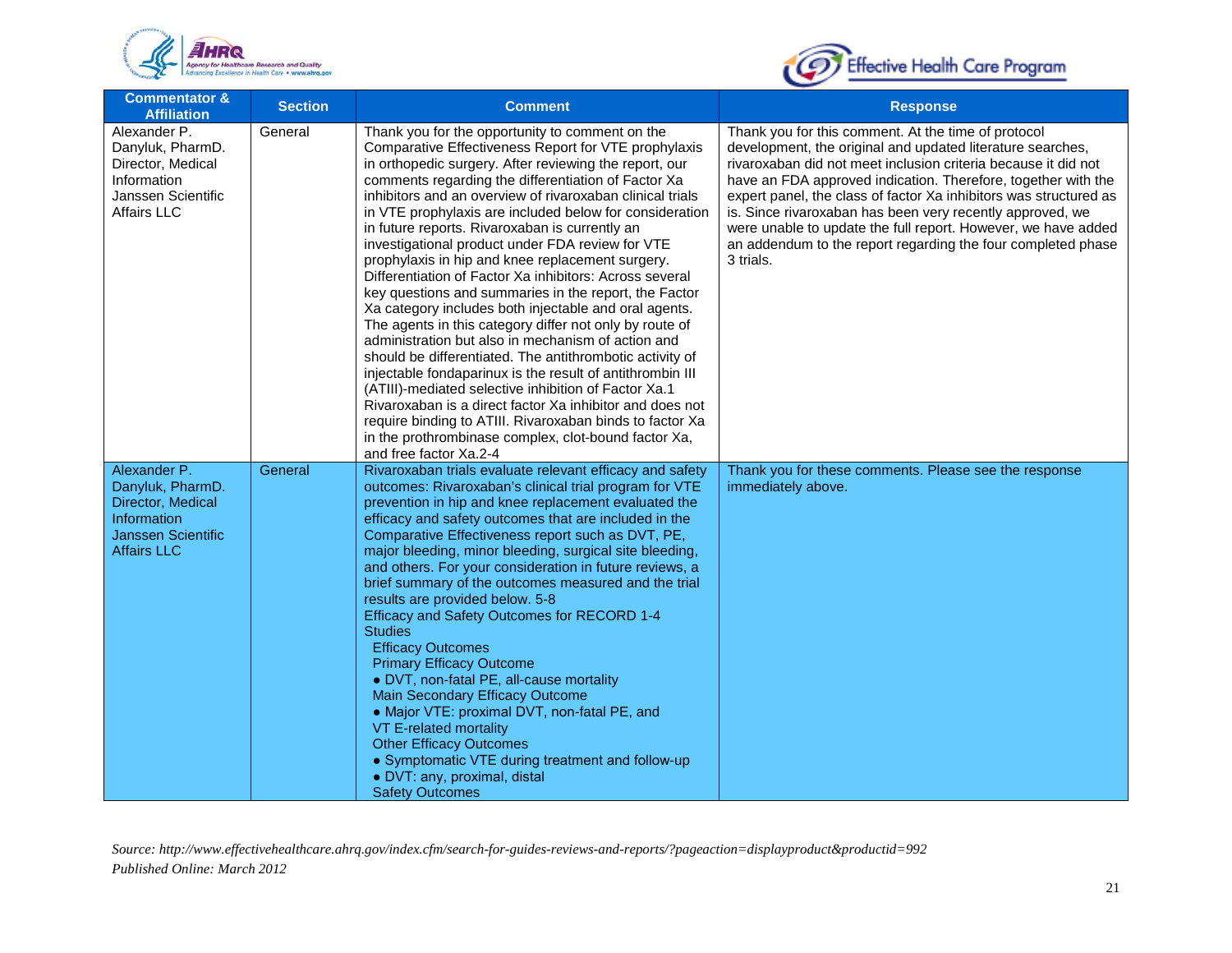| Commentator & Affiliation | Section | Comment | Response |
|---|---|---|---|
| Alexander P. Danyluk, PharmD. Director, Medical Information Janssen Scientific Affairs LLC | General | Thank you for the opportunity to comment on the Comparative Effectiveness Report for VTE prophylaxis in orthopedic surgery. After reviewing the report, our comments regarding the differentiation of Factor Xa inhibitors and an overview of rivaroxaban clinical trials in VTE prophylaxis are included below for consideration in future reports. Rivaroxaban is currently an investigational product under FDA review for VTE prophylaxis in hip and knee replacement surgery. Differentiation of Factor Xa inhibitors: Across several key questions and summaries in the report, the Factor Xa category includes both injectable and oral agents. The agents in this category differ not only by route of administration but also in mechanism of action and should be differentiated. The antithrombotic activity of injectable fondaparinux is the result of antithrombin III (ATIII)-mediated selective inhibition of Factor Xa.1 Rivaroxaban is a direct factor Xa inhibitor and does not require binding to ATIII. Rivaroxaban binds to factor Xa in the prothrombinase complex, clot-bound factor Xa, and free factor Xa.2-4 | Thank you for this comment. At the time of protocol development, the original and updated literature searches, rivaroxaban did not meet inclusion criteria because it did not have an FDA approved indication. Therefore, together with the expert panel, the class of factor Xa inhibitors was structured as is. Since rivaroxaban has been very recently approved, we were unable to update the full report. However, we have added an addendum to the report regarding the four completed phase 3 trials. |
| Alexander P. Danyluk, PharmD. Director, Medical Information Janssen Scientific Affairs LLC | General | Rivaroxaban trials evaluate relevant efficacy and safety outcomes: Rivaroxaban's clinical trial program for VTE prevention in hip and knee replacement evaluated the efficacy and safety outcomes that are included in the Comparative Effectiveness report such as DVT, PE, major bleeding, minor bleeding, surgical site bleeding, and others. For your consideration in future reviews, a brief summary of the outcomes measured and the trial results are provided below. 5-8<br>Efficacy and Safety Outcomes for RECORD 1-4 Studies<br>Efficacy Outcomes<br>Primary Efficacy Outcome<br>• DVT, non-fatal PE, all-cause mortality<br>Main Secondary Efficacy Outcome<br>• Major VTE: proximal DVT, non-fatal PE, and VT E-related mortality<br>Other Efficacy Outcomes<br>• Symptomatic VTE during treatment and follow-up<br>• DVT: any, proximal, distal<br>Safety Outcomes | Thank you for these comments. Please see the response immediately above. |

*Source: http://www.effectivehealthcare.ahrq.gov/index.cfm/search-for-guides-reviews-and-reports/?pageaction=displayproduct&productid=992*
*Published Online: March 2012*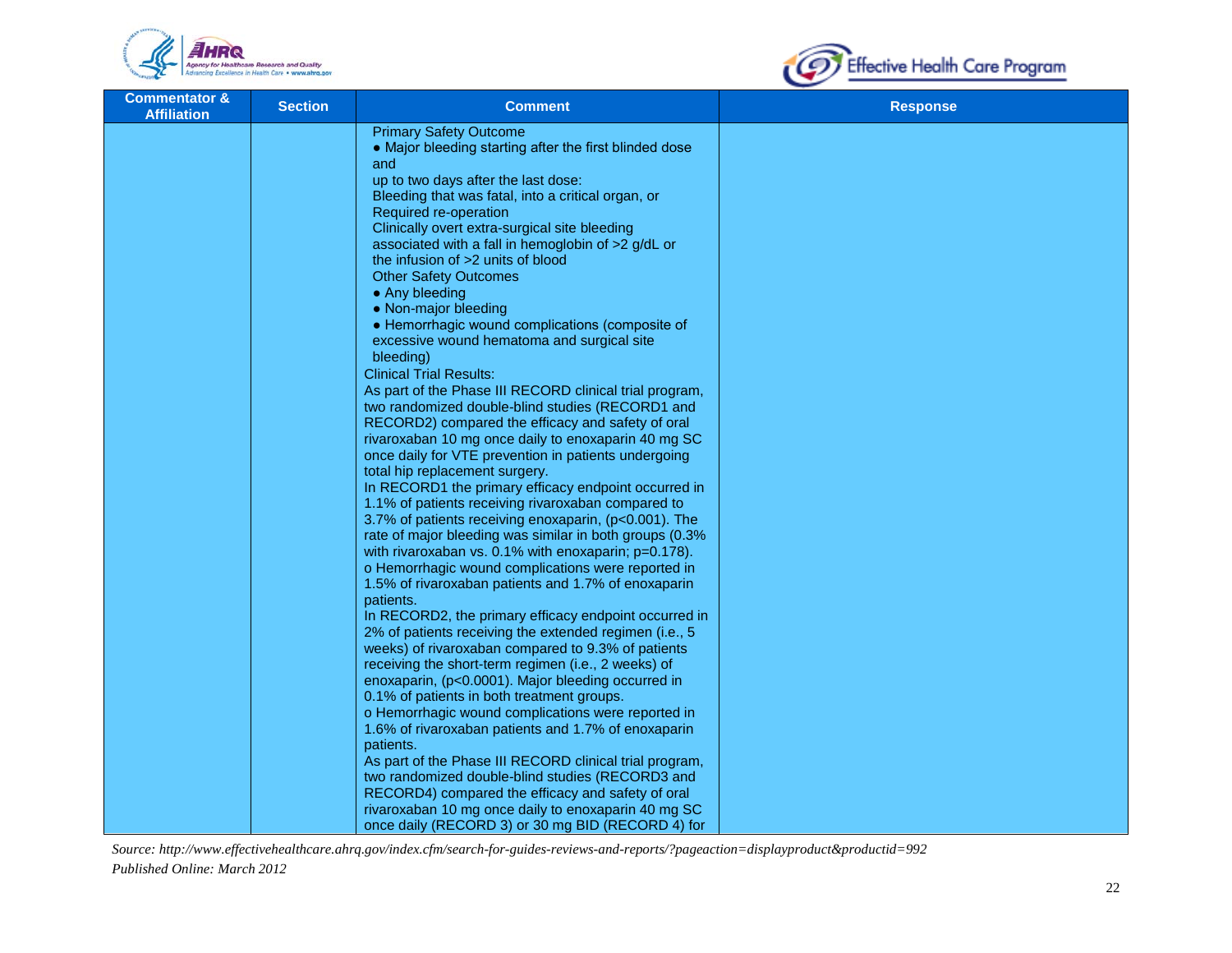| Commentator & Affiliation | Section | Comment | Response |
| --- | --- | --- | --- |
| | | Primary Safety Outcome<br>• Major bleeding starting after the first blinded dose and<br>up to two days after the last dose:<br>Bleeding that was fatal, into a critical organ, or<br>Required re-operation<br>Clinically overt extra-surgical site bleeding associated with a fall in hemoglobin of >2 g/dL or the infusion of >2 units of blood<br>Other Safety Outcomes<br>• Any bleeding<br>• Non-major bleeding<br>• Hemorrhagic wound complications (composite of excessive wound hematoma and surgical site bleeding)<br>Clinical Trial Results:<br>As part of the Phase III RECORD clinical trial program, two randomized double-blind studies (RECORD1 and RECORD2) compared the efficacy and safety of oral rivaroxaban 10 mg once daily to enoxaparin 40 mg SC once daily for VTE prevention in patients undergoing total hip replacement surgery.<br>In RECORD1 the primary efficacy endpoint occurred in 1.1% of patients receiving rivaroxaban compared to 3.7% of patients receiving enoxaparin, (p<0.001). The rate of major bleeding was similar in both groups (0.3% with rivaroxaban vs. 0.1% with enoxaparin; p=0.178).<br>o Hemorrhagic wound complications were reported in 1.5% of rivaroxaban patients and 1.7% of enoxaparin patients.<br>In RECORD2, the primary efficacy endpoint occurred in 2% of patients receiving the extended regimen (i.e., 5 weeks) of rivaroxaban compared to 9.3% of patients receiving the short-term regimen (i.e., 2 weeks) of enoxaparin, (p<0.0001). Major bleeding occurred in 0.1% of patients in both treatment groups.<br>o Hemorrhagic wound complications were reported in 1.6% of rivaroxaban patients and 1.7% of enoxaparin patients.<br>As part of the Phase III RECORD clinical trial program, two randomized double-blind studies (RECORD3 and RECORD4) compared the efficacy and safety of oral rivaroxaban 10 mg once daily to enoxaparin 40 mg SC once daily (RECORD 3) or 30 mg BID (RECORD 4) for | |

*Source: http://www.effectivehealthcare.ahrq.gov/index.cfm/search-for-guides-reviews-and-reports/?pageaction=displayproduct&productid=992*
*Published Online: March 2012*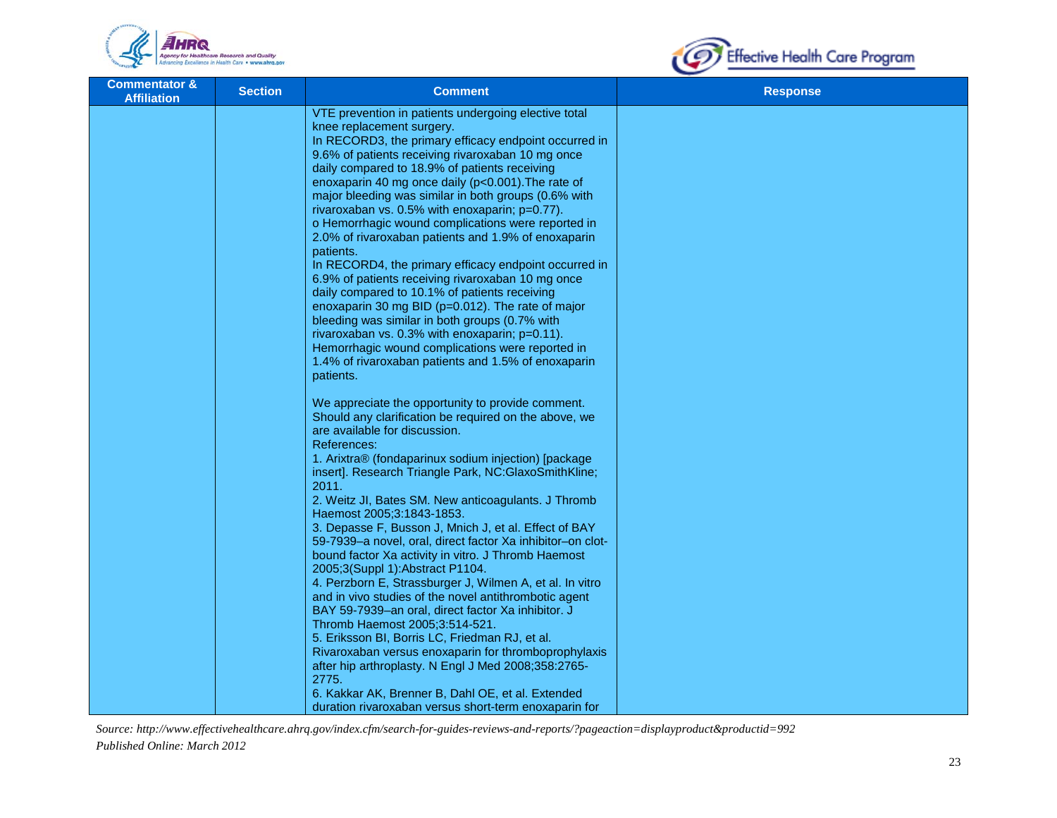| Commentator & Affiliation | Section | Comment | Response |
|---|---|---|---|
| | | VTE prevention in patients undergoing elective total knee replacement surgery.<br>In RECORD3, the primary efficacy endpoint occurred in 9.6% of patients receiving rivaroxaban 10 mg once daily compared to 18.9% of patients receiving enoxaparin 40 mg once daily (p<0.001).The rate of major bleeding was similar in both groups (0.6% with rivaroxaban vs. 0.5% with enoxaparin; p=0.77).<br>o Hemorrhagic wound complications were reported in 2.0% of rivaroxaban patients and 1.9% of enoxaparin patients.<br>In RECORD4, the primary efficacy endpoint occurred in 6.9% of patients receiving rivaroxaban 10 mg once daily compared to 10.1% of patients receiving enoxaparin 30 mg BID (p=0.012). The rate of major bleeding was similar in both groups (0.7% with rivaroxaban vs. 0.3% with enoxaparin; p=0.11). Hemorrhagic wound complications were reported in 1.4% of rivaroxaban patients and 1.5% of enoxaparin patients.<br><br>We appreciate the opportunity to provide comment. Should any clarification be required on the above, we are available for discussion.<br>References:<br>1. Arixtra® (fondaparinux sodium injection) [package insert]. Research Triangle Park, NC:GlaxoSmithKline; 2011.<br>2. Weitz JI, Bates SM. New anticoagulants. J Thromb Haemost 2005;3:1843-1853.<br>3. Depasse F, Busson J, Mnich J, et al. Effect of BAY 59-7939–a novel, oral, direct factor Xa inhibitor–on clot-bound factor Xa activity in vitro. J Thromb Haemost 2005;3(Suppl 1):Abstract P1104.<br>4. Perzborn E, Strassburger J, Wilmen A, et al. In vitro and in vivo studies of the novel antithrombotic agent BAY 59-7939–an oral, direct factor Xa inhibitor. J Thromb Haemost 2005;3:514-521.<br>5. Eriksson BI, Borris LC, Friedman RJ, et al. Rivaroxaban versus enoxaparin for thromboprophylaxis after hip arthroplasty. N Engl J Med 2008;358:2765-2775.<br>6. Kakkar AK, Brenner B, Dahl OE, et al. Extended duration rivaroxaban versus short-term enoxaparin for | |

*Source: http://www.effectivehealthcare.ahrq.gov/index.cfm/search-for-guides-reviews-and-reports/?pageaction=displayproduct&productid=992*
*Published Online: March 2012*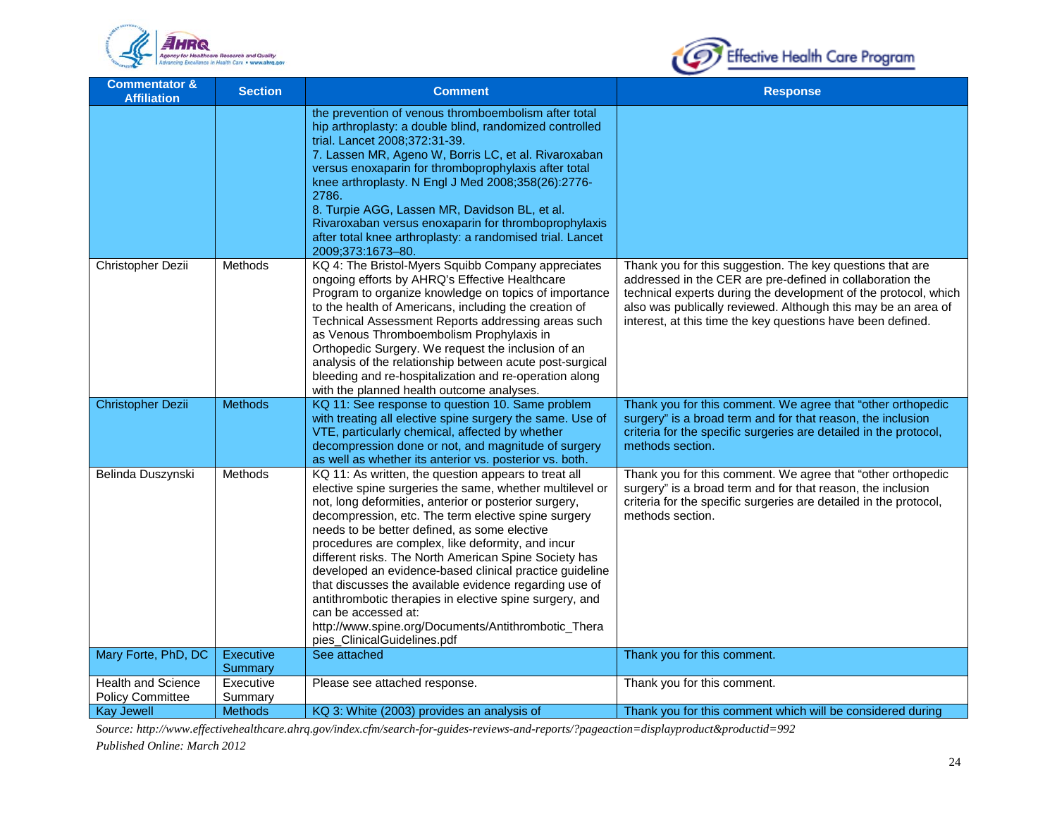| Commentator & Affiliation | Section | Comment | Response |
| --- | --- | --- | --- |
| | | the prevention of venous thromboembolism after total hip arthroplasty: a double blind, randomized controlled trial. Lancet 2008;372:31-39.<br>7. Lassen MR, Ageno W, Borris LC, et al. Rivaroxaban versus enoxaparin for thromboprophylaxis after total knee arthroplasty. N Engl J Med 2008;358(26):2776-2786.<br>8. Turpie AGG, Lassen MR, Davidson BL, et al. Rivaroxaban versus enoxaparin for thromboprophylaxis after total knee arthroplasty: a randomised trial. Lancet 2009;373:1673–80. | |
| Christopher Dezii | Methods | KQ 4: The Bristol-Myers Squibb Company appreciates ongoing efforts by AHRQ's Effective Healthcare Program to organize knowledge on topics of importance to the health of Americans, including the creation of Technical Assessment Reports addressing areas such as Venous Thromboembolism Prophylaxis in Orthopedic Surgery. We request the inclusion of an analysis of the relationship between acute post-surgical bleeding and re-hospitalization and re-operation along with the planned health outcome analyses. | Thank you for this suggestion. The key questions that are addressed in the CER are pre-defined in collaboration the technical experts during the development of the protocol, which also was publically reviewed. Although this may be an area of interest, at this time the key questions have been defined. |
| Christopher Dezii | Methods | KQ 11: See response to question 10. Same problem with treating all elective spine surgery the same. Use of VTE, particularly chemical, affected by whether decompression done or not, and magnitude of surgery as well as whether its anterior vs. posterior vs. both. | Thank you for this comment. We agree that "other orthopedic surgery" is a broad term and for that reason, the inclusion criteria for the specific surgeries are detailed in the protocol, methods section. |
| Belinda Duszynski | Methods | KQ 11: As written, the question appears to treat all elective spine surgeries the same, whether multilevel or not, long deformities, anterior or posterior surgery, decompression, etc. The term elective spine surgery needs to be better defined, as some elective procedures are complex, like deformity, and incur different risks. The North American Spine Society has developed an evidence-based clinical practice guideline that discusses the available evidence regarding use of antithrombotic therapies in elective spine surgery, and can be accessed at: http://www.spine.org/Documents/Antithrombotic_Therapies_ClinicalGuidelines.pdf | Thank you for this comment. We agree that "other orthopedic surgery" is a broad term and for that reason, the inclusion criteria for the specific surgeries are detailed in the protocol, methods section. |
| Mary Forte, PhD, DC | Executive Summary | See attached | Thank you for this comment. |
| Health and Science Policy Committee | Executive Summary | Please see attached response. | Thank you for this comment. |
| Kay Jewell | Methods | KQ 3: White (2003) provides an analysis of | Thank you for this comment which will be considered during |

*Source: http://www.effectivehealthcare.ahrq.gov/index.cfm/search-for-guides-reviews-and-reports/?pageaction=displayproduct&productid=992*

*Published Online: March 2012*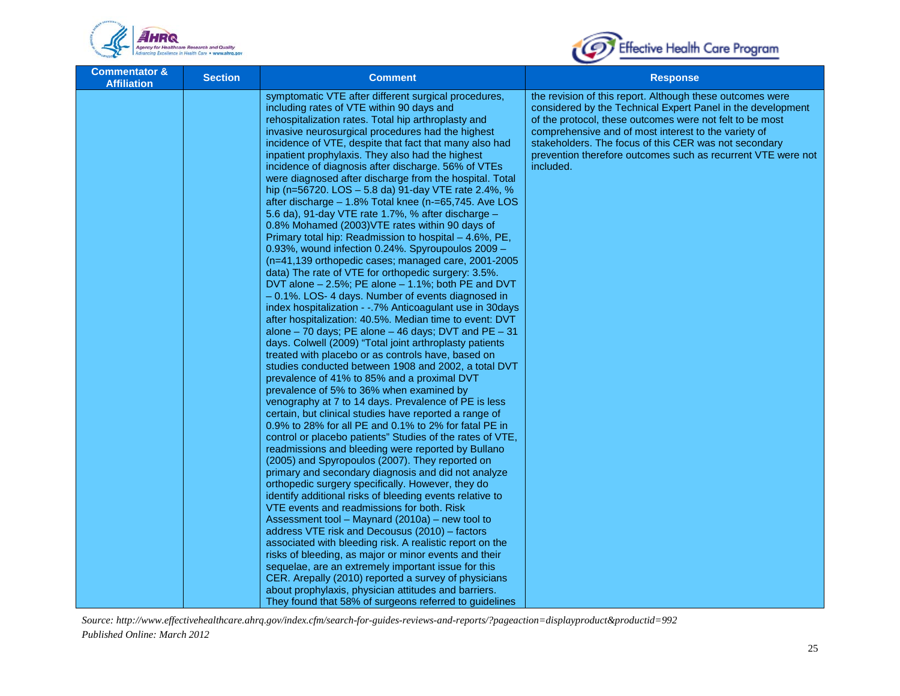| Commentator & Affiliation | Section | Comment | Response |
|---|---|---|---|
| | | symptomatic VTE after different surgical procedures, including rates of VTE within 90 days and rehospitalization rates. Total hip arthroplasty and invasive neurosurgical procedures had the highest incidence of VTE, despite that fact that many also had inpatient prophylaxis. They also had the highest incidence of diagnosis after discharge. 56% of VTEs were diagnosed after discharge from the hospital. Total hip (n=56720. LOS – 5.8 da) 91-day VTE rate 2.4%, % after discharge – 1.8% Total knee (n-=65,745. Ave LOS 5.6 da), 91-day VTE rate 1.7%, % after discharge – 0.8% Mohamed (2003)VTE rates within 90 days of Primary total hip: Readmission to hospital – 4.6%, PE, 0.93%, wound infection 0.24%. Spyroupoulos 2009 – (n=41,139 orthopedic cases; managed care, 2001-2005 data) The rate of VTE for orthopedic surgery: 3.5%. DVT alone – 2.5%; PE alone – 1.1%; both PE and DVT – 0.1%. LOS- 4 days. Number of events diagnosed in index hospitalization - -.7% Anticoagulant use in 30days after hospitalization: 40.5%. Median time to event: DVT alone – 70 days; PE alone – 46 days; DVT and PE – 31 days. Colwell (2009) "Total joint arthroplasty patients treated with placebo or as controls have, based on studies conducted between 1908 and 2002, a total DVT prevalence of 41% to 85% and a proximal DVT prevalence of 5% to 36% when examined by venography at 7 to 14 days. Prevalence of PE is less certain, but clinical studies have reported a range of 0.9% to 28% for all PE and 0.1% to 2% for fatal PE in control or placebo patients" Studies of the rates of VTE, readmissions and bleeding were reported by Bullano (2005) and Spyropoulos (2007). They reported on primary and secondary diagnosis and did not analyze orthopedic surgery specifically. However, they do identify additional risks of bleeding events relative to VTE events and readmissions for both. Risk Assessment tool – Maynard (2010a) – new tool to address VTE risk and Decousus (2010) – factors associated with bleeding risk. A realistic report on the risks of bleeding, as major or minor events and their sequelae, are an extremely important issue for this CER. Arepally (2010) reported a survey of physicians about prophylaxis, physician attitudes and barriers. They found that 58% of surgeons referred to guidelines | the revision of this report. Although these outcomes were considered by the Technical Expert Panel in the development of the protocol, these outcomes were not felt to be most comprehensive and of most interest to the variety of stakeholders. The focus of this CER was not secondary prevention therefore outcomes such as recurrent VTE were not included. |

*Source: http://www.effectivehealthcare.ahrq.gov/index.cfm/search-for-guides-reviews-and-reports/?pageaction=displayproduct&productid=992*
*Published Online: March 2012*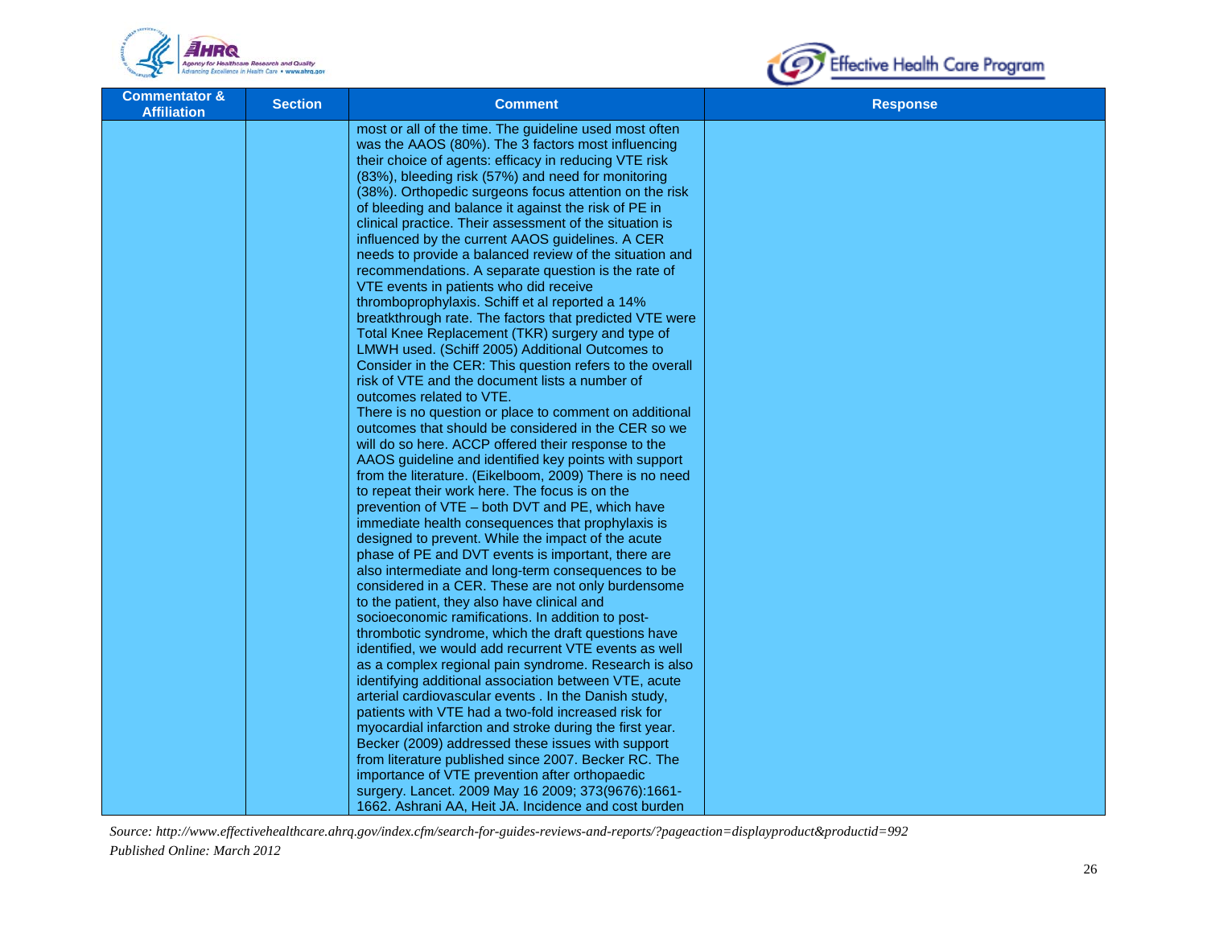| Commentator & Affiliation | Section | Comment | Response |
|---|---|---|---|
| | | most or all of the time. The guideline used most often was the AAOS (80%). The 3 factors most influencing their choice of agents: efficacy in reducing VTE risk (83%), bleeding risk (57%) and need for monitoring (38%). Orthopedic surgeons focus attention on the risk of bleeding and balance it against the risk of PE in clinical practice. Their assessment of the situation is influenced by the current AAOS guidelines. A CER needs to provide a balanced review of the situation and recommendations. A separate question is the rate of VTE events in patients who did receive thromboprophylaxis. Schiff et al reported a 14% breatkthrough rate. The factors that predicted VTE were Total Knee Replacement (TKR) surgery and type of LMWH used. (Schiff 2005) Additional Outcomes to Consider in the CER: This question refers to the overall risk of VTE and the document lists a number of outcomes related to VTE.<br>There is no question or place to comment on additional outcomes that should be considered in the CER so we will do so here. ACCP offered their response to the AAOS guideline and identified key points with support from the literature. (Eikelboom, 2009) There is no need to repeat their work here. The focus is on the prevention of VTE – both DVT and PE, which have immediate health consequences that prophylaxis is designed to prevent. While the impact of the acute phase of PE and DVT events is important, there are also intermediate and long-term consequences to be considered in a CER. These are not only burdensome to the patient, they also have clinical and socioeconomic ramifications. In addition to post-thrombotic syndrome, which the draft questions have identified, we would add recurrent VTE events as well as a complex regional pain syndrome. Research is also identifying additional association between VTE, acute arterial cardiovascular events . In the Danish study, patients with VTE had a two-fold increased risk for myocardial infarction and stroke during the first year. Becker (2009) addressed these issues with support from literature published since 2007. Becker RC. The importance of VTE prevention after orthopaedic surgery. Lancet. 2009 May 16 2009; 373(9676):1661-1662. Ashrani AA, Heit JA. Incidence and cost burden | |

*Source: http://www.effectivehealthcare.ahrq.gov/index.cfm/search-for-guides-reviews-and-reports/?pageaction=displayproduct&productid=992*
*Published Online: March 2012*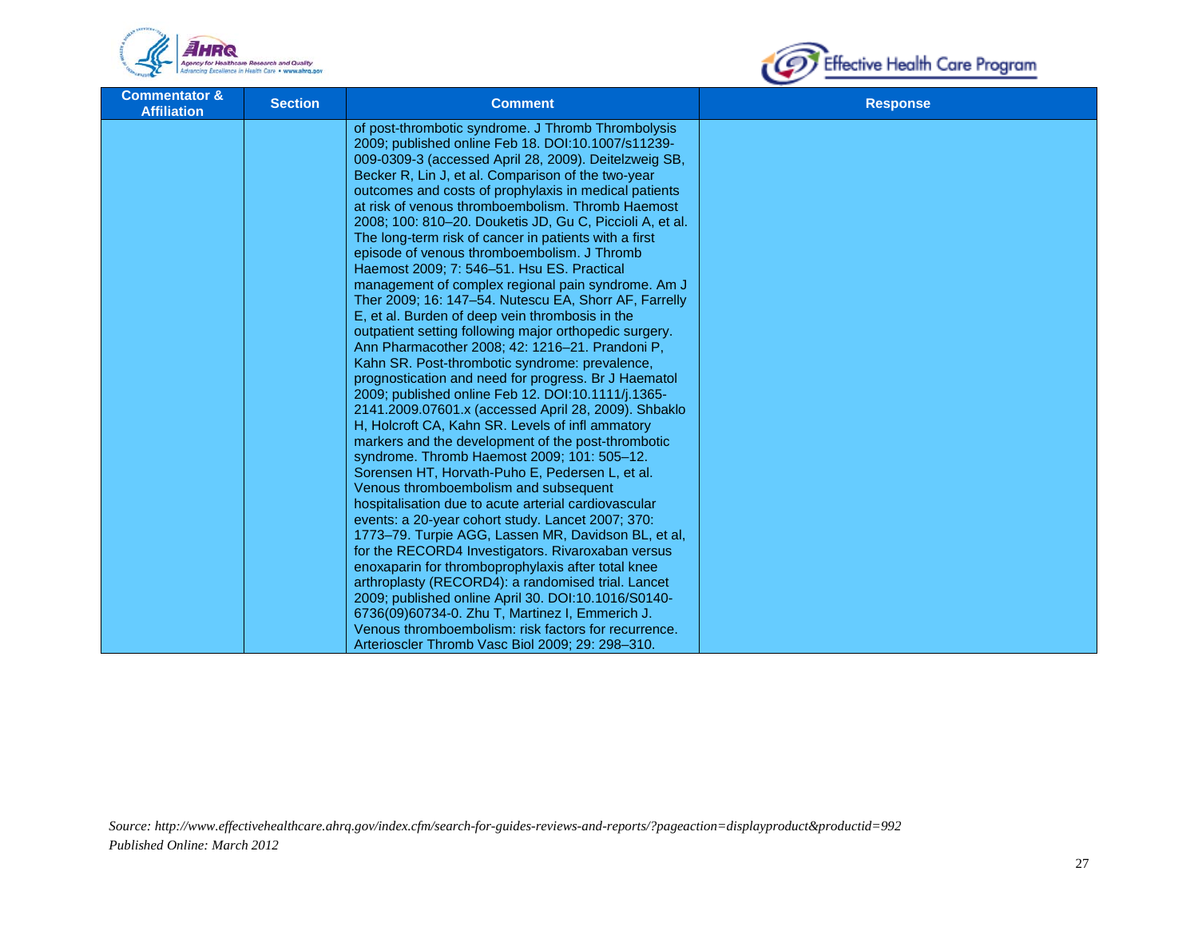| Commentator & Affiliation | Section | Comment | Response |
|---|---|---|---|
| | | of post-thrombotic syndrome. J Thromb Thrombolysis 2009; published online Feb 18. DOI:10.1007/s11239-009-0309-3 (accessed April 28, 2009). Deitelzweig SB, Becker R, Lin J, et al. Comparison of the two-year outcomes and costs of prophylaxis in medical patients at risk of venous thromboembolism. Thromb Haemost 2008; 100: 810–20. Douketis JD, Gu C, Piccioli A, et al. The long-term risk of cancer in patients with a first episode of venous thromboembolism. J Thromb Haemost 2009; 7: 546–51. Hsu ES. Practical management of complex regional pain syndrome. Am J Ther 2009; 16: 147–54. Nutescu EA, Shorr AF, Farrelly E, et al. Burden of deep vein thrombosis in the outpatient setting following major orthopedic surgery. Ann Pharmacother 2008; 42: 1216–21. Prandoni P, Kahn SR. Post-thrombotic syndrome: prevalence, prognostication and need for progress. Br J Haematol 2009; published online Feb 12. DOI:10.1111/j.1365-2141.2009.07601.x (accessed April 28, 2009). Shbaklo H, Holcroft CA, Kahn SR. Levels of infl ammatory markers and the development of the post-thrombotic syndrome. Thromb Haemost 2009; 101: 505–12. Sorensen HT, Horvath-Puho E, Pedersen L, et al. Venous thromboembolism and subsequent hospitalisation due to acute arterial cardiovascular events: a 20-year cohort study. Lancet 2007; 370: 1773–79. Turpie AGG, Lassen MR, Davidson BL, et al, for the RECORD4 Investigators. Rivaroxaban versus enoxaparin for thromboprophylaxis after total knee arthroplasty (RECORD4): a randomised trial. Lancet 2009; published online April 30. DOI:10.1016/S0140-6736(09)60734-0. Zhu T, Martinez I, Emmerich J. Venous thromboembolism: risk factors for recurrence. Arterioscler Thromb Vasc Biol 2009; 29: 298–310. | |

*Source: http://www.effectivehealthcare.ahrq.gov/index.cfm/search-for-guides-reviews-and-reports/?pageaction=displayproduct&productid=992*
*Published Online: March 2012*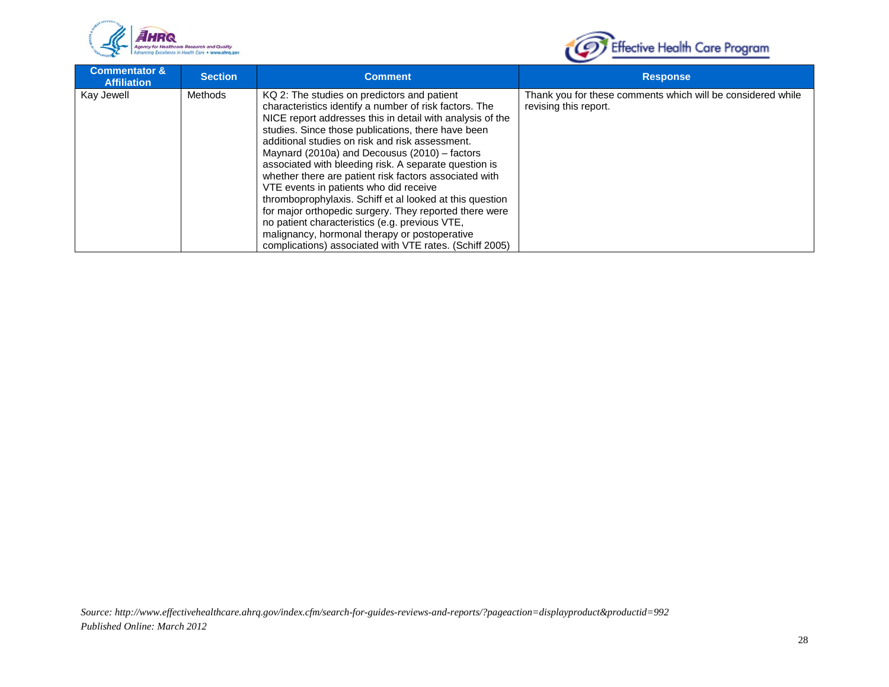| Commentator & Affiliation | Section | Comment | Response |
|---|---|---|---|
| Kay Jewell | Methods | KQ 2: The studies on predictors and patient characteristics identify a number of risk factors. The NICE report addresses this in detail with analysis of the studies. Since those publications, there have been additional studies on risk and risk assessment. Maynard (2010a) and Decousus (2010) – factors associated with bleeding risk. A separate question is whether there are patient risk factors associated with VTE events in patients who did receive thromboprophylaxis. Schiff et al looked at this question for major orthopedic surgery. They reported there were no patient characteristics (e.g. previous VTE, malignancy, hormonal therapy or postoperative complications) associated with VTE rates. (Schiff 2005) | Thank you for these comments which will be considered while revising this report. |

*Source: http://www.effectivehealthcare.ahrq.gov/index.cfm/search-for-guides-reviews-and-reports/?pageaction=displayproduct&productid=992*
*Published Online: March 2012*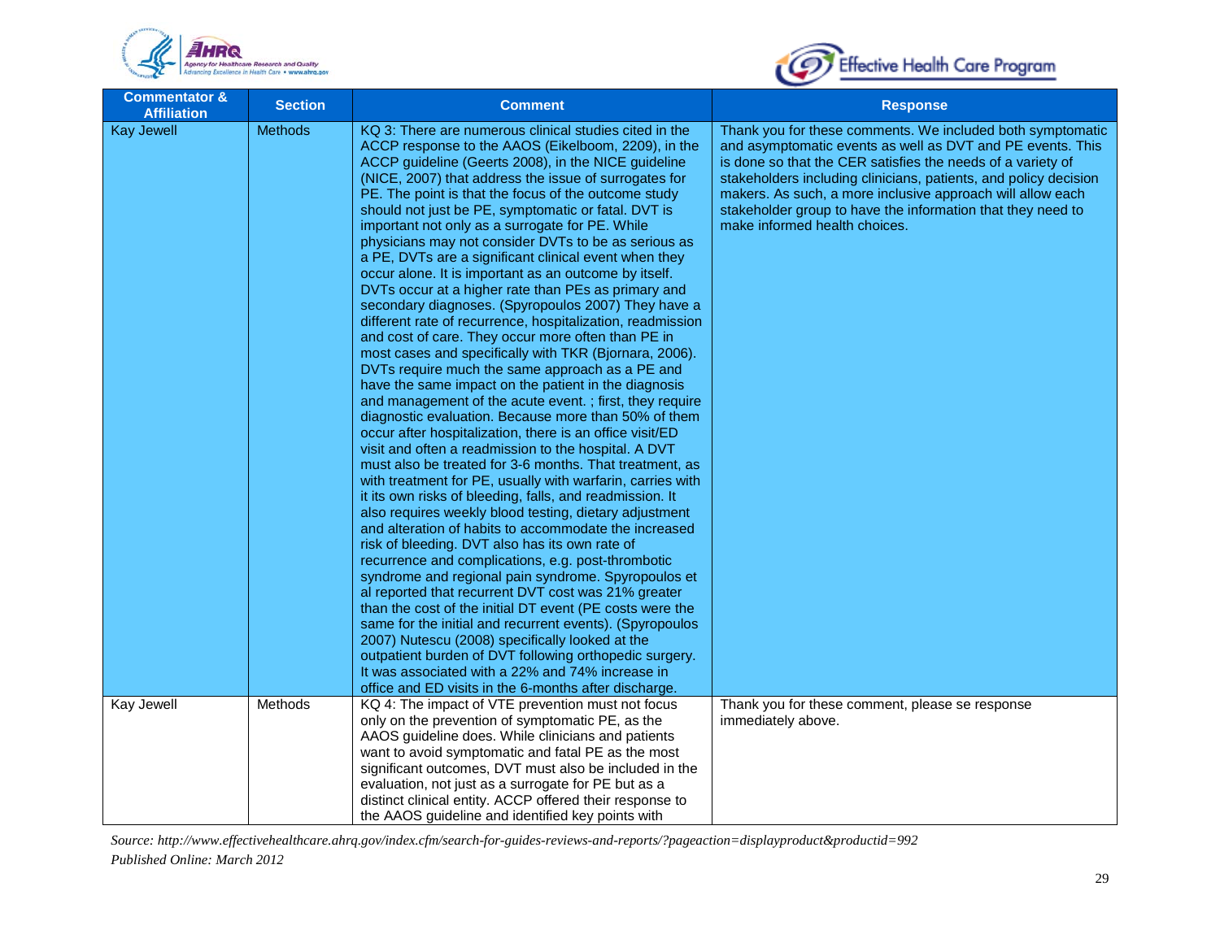| Commentator & Affiliation | Section | Comment | Response |
|---|---|---|---|
| Kay Jewell | Methods | KQ 3: There are numerous clinical studies cited in the ACCP response to the AAOS (Eikelboom, 2209), in the ACCP guideline (Geerts 2008), in the NICE guideline (NICE, 2007) that address the issue of surrogates for PE. The point is that the focus of the outcome study should not just be PE, symptomatic or fatal. DVT is important not only as a surrogate for PE. While physicians may not consider DVTs to be as serious as a PE, DVTs are a significant clinical event when they occur alone. It is important as an outcome by itself. DVTs occur at a higher rate than PEs as primary and secondary diagnoses. (Spyropoulos 2007) They have a different rate of recurrence, hospitalization, readmission and cost of care. They occur more often than PE in most cases and specifically with TKR (Bjornara, 2006). DVTs require much the same approach as a PE and have the same impact on the patient in the diagnosis and management of the acute event. ; first, they require diagnostic evaluation. Because more than 50% of them occur after hospitalization, there is an office visit/ED visit and often a readmission to the hospital. A DVT must also be treated for 3-6 months. That treatment, as with treatment for PE, usually with warfarin, carries with it its own risks of bleeding, falls, and readmission. It also requires weekly blood testing, dietary adjustment and alteration of habits to accommodate the increased risk of bleeding. DVT also has its own rate of recurrence and complications, e.g. post-thrombotic syndrome and regional pain syndrome. Spyropoulos et al reported that recurrent DVT cost was 21% greater than the cost of the initial DT event (PE costs were the same for the initial and recurrent events). (Spyropoulos 2007) Nutescu (2008) specifically looked at the outpatient burden of DVT following orthopedic surgery. It was associated with a 22% and 74% increase in office and ED visits in the 6-months after discharge. | Thank you for these comments. We included both symptomatic and asymptomatic events as well as DVT and PE events. This is done so that the CER satisfies the needs of a variety of stakeholders including clinicians, patients, and policy decision makers. As such, a more inclusive approach will allow each stakeholder group to have the information that they need to make informed health choices. |
| Kay Jewell | Methods | KQ 4: The impact of VTE prevention must not focus only on the prevention of symptomatic PE, as the AAOS guideline does. While clinicians and patients want to avoid symptomatic and fatal PE as the most significant outcomes, DVT must also be included in the evaluation, not just as a surrogate for PE but as a distinct clinical entity. ACCP offered their response to the AAOS guideline and identified key points with | Thank you for these comment, please se response immediately above. |

*Source: http://www.effectivehealthcare.ahrq.gov/index.cfm/search-for-guides-reviews-and-reports/?pageaction=displayproduct&productid=992*
*Published Online: March 2012*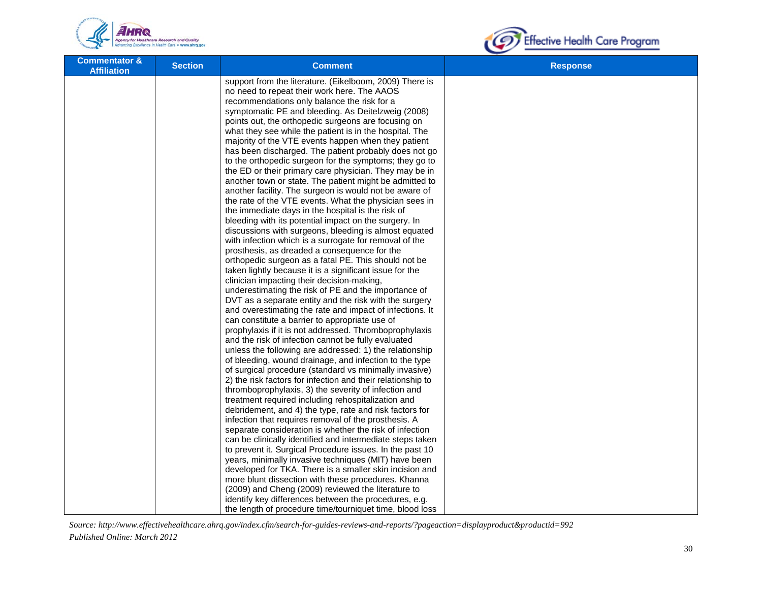| Commentator & Affiliation | Section | Comment | Response |
|---|---|---|---|
| | | support from the literature. (Eikelboom, 2009) There is no need to repeat their work here. The AAOS recommendations only balance the risk for a symptomatic PE and bleeding. As Deitelzweig (2008) points out, the orthopedic surgeons are focusing on what they see while the patient is in the hospital. The majority of the VTE events happen when they patient has been discharged. The patient probably does not go to the orthopedic surgeon for the symptoms; they go to the ED or their primary care physician. They may be in another town or state. The patient might be admitted to another facility. The surgeon is would not be aware of the rate of the VTE events. What the physician sees in the immediate days in the hospital is the risk of bleeding with its potential impact on the surgery. In discussions with surgeons, bleeding is almost equated with infection which is a surrogate for removal of the prosthesis, as dreaded a consequence for the orthopedic surgeon as a fatal PE. This should not be taken lightly because it is a significant issue for the clinician impacting their decision-making, underestimating the risk of PE and the importance of DVT as a separate entity and the risk with the surgery and overestimating the rate and impact of infections. It can constitute a barrier to appropriate use of prophylaxis if it is not addressed. Thromboprophylaxis and the risk of infection cannot be fully evaluated unless the following are addressed: 1) the relationship of bleeding, wound drainage, and infection to the type of surgical procedure (standard vs minimally invasive) 2) the risk factors for infection and their relationship to thromboprophylaxis, 3) the severity of infection and treatment required including rehospitalization and debridement, and 4) the type, rate and risk factors for infection that requires removal of the prosthesis. A separate consideration is whether the risk of infection can be clinically identified and intermediate steps taken to prevent it. Surgical Procedure issues. In the past 10 years, minimally invasive techniques (MIT) have been developed for TKA. There is a smaller skin incision and more blunt dissection with these procedures. Khanna (2009) and Cheng (2009) reviewed the literature to identify key differences between the procedures, e.g. the length of procedure time/tourniquet time, blood loss | |

*Source: http://www.effectivehealthcare.ahrq.gov/index.cfm/search-for-guides-reviews-and-reports/?pageaction=displayproduct&productid=992*
*Published Online: March 2012*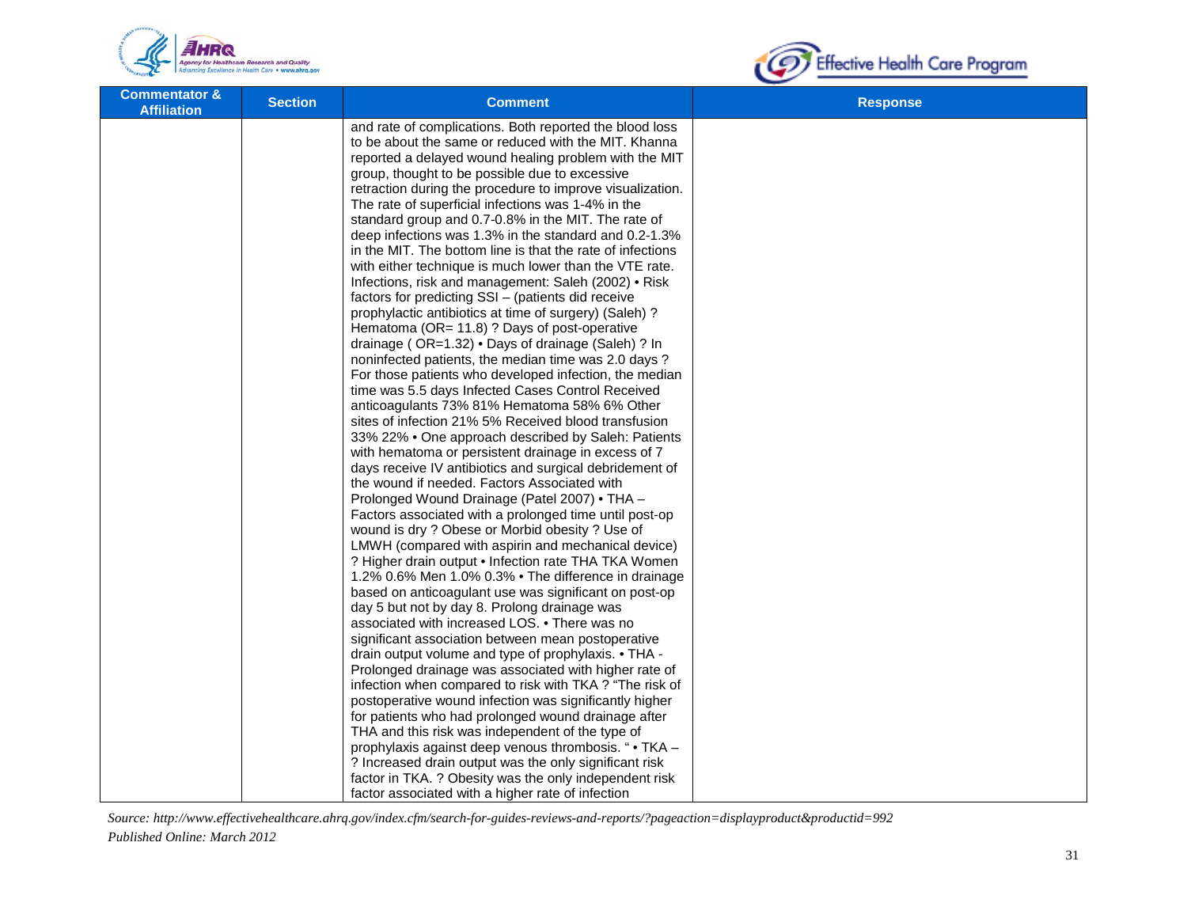| Commentator & Affiliation | Section | Comment | Response |
|---|---|---|---|
| | | and rate of complications. Both reported the blood loss to be about the same or reduced with the MIT. Khanna reported a delayed wound healing problem with the MIT group, thought to be possible due to excessive retraction during the procedure to improve visualization. The rate of superficial infections was 1-4% in the standard group and 0.7-0.8% in the MIT. The rate of deep infections was 1.3% in the standard and 0.2-1.3% in the MIT. The bottom line is that the rate of infections with either technique is much lower than the VTE rate. Infections, risk and management: Saleh (2002) • Risk factors for predicting SSI – (patients did receive prophylactic antibiotics at time of surgery) (Saleh) ? Hematoma (OR= 11.8) ? Days of post-operative drainage ( OR=1.32) • Days of drainage (Saleh) ? In noninfected patients, the median time was 2.0 days ? For those patients who developed infection, the median time was 5.5 days Infected Cases Control Received anticoagulants 73% 81% Hematoma 58% 6% Other sites of infection 21% 5% Received blood transfusion 33% 22% • One approach described by Saleh: Patients with hematoma or persistent drainage in excess of 7 days receive IV antibiotics and surgical debridement of the wound if needed. Factors Associated with Prolonged Wound Drainage (Patel 2007) • THA – Factors associated with a prolonged time until post-op wound is dry ? Obese or Morbid obesity ? Use of LMWH (compared with aspirin and mechanical device) ? Higher drain output • Infection rate THA TKA Women 1.2% 0.6% Men 1.0% 0.3% • The difference in drainage based on anticoagulant use was significant on post-op day 5 but not by day 8. Prolong drainage was associated with increased LOS. • There was no significant association between mean postoperative drain output volume and type of prophylaxis. • THA - Prolonged drainage was associated with higher rate of infection when compared to risk with TKA ? "The risk of postoperative wound infection was significantly higher for patients who had prolonged wound drainage after THA and this risk was independent of the type of prophylaxis against deep venous thrombosis. " • TKA – ? Increased drain output was the only significant risk factor in TKA. ? Obesity was the only independent risk factor associated with a higher rate of infection | |

*Source: http://www.effectivehealthcare.ahrq.gov/index.cfm/search-for-guides-reviews-and-reports/?pageaction=displayproduct&productid=992*
*Published Online: March 2012*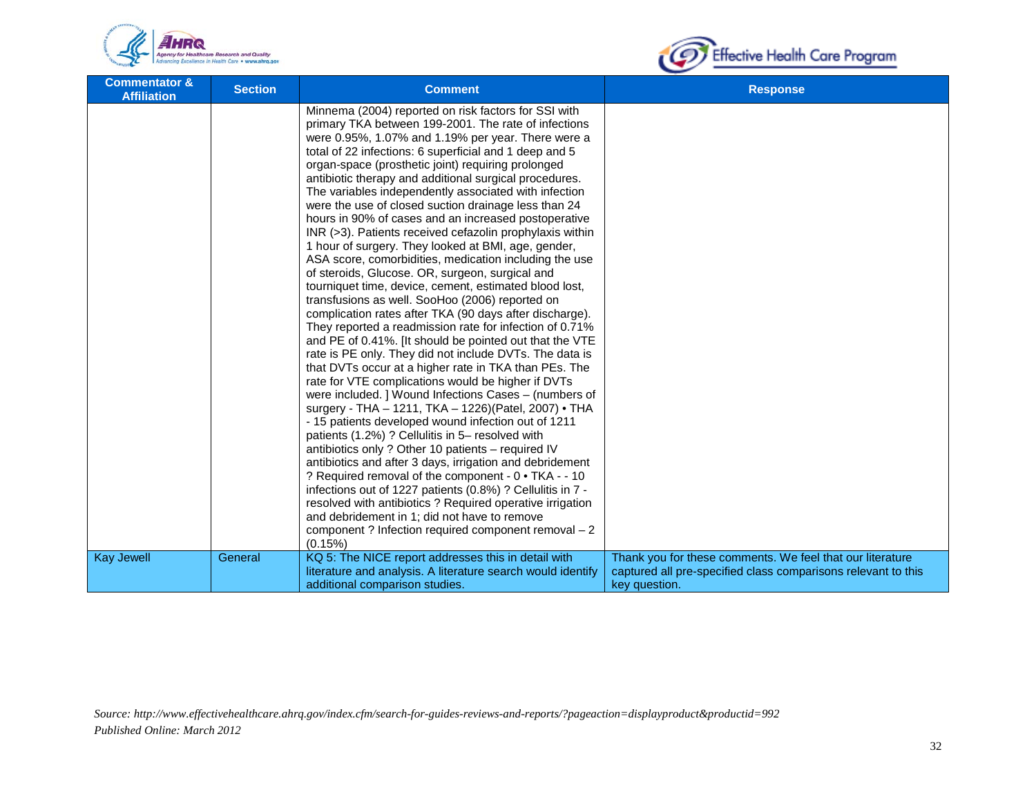| Commentator & Affiliation | Section | Comment | Response |
|---|---|---|---|
| | | Minnema (2004) reported on risk factors for SSI with primary TKA between 199-2001. The rate of infections were 0.95%, 1.07% and 1.19% per year. There were a total of 22 infections: 6 superficial and 1 deep and 5 organ-space (prosthetic joint) requiring prolonged antibiotic therapy and additional surgical procedures. The variables independently associated with infection were the use of closed suction drainage less than 24 hours in 90% of cases and an increased postoperative INR (>3). Patients received cefazolin prophylaxis within 1 hour of surgery. They looked at BMI, age, gender, ASA score, comorbidities, medication including the use of steroids, Glucose. OR, surgeon, surgical and tourniquet time, device, cement, estimated blood lost, transfusions as well. SooHoo (2006) reported on complication rates after TKA (90 days after discharge). They reported a readmission rate for infection of 0.71% and PE of 0.41%. [It should be pointed out that the VTE rate is PE only. They did not include DVTs. The data is that DVTs occur at a higher rate in TKA than PEs. The rate for VTE complications would be higher if DVTs were included. ] Wound Infections Cases – (numbers of surgery - THA – 1211, TKA – 1226)(Patel, 2007) • THA - 15 patients developed wound infection out of 1211 patients (1.2%) ? Cellulitis in 5– resolved with antibiotics only ? Other 10 patients – required IV antibiotics and after 3 days, irrigation and debridement ? Required removal of the component - 0 • TKA - - 10 infections out of 1227 patients (0.8%) ? Cellulitis in 7 - resolved with antibiotics ? Required operative irrigation and debridement in 1; did not have to remove component ? Infection required component removal – 2 (0.15%) | |
| Kay Jewell | General | KQ 5: The NICE report addresses this in detail with literature and analysis. A literature search would identify additional comparison studies. | Thank you for these comments. We feel that our literature captured all pre-specified class comparisons relevant to this key question. |

*Source: http://www.effectivehealthcare.ahrq.gov/index.cfm/search-for-guides-reviews-and-reports/?pageaction=displayproduct&productid=992*
*Published Online: March 2012*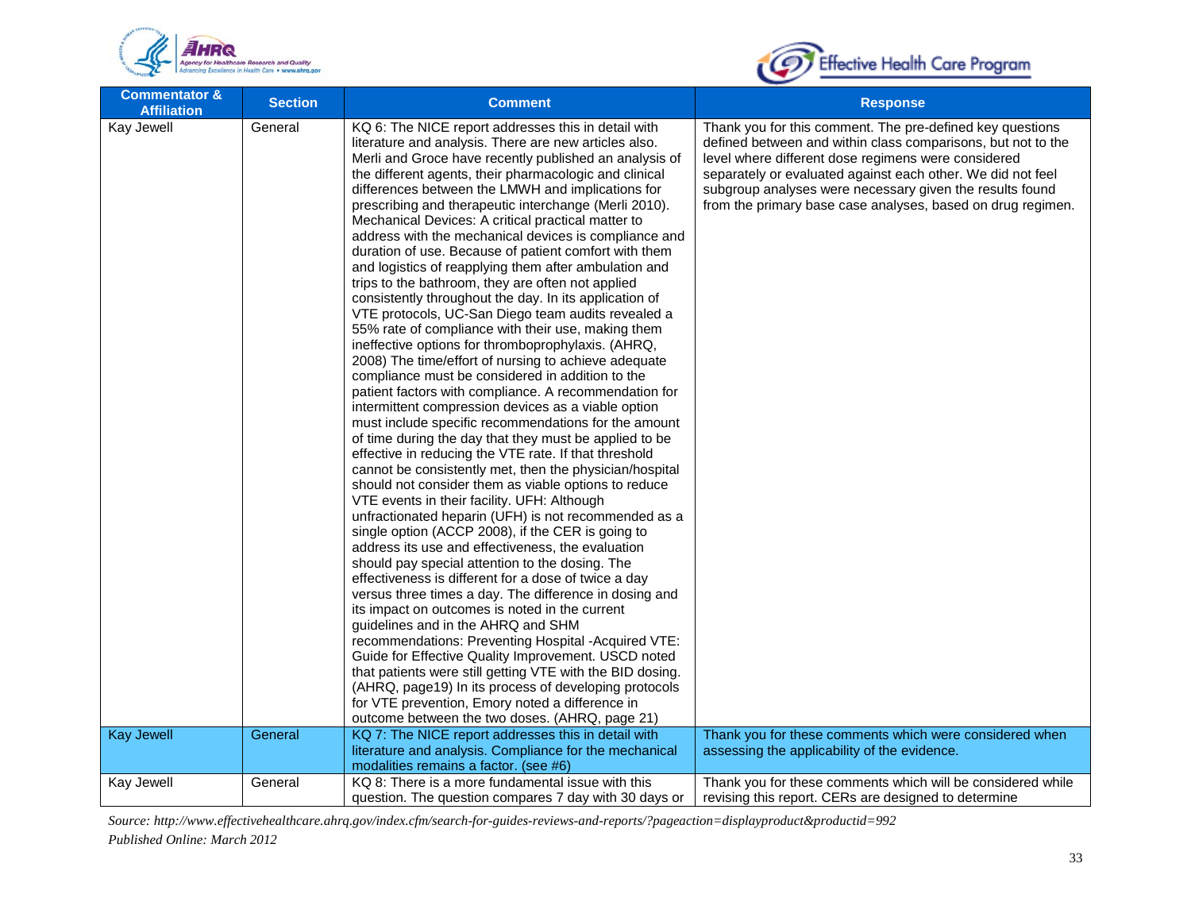| Commentator & Affiliation | Section | Comment | Response |
|---|---|---|---|
| Kay Jewell | General | KQ 6: The NICE report addresses this in detail with literature and analysis. There are new articles also. Merli and Groce have recently published an analysis of the different agents, their pharmacologic and clinical differences between the LMWH and implications for prescribing and therapeutic interchange (Merli 2010). Mechanical Devices: A critical practical matter to address with the mechanical devices is compliance and duration of use. Because of patient comfort with them and logistics of reapplying them after ambulation and trips to the bathroom, they are often not applied consistently throughout the day. In its application of VTE protocols, UC-San Diego team audits revealed a 55% rate of compliance with their use, making them ineffective options for thromboprophylaxis. (AHRQ, 2008) The time/effort of nursing to achieve adequate compliance must be considered in addition to the patient factors with compliance. A recommendation for intermittent compression devices as a viable option must include specific recommendations for the amount of time during the day that they must be applied to be effective in reducing the VTE rate. If that threshold cannot be consistently met, then the physician/hospital should not consider them as viable options to reduce VTE events in their facility. UFH: Although unfractionated heparin (UFH) is not recommended as a single option (ACCP 2008), if the CER is going to address its use and effectiveness, the evaluation should pay special attention to the dosing. The effectiveness is different for a dose of twice a day versus three times a day. The difference in dosing and its impact on outcomes is noted in the current guidelines and in the AHRQ and SHM recommendations: Preventing Hospital -Acquired VTE: Guide for Effective Quality Improvement. USCD noted that patients were still getting VTE with the BID dosing. (AHRQ, page19) In its process of developing protocols for VTE prevention, Emory noted a difference in outcome between the two doses. (AHRQ, page 21) | Thank you for this comment. The pre-defined key questions defined between and within class comparisons, but not to the level where different dose regimens were considered separately or evaluated against each other. We did not feel subgroup analyses were necessary given the results found from the primary base case analyses, based on drug regimen. |
| Kay Jewell | General | KQ 7: The NICE report addresses this in detail with literature and analysis. Compliance for the mechanical modalities remains a factor. (see #6) | Thank you for these comments which were considered when assessing the applicability of the evidence. |
| Kay Jewell | General | KQ 8: There is a more fundamental issue with this question. The question compares 7 day with 30 days or | Thank you for these comments which will be considered while revising this report. CERs are designed to determine |

*Source: http://www.effectivehealthcare.ahrq.gov/index.cfm/search-for-guides-reviews-and-reports/?pageaction=displayproduct&productid=992*
*Published Online: March 2012*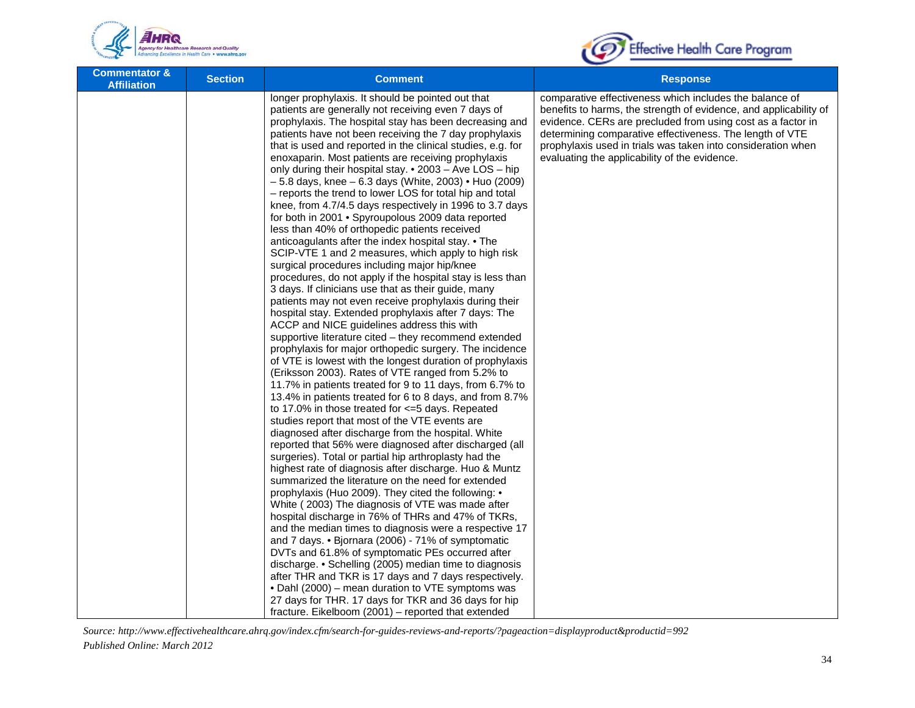| Commentator & Affiliation | Section | Comment | Response |
|---|---|---|---|
| | | longer prophylaxis. It should be pointed out that patients are generally not receiving even 7 days of prophylaxis. The hospital stay has been decreasing and patients have not been receiving the 7 day prophylaxis that is used and reported in the clinical studies, e.g. for enoxaparin. Most patients are receiving prophylaxis only during their hospital stay. • 2003 – Ave LOS – hip – 5.8 days, knee – 6.3 days (White, 2003) • Huo (2009) – reports the trend to lower LOS for total hip and total knee, from 4.7/4.5 days respectively in 1996 to 3.7 days for both in 2001 • Spyroupolous 2009 data reported less than 40% of orthopedic patients received anticoagulants after the index hospital stay. • The SCIP-VTE 1 and 2 measures, which apply to high risk surgical procedures including major hip/knee procedures, do not apply if the hospital stay is less than 3 days. If clinicians use that as their guide, many patients may not even receive prophylaxis during their hospital stay. Extended prophylaxis after 7 days: The ACCP and NICE guidelines address this with supportive literature cited – they recommend extended prophylaxis for major orthopedic surgery. The incidence of VTE is lowest with the longest duration of prophylaxis (Eriksson 2003). Rates of VTE ranged from 5.2% to 11.7% in patients treated for 9 to 11 days, from 6.7% to 13.4% in patients treated for 6 to 8 days, and from 8.7% to 17.0% in those treated for <=5 days. Repeated studies report that most of the VTE events are diagnosed after discharge from the hospital. White reported that 56% were diagnosed after discharged (all surgeries). Total or partial hip arthroplasty had the highest rate of diagnosis after discharge. Huo & Muntz summarized the literature on the need for extended prophylaxis (Huo 2009). They cited the following: • White ( 2003) The diagnosis of VTE was made after hospital discharge in 76% of THRs and 47% of TKRs, and the median times to diagnosis were a respective 17 and 7 days. • Bjornara (2006) - 71% of symptomatic DVTs and 61.8% of symptomatic PEs occurred after discharge. • Schelling (2005) median time to diagnosis after THR and TKR is 17 days and 7 days respectively. • Dahl (2000) – mean duration to VTE symptoms was 27 days for THR. 17 days for TKR and 36 days for hip fracture. Eikelboom (2001) – reported that extended | comparative effectiveness which includes the balance of benefits to harms, the strength of evidence, and applicability of evidence. CERs are precluded from using cost as a factor in determining comparative effectiveness. The length of VTE prophylaxis used in trials was taken into consideration when evaluating the applicability of the evidence. |

*Source: http://www.effectivehealthcare.ahrq.gov/index.cfm/search-for-guides-reviews-and-reports/?pageaction=displayproduct&productid=992*
*Published Online: March 2012*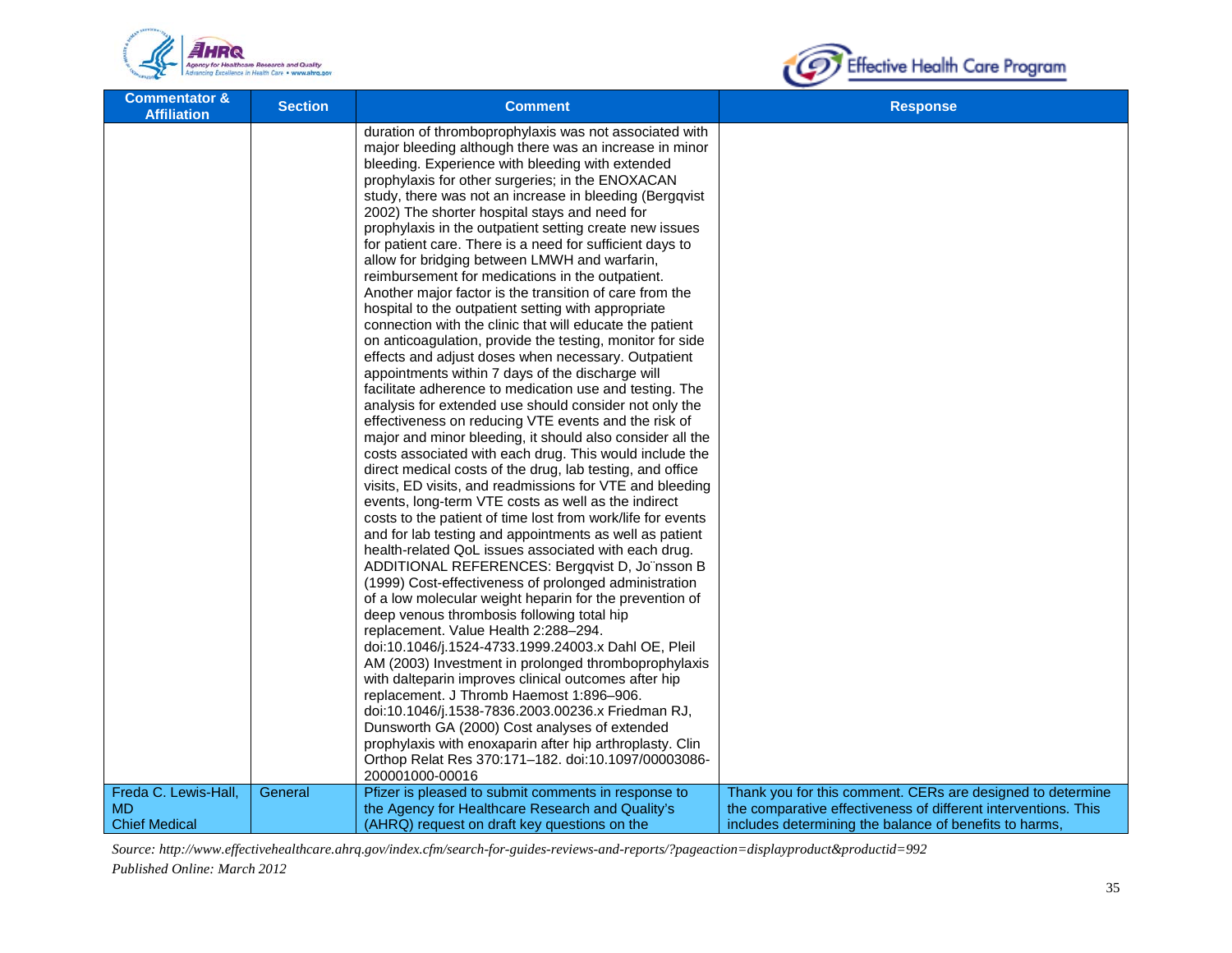| Commentator & Affiliation | Section | Comment | Response |
|---|---|---|---|
| | | duration of thromboprophylaxis was not associated with major bleeding although there was an increase in minor bleeding. Experience with bleeding with extended prophylaxis for other surgeries; in the ENOXACAN study, there was not an increase in bleeding (Bergqvist 2002) The shorter hospital stays and need for prophylaxis in the outpatient setting create new issues for patient care. There is a need for sufficient days to allow for bridging between LMWH and warfarin, reimbursement for medications in the outpatient. Another major factor is the transition of care from the hospital to the outpatient setting with appropriate connection with the clinic that will educate the patient on anticoagulation, provide the testing, monitor for side effects and adjust doses when necessary. Outpatient appointments within 7 days of the discharge will facilitate adherence to medication use and testing. The analysis for extended use should consider not only the effectiveness on reducing VTE events and the risk of major and minor bleeding, it should also consider all the costs associated with each drug. This would include the direct medical costs of the drug, lab testing, and office visits, ED visits, and readmissions for VTE and bleeding events, long-term VTE costs as well as the indirect costs to the patient of time lost from work/life for events and for lab testing and appointments as well as patient health-related QoL issues associated with each drug. ADDITIONAL REFERENCES: Bergqvist D, Jo¨nsson B (1999) Cost-effectiveness of prolonged administration of a low molecular weight heparin for the prevention of deep venous thrombosis following total hip replacement. Value Health 2:288–294. doi:10.1046/j.1524-4733.1999.24003.x Dahl OE, Pleil AM (2003) Investment in prolonged thromboprophylaxis with dalteparin improves clinical outcomes after hip replacement. J Thromb Haemost 1:896–906. doi:10.1046/j.1538-7836.2003.00236.x Friedman RJ, Dunsworth GA (2000) Cost analyses of extended prophylaxis with enoxaparin after hip arthroplasty. Clin Orthop Relat Res 370:171–182. doi:10.1097/00003086-200001000-00016 | |
| Freda C. Lewis-Hall, MD Chief Medical | General | Pfizer is pleased to submit comments in response to the Agency for Healthcare Research and Quality's (AHRQ) request on draft key questions on the | Thank you for this comment. CERs are designed to determine the comparative effectiveness of different interventions. This includes determining the balance of benefits to harms, |

*Source: http://www.effectivehealthcare.ahrq.gov/index.cfm/search-for-guides-reviews-and-reports/?pageaction=displayproduct&productid=992*
*Published Online: March 2012*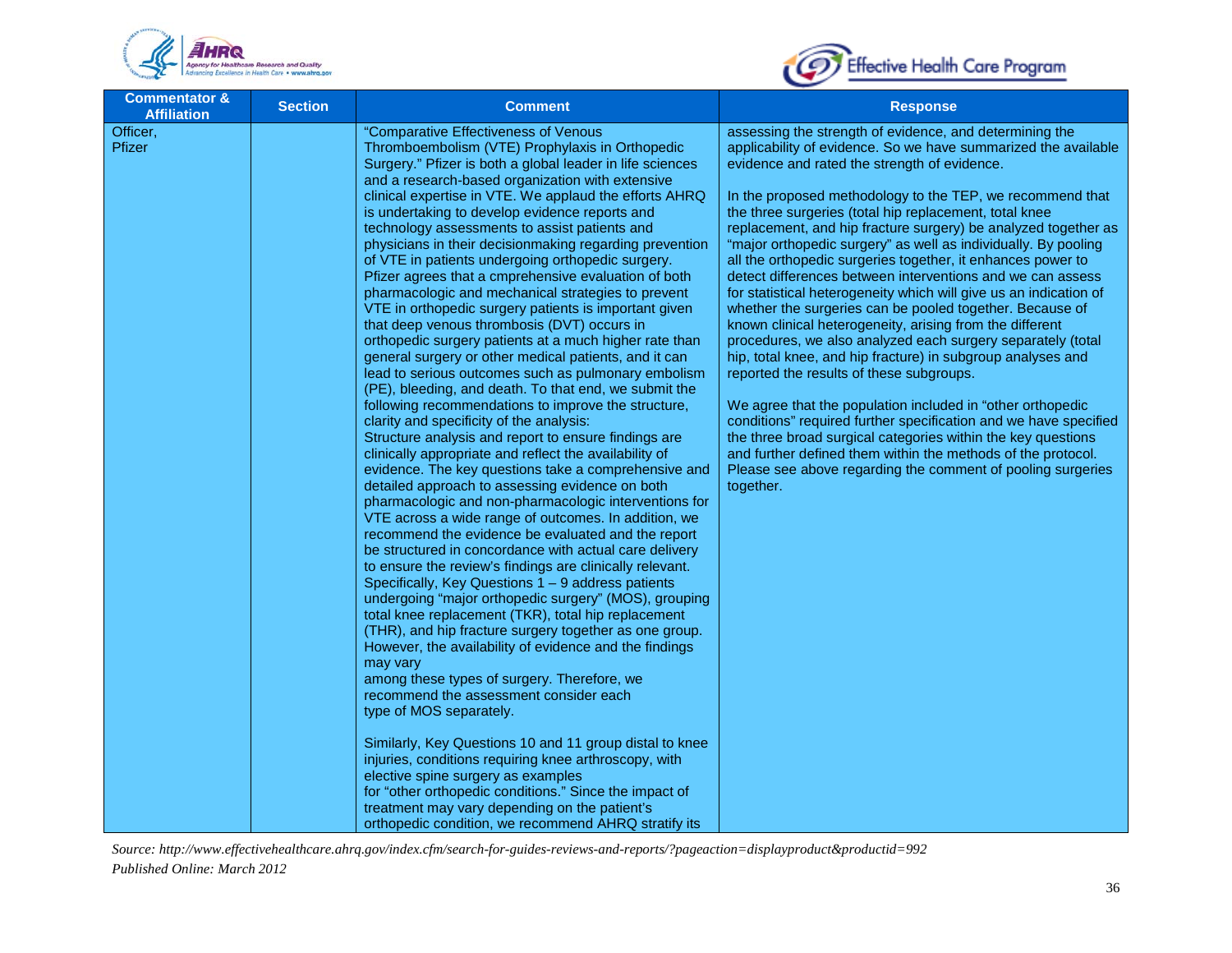| Commentator & Affiliation | Section | Comment | Response |
|---|---|---|---|
| Officer, Pfizer | | "Comparative Effectiveness of Venous Thromboembolism (VTE) Prophylaxis in Orthopedic Surgery." Pfizer is both a global leader in life sciences and a research-based organization with extensive clinical expertise in VTE. We applaud the efforts AHRQ is undertaking to develop evidence reports and technology assessments to assist patients and physicians in their decisionmaking regarding prevention of VTE in patients undergoing orthopedic surgery. Pfizer agrees that a cmprehensive evaluation of both pharmacologic and mechanical strategies to prevent VTE in orthopedic surgery patients is important given that deep venous thrombosis (DVT) occurs in orthopedic surgery patients at a much higher rate than general surgery or other medical patients, and it can lead to serious outcomes such as pulmonary embolism (PE), bleeding, and death. To that end, we submit the following recommendations to improve the structure, clarity and specificity of the analysis:<br>Structure analysis and report to ensure findings are clinically appropriate and reflect the availability of evidence. The key questions take a comprehensive and detailed approach to assessing evidence on both pharmacologic and non-pharmacologic interventions for VTE across a wide range of outcomes. In addition, we recommend the evidence be evaluated and the report be structured in concordance with actual care delivery to ensure the review's findings are clinically relevant. Specifically, Key Questions 1 – 9 address patients undergoing "major orthopedic surgery" (MOS), grouping total knee replacement (TKR), total hip replacement (THR), and hip fracture surgery together as one group. However, the availability of evidence and the findings may vary among these types of surgery. Therefore, we recommend the assessment consider each type of MOS separately.<br><br>Similarly, Key Questions 10 and 11 group distal to knee injuries, conditions requiring knee arthroscopy, with elective spine surgery as examples for "other orthopedic conditions." Since the impact of treatment may vary depending on the patient's orthopedic condition, we recommend AHRQ stratify its | assessing the strength of evidence, and determining the applicability of evidence. So we have summarized the available evidence and rated the strength of evidence.<br><br>In the proposed methodology to the TEP, we recommend that the three surgeries (total hip replacement, total knee replacement, and hip fracture surgery) be analyzed together as "major orthopedic surgery" as well as individually. By pooling all the orthopedic surgeries together, it enhances power to detect differences between interventions and we can assess for statistical heterogeneity which will give us an indication of whether the surgeries can be pooled together. Because of known clinical heterogeneity, arising from the different procedures, we also analyzed each surgery separately (total hip, total knee, and hip fracture) in subgroup analyses and reported the results of these subgroups.<br><br>We agree that the population included in "other orthopedic conditions" required further specification and we have specified the three broad surgical categories within the key questions and further defined them within the methods of the protocol. Please see above regarding the comment of pooling surgeries together. |

*Source: http://www.effectivehealthcare.ahrq.gov/index.cfm/search-for-guides-reviews-and-reports/?pageaction=displayproduct&productid=992*
*Published Online: March 2012*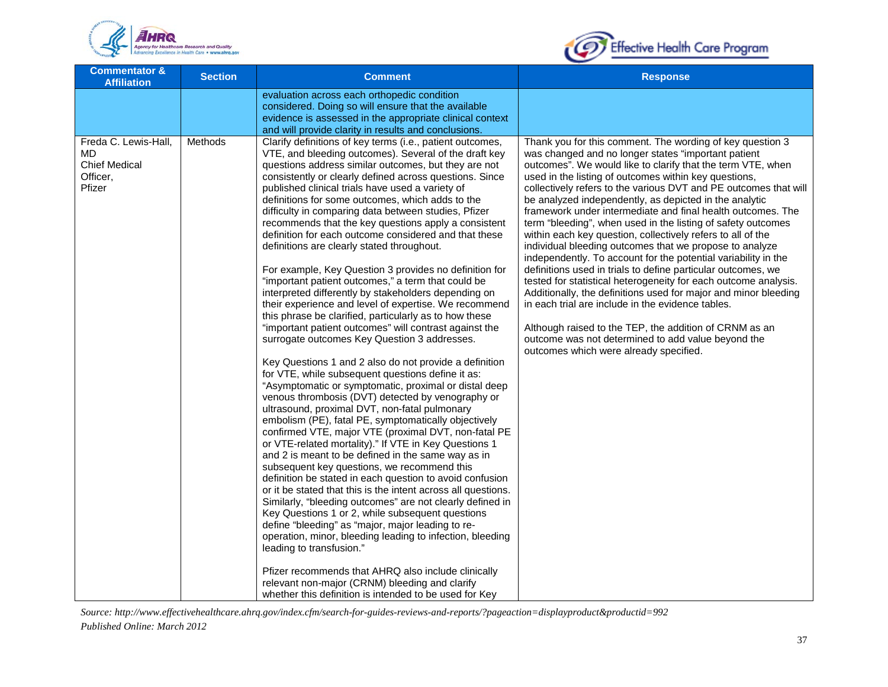| Commentator & Affiliation | Section | Comment | Response |
|---|---|---|---|
| | | evaluation across each orthopedic condition considered. Doing so will ensure that the available evidence is assessed in the appropriate clinical context and will provide clarity in results and conclusions. | |
| Freda C. Lewis-Hall, MD<br>Chief Medical Officer,<br>Pfizer | Methods | Clarify definitions of key terms (i.e., patient outcomes, VTE, and bleeding outcomes). Several of the draft key questions address similar outcomes, but they are not consistently or clearly defined across questions. Since published clinical trials have used a variety of definitions for some outcomes, which adds to the difficulty in comparing data between studies, Pfizer recommends that the key questions apply a consistent definition for each outcome considered and that these definitions are clearly stated throughout.<br><br>For example, Key Question 3 provides no definition for "important patient outcomes," a term that could be interpreted differently by stakeholders depending on their experience and level of expertise. We recommend this phrase be clarified, particularly as to how these "important patient outcomes" will contrast against the surrogate outcomes Key Question 3 addresses.<br><br>Key Questions 1 and 2 also do not provide a definition for VTE, while subsequent questions define it as: "Asymptomatic or symptomatic, proximal or distal deep venous thrombosis (DVT) detected by venography or ultrasound, proximal DVT, non-fatal pulmonary embolism (PE), fatal PE, symptomatically objectively confirmed VTE, major VTE (proximal DVT, non-fatal PE or VTE-related mortality)." If VTE in Key Questions 1 and 2 is meant to be defined in the same way as in subsequent key questions, we recommend this definition be stated in each question to avoid confusion or it be stated that this is the intent across all questions. Similarly, "bleeding outcomes" are not clearly defined in Key Questions 1 or 2, while subsequent questions define "bleeding" as "major, major leading to re-operation, minor, bleeding leading to infection, bleeding leading to transfusion."<br><br>Pfizer recommends that AHRQ also include clinically relevant non-major (CRNM) bleeding and clarify whether this definition is intended to be used for Key | Thank you for this comment. The wording of key question 3 was changed and no longer states "important patient outcomes". We would like to clarify that the term VTE, when used in the listing of outcomes within key questions, collectively refers to the various DVT and PE outcomes that will be analyzed independently, as depicted in the analytic framework under intermediate and final health outcomes. The term "bleeding", when used in the listing of safety outcomes within each key question, collectively refers to all of the individual bleeding outcomes that we propose to analyze independently. To account for the potential variability in the definitions used in trials to define particular outcomes, we tested for statistical heterogeneity for each outcome analysis. Additionally, the definitions used for major and minor bleeding in each trial are include in the evidence tables.<br><br>Although raised to the TEP, the addition of CRNM as an outcome was not determined to add value beyond the outcomes which were already specified. |

*Source: http://www.effectivehealthcare.ahrq.gov/index.cfm/search-for-guides-reviews-and-reports/?pageaction=displayproduct&productid=992*
*Published Online: March 2012*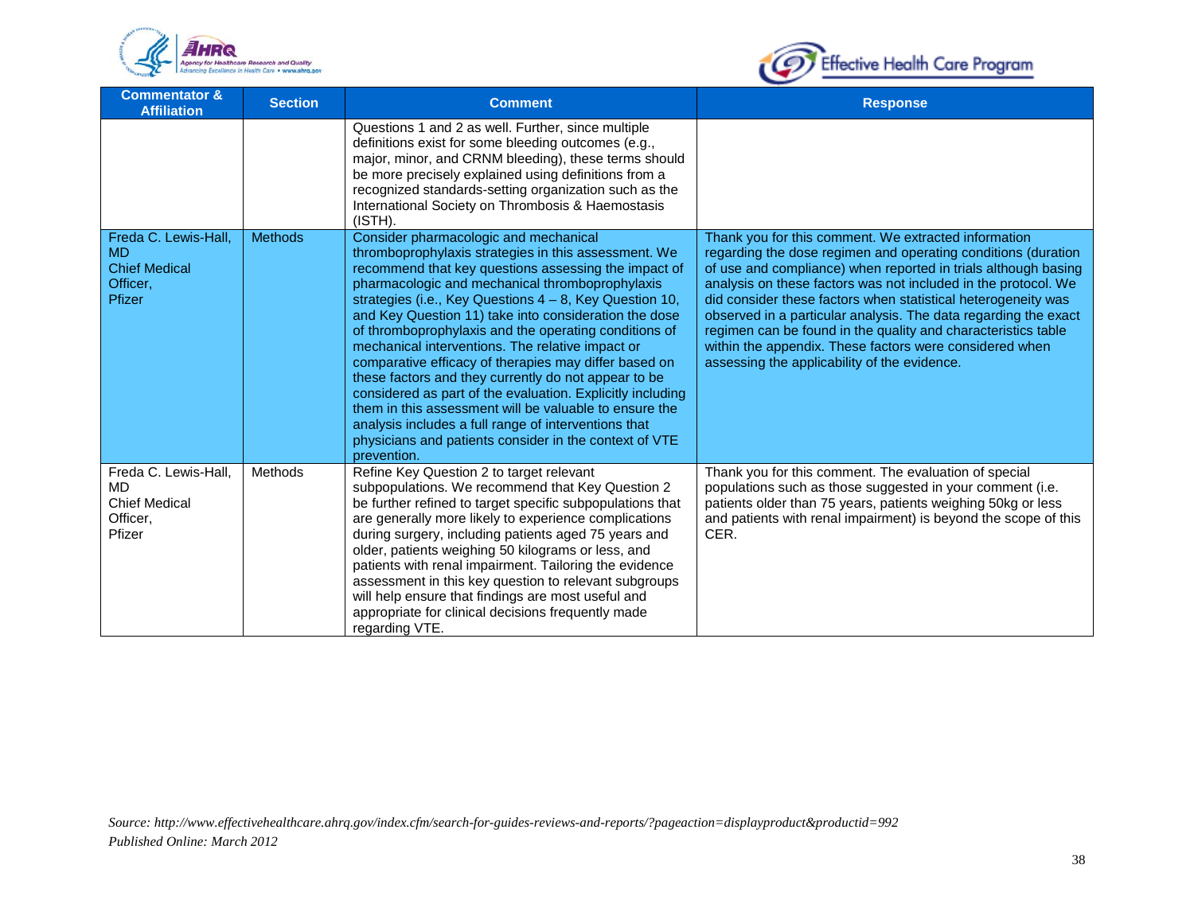| Commentator & Affiliation | Section | Comment | Response |
|---|---|---|---|
| | | Questions 1 and 2 as well. Further, since multiple definitions exist for some bleeding outcomes (e.g., major, minor, and CRNM bleeding), these terms should be more precisely explained using definitions from a recognized standards-setting organization such as the International Society on Thrombosis & Haemostasis (ISTH). | |
| Freda C. Lewis-Hall, MD<br>Chief Medical Officer,<br>Pfizer | Methods | Consider pharmacologic and mechanical thromboprophylaxis strategies in this assessment. We recommend that key questions assessing the impact of pharmacologic and mechanical thromboprophylaxis strategies (i.e., Key Questions 4 – 8, Key Question 10, and Key Question 11) take into consideration the dose of thromboprophylaxis and the operating conditions of mechanical interventions. The relative impact or comparative efficacy of therapies may differ based on these factors and they currently do not appear to be considered as part of the evaluation. Explicitly including them in this assessment will be valuable to ensure the analysis includes a full range of interventions that physicians and patients consider in the context of VTE prevention. | Thank you for this comment. We extracted information regarding the dose regimen and operating conditions (duration of use and compliance) when reported in trials although basing analysis on these factors was not included in the protocol. We did consider these factors when statistical heterogeneity was observed in a particular analysis. The data regarding the exact regimen can be found in the quality and characteristics table within the appendix. These factors were considered when assessing the applicability of the evidence. |
| Freda C. Lewis-Hall, MD<br>Chief Medical Officer,<br>Pfizer | Methods | Refine Key Question 2 to target relevant subpopulations. We recommend that Key Question 2 be further refined to target specific subpopulations that are generally more likely to experience complications during surgery, including patients aged 75 years and older, patients weighing 50 kilograms or less, and patients with renal impairment. Tailoring the evidence assessment in this key question to relevant subgroups will help ensure that findings are most useful and appropriate for clinical decisions frequently made regarding VTE. | Thank you for this comment. The evaluation of special populations such as those suggested in your comment (i.e. patients older than 75 years, patients weighing 50kg or less and patients with renal impairment) is beyond the scope of this CER. |

*Source: http://www.effectivehealthcare.ahrq.gov/index.cfm/search-for-guides-reviews-and-reports/?pageaction=displayproduct&productid=992*
*Published Online: March 2012*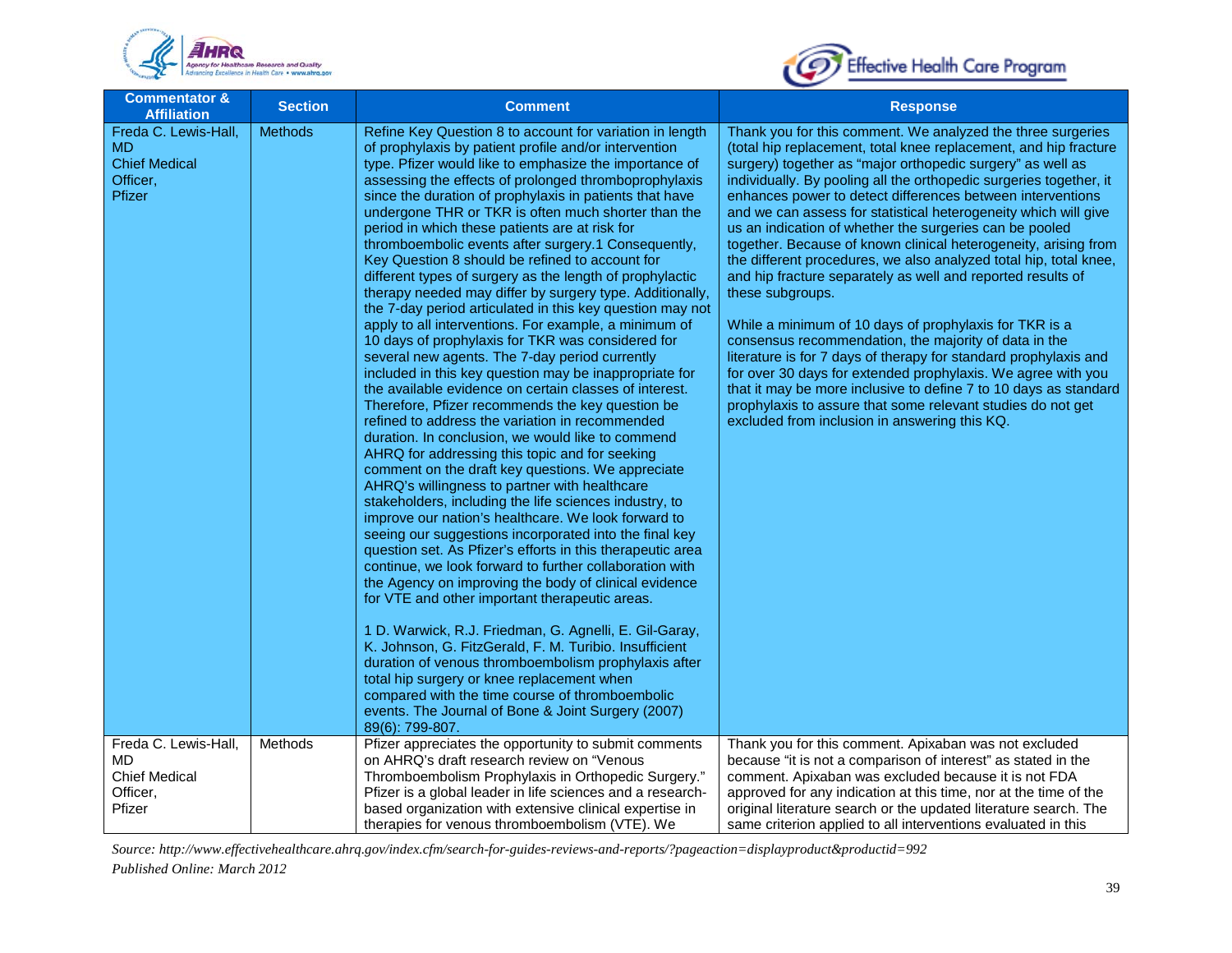| Commentator & Affiliation | Section | Comment | Response |
|---|---|---|---|
| Freda C. Lewis-Hall, MD Chief Medical Officer, Pfizer | Methods | Refine Key Question 8 to account for variation in length of prophylaxis by patient profile and/or intervention type. Pfizer would like to emphasize the importance of assessing the effects of prolonged thromboprophylaxis since the duration of prophylaxis in patients that have undergone THR or TKR is often much shorter than the period in which these patients are at risk for thromboembolic events after surgery.1 Consequently, Key Question 8 should be refined to account for different types of surgery as the length of prophylactic therapy needed may differ by surgery type. Additionally, the 7-day period articulated in this key question may not apply to all interventions. For example, a minimum of 10 days of prophylaxis for TKR was considered for several new agents. The 7-day period currently included in this key question may be inappropriate for the available evidence on certain classes of interest. Therefore, Pfizer recommends the key question be refined to address the variation in recommended duration. In conclusion, we would like to commend AHRQ for addressing this topic and for seeking comment on the draft key questions. We appreciate AHRQ's willingness to partner with healthcare stakeholders, including the life sciences industry, to improve our nation's healthcare. We look forward to seeing our suggestions incorporated into the final key question set. As Pfizer's efforts in this therapeutic area continue, we look forward to further collaboration with the Agency on improving the body of clinical evidence for VTE and other important therapeutic areas.<br><br>1 D. Warwick, R.J. Friedman, G. Agnelli, E. Gil-Garay, K. Johnson, G. FitzGerald, F. M. Turibio. Insufficient duration of venous thromboembolism prophylaxis after total hip surgery or knee replacement when compared with the time course of thromboembolic events. The Journal of Bone & Joint Surgery (2007) 89(6): 799-807. | Thank you for this comment. We analyzed the three surgeries (total hip replacement, total knee replacement, and hip fracture surgery) together as "major orthopedic surgery" as well as individually. By pooling all the orthopedic surgeries together, it enhances power to detect differences between interventions and we can assess for statistical heterogeneity which will give us an indication of whether the surgeries can be pooled together. Because of known clinical heterogeneity, arising from the different procedures, we also analyzed total hip, total knee, and hip fracture separately as well and reported results of these subgroups.<br><br>While a minimum of 10 days of prophylaxis for TKR is a consensus recommendation, the majority of data in the literature is for 7 days of therapy for standard prophylaxis and for over 30 days for extended prophylaxis. We agree with you that it may be more inclusive to define 7 to 10 days as standard prophylaxis to assure that some relevant studies do not get excluded from inclusion in answering this KQ. |
| Freda C. Lewis-Hall, MD Chief Medical Officer, Pfizer | Methods | Pfizer appreciates the opportunity to submit comments on AHRQ's draft research review on "Venous Thromboembolism Prophylaxis in Orthopedic Surgery." Pfizer is a global leader in life sciences and a research-based organization with extensive clinical expertise in therapies for venous thromboembolism (VTE). We | Thank you for this comment. Apixaban was not excluded because "it is not a comparison of interest" as stated in the comment. Apixaban was excluded because it is not FDA approved for any indication at this time, nor at the time of the original literature search or the updated literature search. The same criterion applied to all interventions evaluated in this |

*Source: http://www.effectivehealthcare.ahrq.gov/index.cfm/search-for-guides-reviews-and-reports/?pageaction=displayproduct&productid=992*
*Published Online: March 2012*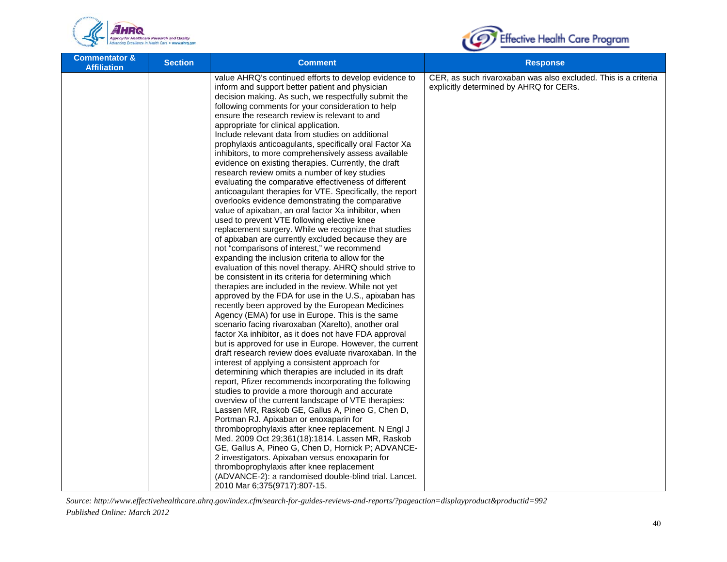| Commentator & Affiliation | Section | Comment | Response |
|---|---|---|---|
| | | value AHRQ's continued efforts to develop evidence to inform and support better patient and physician decision making. As such, we respectfully submit the following comments for your consideration to help ensure the research review is relevant to and appropriate for clinical application.<br>Include relevant data from studies on additional prophylaxis anticoagulants, specifically oral Factor Xa inhibitors, to more comprehensively assess available evidence on existing therapies. Currently, the draft research review omits a number of key studies evaluating the comparative effectiveness of different anticoagulant therapies for VTE. Specifically, the report overlooks evidence demonstrating the comparative value of apixaban, an oral factor Xa inhibitor, when used to prevent VTE following elective knee replacement surgery. While we recognize that studies of apixaban are currently excluded because they are not "comparisons of interest," we recommend expanding the inclusion criteria to allow for the evaluation of this novel therapy. AHRQ should strive to be consistent in its criteria for determining which therapies are included in the review. While not yet approved by the FDA for use in the U.S., apixaban has recently been approved by the European Medicines Agency (EMA) for use in Europe. This is the same scenario facing rivaroxaban (Xarelto), another oral factor Xa inhibitor, as it does not have FDA approval but is approved for use in Europe. However, the current draft research review does evaluate rivaroxaban. In the interest of applying a consistent approach for determining which therapies are included in its draft report, Pfizer recommends incorporating the following studies to provide a more thorough and accurate overview of the current landscape of VTE therapies: Lassen MR, Raskob GE, Gallus A, Pineo G, Chen D, Portman RJ. Apixaban or enoxaparin for thromboprophylaxis after knee replacement. N Engl J Med. 2009 Oct 29;361(18):1814. Lassen MR, Raskob GE, Gallus A, Pineo G, Chen D, Hornick P; ADVANCE-2 investigators. Apixaban versus enoxaparin for thromboprophylaxis after knee replacement (ADVANCE-2): a randomised double-blind trial. Lancet. 2010 Mar 6;375(9717):807-15. | CER, as such rivaroxaban was also excluded. This is a criteria explicitly determined by AHRQ for CERs. |

*Source: http://www.effectivehealthcare.ahrq.gov/index.cfm/search-for-guides-reviews-and-reports/?pageaction=displayproduct&productid=992*
*Published Online: March 2012*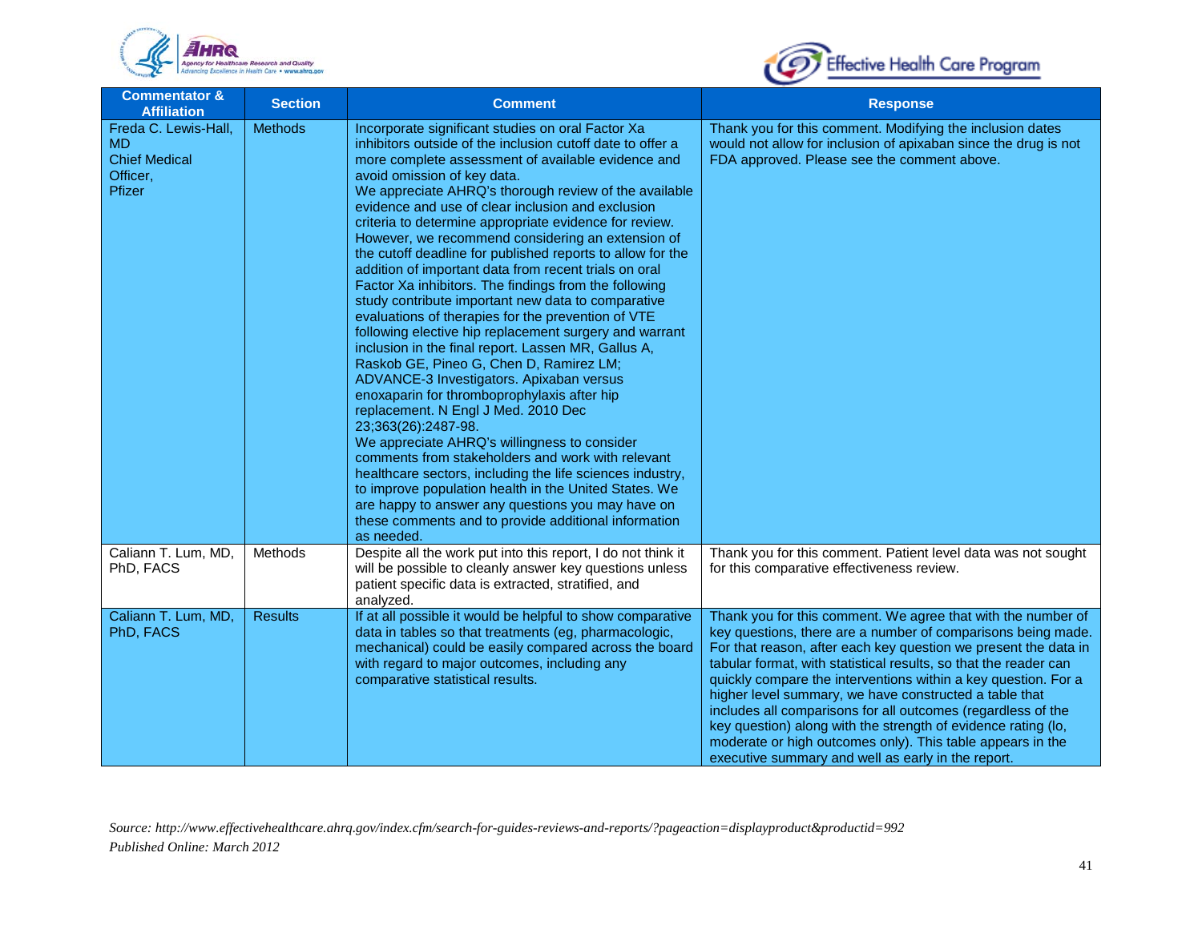| Commentator & Affiliation | Section | Comment | Response |
|---|---|---|---|
| Freda C. Lewis-Hall, MD Chief Medical Officer, Pfizer | Methods | Incorporate significant studies on oral Factor Xa inhibitors outside of the inclusion cutoff date to offer a more complete assessment of available evidence and avoid omission of key data. We appreciate AHRQ's thorough review of the available evidence and use of clear inclusion and exclusion criteria to determine appropriate evidence for review. However, we recommend considering an extension of the cutoff deadline for published reports to allow for the addition of important data from recent trials on oral Factor Xa inhibitors. The findings from the following study contribute important new data to comparative evaluations of therapies for the prevention of VTE following elective hip replacement surgery and warrant inclusion in the final report. Lassen MR, Gallus A, Raskob GE, Pineo G, Chen D, Ramirez LM; ADVANCE-3 Investigators. Apixaban versus enoxaparin for thromboprophylaxis after hip replacement. N Engl J Med. 2010 Dec 23;363(26):2487-98. We appreciate AHRQ's willingness to consider comments from stakeholders and work with relevant healthcare sectors, including the life sciences industry, to improve population health in the United States. We are happy to answer any questions you may have on these comments and to provide additional information as needed. | Thank you for this comment. Modifying the inclusion dates would not allow for inclusion of apixaban since the drug is not FDA approved. Please see the comment above. |
| Caliann T. Lum, MD, PhD, FACS | Methods | Despite all the work put into this report, I do not think it will be possible to cleanly answer key questions unless patient specific data is extracted, stratified, and analyzed. | Thank you for this comment. Patient level data was not sought for this comparative effectiveness review. |
| Caliann T. Lum, MD, PhD, FACS | Results | If at all possible it would be helpful to show comparative data in tables so that treatments (eg, pharmacologic, mechanical) could be easily compared across the board with regard to major outcomes, including any comparative statistical results. | Thank you for this comment. We agree that with the number of key questions, there are a number of comparisons being made. For that reason, after each key question we present the data in tabular format, with statistical results, so that the reader can quickly compare the interventions within a key question. For a higher level summary, we have constructed a table that includes all comparisons for all outcomes (regardless of the key question) along with the strength of evidence rating (lo, moderate or high outcomes only). This table appears in the executive summary and well as early in the report. |

*Source: http://www.effectivehealthcare.ahrq.gov/index.cfm/search-for-guides-reviews-and-reports/?pageaction=displayproduct&productid=992*
*Published Online: March 2012*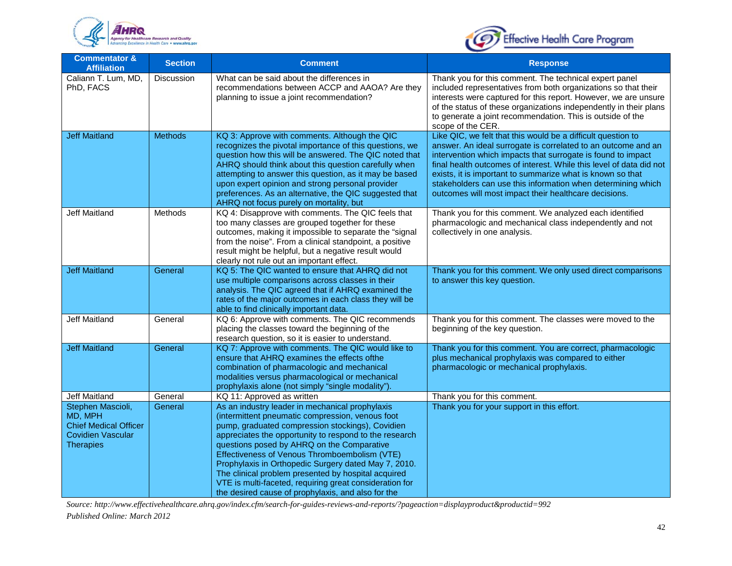| Commentator & Affiliation | Section | Comment | Response |
|---|---|---|---|
| Caliann T. Lum, MD, PhD, FACS | Discussion | What can be said about the differences in recommendations between ACCP and AAOA? Are they planning to issue a joint recommendation? | Thank you for this comment. The technical expert panel included representatives from both organizations so that their interests were captured for this report. However, we are unsure of the status of these organizations independently in their plans to generate a joint recommendation. This is outside of the scope of the CER. |
| Jeff Maitland | Methods | KQ 3: Approve with comments. Although the QIC recognizes the pivotal importance of this questions, we question how this will be answered. The QIC noted that AHRQ should think about this question carefully when attempting to answer this question, as it may be based upon expert opinion and strong personal provider preferences. As an alternative, the QIC suggested that AHRQ not focus purely on mortality, but | Like QIC, we felt that this would be a difficult question to answer. An ideal surrogate is correlated to an outcome and an intervention which impacts that surrogate is found to impact final health outcomes of interest. While this level of data did not exists, it is important to summarize what is known so that stakeholders can use this information when determining which outcomes will most impact their healthcare decisions. |
| Jeff Maitland | Methods | KQ 4: Disapprove with comments. The QIC feels that too many classes are grouped together for these outcomes, making it impossible to separate the "signal from the noise". From a clinical standpoint, a positive result might be helpful, but a negative result would clearly not rule out an important effect. | Thank you for this comment. We analyzed each identified pharmacologic and mechanical class independently and not collectively in one analysis. |
| Jeff Maitland | General | KQ 5: The QIC wanted to ensure that AHRQ did not use multiple comparisons across classes in their analysis. The QIC agreed that if AHRQ examined the rates of the major outcomes in each class they will be able to find clinically important data. | Thank you for this comment. We only used direct comparisons to answer this key question. |
| Jeff Maitland | General | KQ 6: Approve with comments. The QIC recommends placing the classes toward the beginning of the research question, so it is easier to understand. | Thank you for this comment. The classes were moved to the beginning of the key question. |
| Jeff Maitland | General | KQ 7: Approve with comments. The QIC would like to ensure that AHRQ examines the effects ofthe combination of pharmacologic and mechanical modalities versus pharmacological or mechanical prophylaxis alone (not simply "single modality"). | Thank you for this comment. You are correct, pharmacologic plus mechanical prophylaxis was compared to either pharmacologic or mechanical prophylaxis. |
| Jeff Maitland | General | KQ 11: Approved as written | Thank you for this comment. |
| Stephen Mascioli, MD, MPH<br>Chief Medical Officer Covidien Vascular Therapies | General | As an industry leader in mechanical prophylaxis (intermittent pneumatic compression, venous foot pump, graduated compression stockings), Covidien appreciates the opportunity to respond to the research questions posed by AHRQ on the Comparative Effectiveness of Venous Thromboembolism (VTE) Prophylaxis in Orthopedic Surgery dated May 7, 2010. The clinical problem presented by hospital acquired VTE is multi-faceted, requiring great consideration for the desired cause of prophylaxis, and also for the | Thank you for your support in this effort. |

*Source: http://www.effectivehealthcare.ahrq.gov/index.cfm/search-for-guides-reviews-and-reports/?pageaction=displayproduct&productid=992*
*Published Online: March 2012*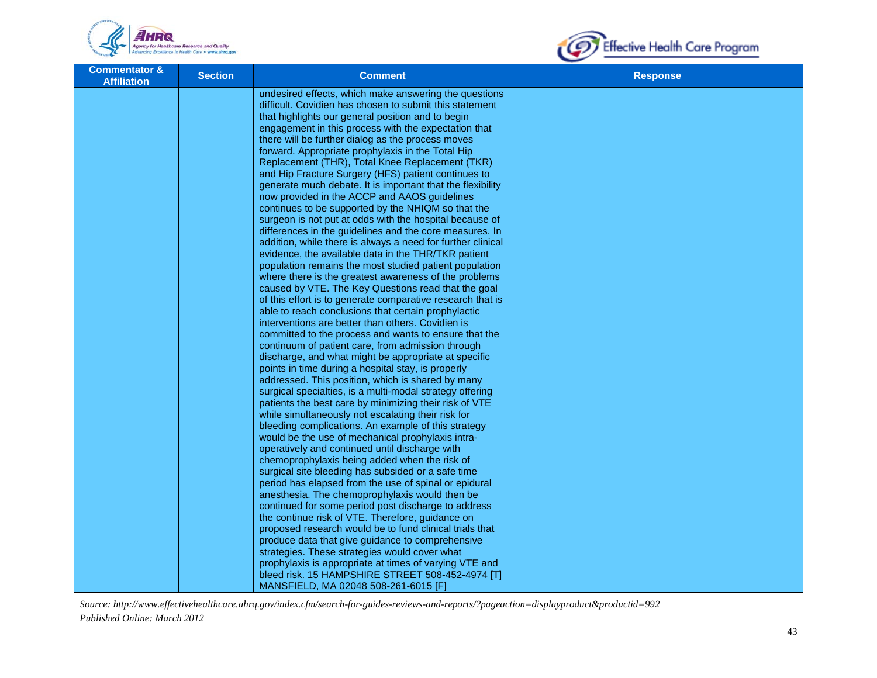| Commentator & Affiliation | Section | Comment | Response |
|---|---|---|---|
| | | undesired effects, which make answering the questions difficult. Covidien has chosen to submit this statement that highlights our general position and to begin engagement in this process with the expectation that there will be further dialog as the process moves forward. Appropriate prophylaxis in the Total Hip Replacement (THR), Total Knee Replacement (TKR) and Hip Fracture Surgery (HFS) patient continues to generate much debate. It is important that the flexibility now provided in the ACCP and AAOS guidelines continues to be supported by the NHIQM so that the surgeon is not put at odds with the hospital because of differences in the guidelines and the core measures. In addition, while there is always a need for further clinical evidence, the available data in the THR/TKR patient population remains the most studied patient population where there is the greatest awareness of the problems caused by VTE. The Key Questions read that the goal of this effort is to generate comparative research that is able to reach conclusions that certain prophylactic interventions are better than others. Covidien is committed to the process and wants to ensure that the continuum of patient care, from admission through discharge, and what might be appropriate at specific points in time during a hospital stay, is properly addressed. This position, which is shared by many surgical specialties, is a multi-modal strategy offering patients the best care by minimizing their risk of VTE while simultaneously not escalating their risk for bleeding complications. An example of this strategy would be the use of mechanical prophylaxis intra-operatively and continued until discharge with chemoprophylaxis being added when the risk of surgical site bleeding has subsided or a safe time period has elapsed from the use of spinal or epidural anesthesia. The chemoprophylaxis would then be continued for some period post discharge to address the continue risk of VTE. Therefore, guidance on proposed research would be to fund clinical trials that produce data that give guidance to comprehensive strategies. These strategies would cover what prophylaxis is appropriate at times of varying VTE and bleed risk. 15 HAMPSHIRE STREET 508-452-4974 [T] MANSFIELD, MA 02048 508-261-6015 [F] | |

*Source: http://www.effectivehealthcare.ahrq.gov/index.cfm/search-for-guides-reviews-and-reports/?pageaction=displayproduct&productid=992*
*Published Online: March 2012*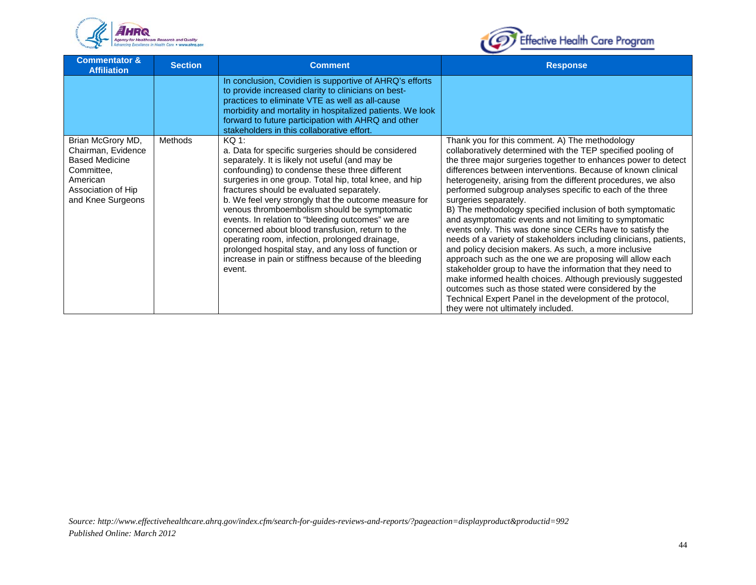| Commentator & Affiliation | Section | Comment | Response |
|---|---|---|---|
| | | In conclusion, Covidien is supportive of AHRQ's efforts to provide increased clarity to clinicians on best-practices to eliminate VTE as well as all-cause morbidity and mortality in hospitalized patients. We look forward to future participation with AHRQ and other stakeholders in this collaborative effort. | |
| Brian McGrory MD, Chairman, Evidence Based Medicine Committee, American Association of Hip and Knee Surgeons | Methods | KQ 1:<br>a. Data for specific surgeries should be considered separately. It is likely not useful (and may be confounding) to condense these three different surgeries in one group. Total hip, total knee, and hip fractures should be evaluated separately.<br>b. We feel very strongly that the outcome measure for venous thromboembolism should be symptomatic events. In relation to "bleeding outcomes" we are concerned about blood transfusion, return to the operating room, infection, prolonged drainage, prolonged hospital stay, and any loss of function or increase in pain or stiffness because of the bleeding event. | Thank you for this comment. A) The methodology collaboratively determined with the TEP specified pooling of the three major surgeries together to enhances power to detect differences between interventions. Because of known clinical heterogeneity, arising from the different procedures, we also performed subgroup analyses specific to each of the three surgeries separately.<br>B) The methodology specified inclusion of both symptomatic and asymptomatic events and not limiting to symptomatic events only. This was done since CERs have to satisfy the needs of a variety of stakeholders including clinicians, patients, and policy decision makers. As such, a more inclusive approach such as the one we are proposing will allow each stakeholder group to have the information that they need to make informed health choices. Although previously suggested outcomes such as those stated were considered by the Technical Expert Panel in the development of the protocol, they were not ultimately included. |

*Source: http://www.effectivehealthcare.ahrq.gov/index.cfm/search-for-guides-reviews-and-reports/?pageaction=displayproduct&productid=992*
*Published Online: March 2012*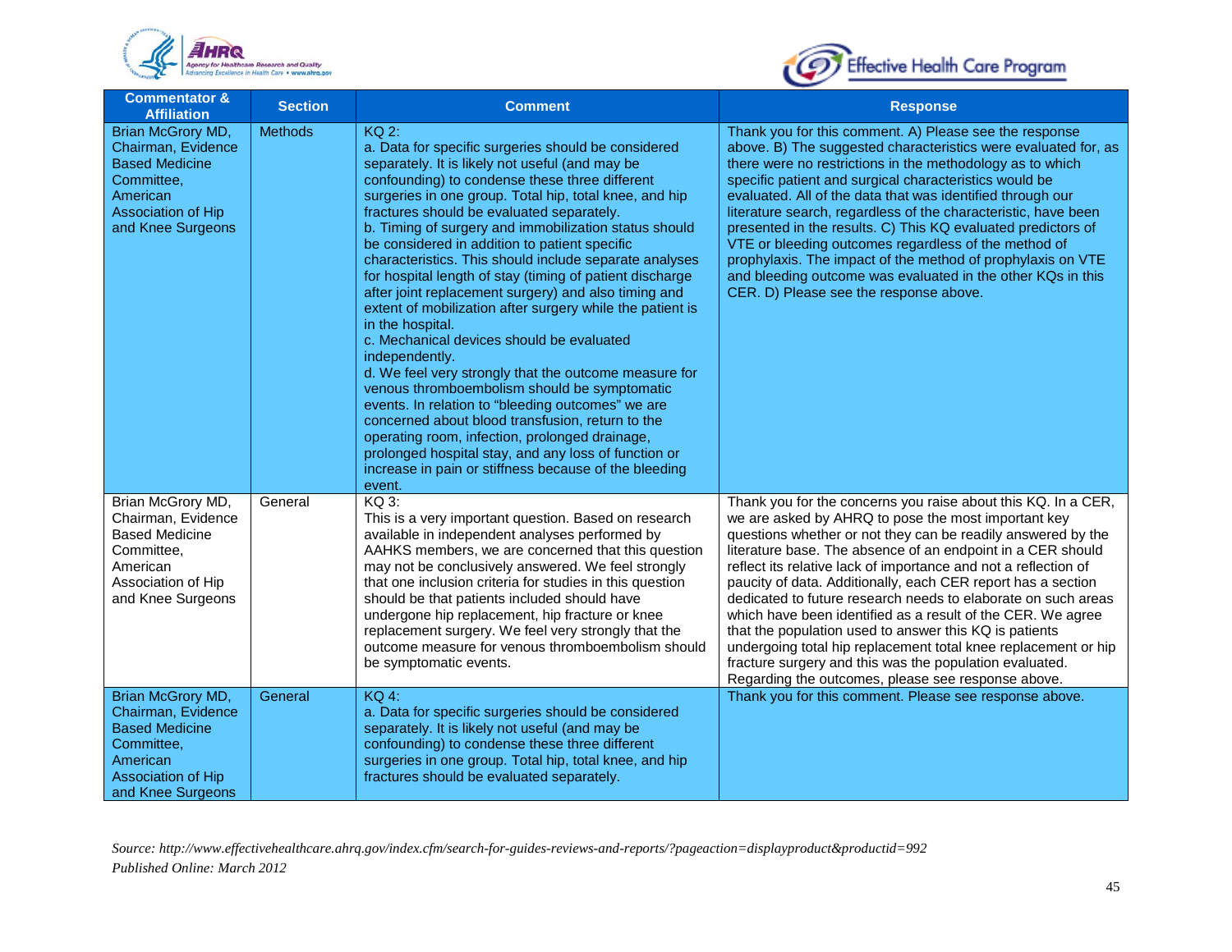| Commentator & Affiliation | Section | Comment | Response |
|---|---|---|---|
| Brian McGrory MD, Chairman, Evidence Based Medicine Committee, American Association of Hip and Knee Surgeons | Methods | KQ 2:<br>a. Data for specific surgeries should be considered separately. It is likely not useful (and may be confounding) to condense these three different surgeries in one group. Total hip, total knee, and hip fractures should be evaluated separately.<br>b. Timing of surgery and immobilization status should be considered in addition to patient specific characteristics. This should include separate analyses for hospital length of stay (timing of patient discharge after joint replacement surgery) and also timing and extent of mobilization after surgery while the patient is in the hospital.<br>c. Mechanical devices should be evaluated independently.<br>d. We feel very strongly that the outcome measure for venous thromboembolism should be symptomatic events. In relation to "bleeding outcomes" we are concerned about blood transfusion, return to the operating room, infection, prolonged drainage, prolonged hospital stay, and any loss of function or increase in pain or stiffness because of the bleeding event. | Thank you for this comment. A) Please see the response above. B) The suggested characteristics were evaluated for, as there were no restrictions in the methodology as to which specific patient and surgical characteristics would be evaluated. All of the data that was identified through our literature search, regardless of the characteristic, have been presented in the results. C) This KQ evaluated predictors of VTE or bleeding outcomes regardless of the method of prophylaxis. The impact of the method of prophylaxis on VTE and bleeding outcome was evaluated in the other KQs in this CER. D) Please see the response above. |
| Brian McGrory MD, Chairman, Evidence Based Medicine Committee, American Association of Hip and Knee Surgeons | General | KQ 3:<br>This is a very important question. Based on research available in independent analyses performed by AAHKS members, we are concerned that this question may not be conclusively answered. We feel strongly that one inclusion criteria for studies in this question should be that patients included should have undergone hip replacement, hip fracture or knee replacement surgery. We feel very strongly that the outcome measure for venous thromboembolism should be symptomatic events. | Thank you for the concerns you raise about this KQ. In a CER, we are asked by AHRQ to pose the most important key questions whether or not they can be readily answered by the literature base. The absence of an endpoint in a CER should reflect its relative lack of importance and not a reflection of paucity of data. Additionally, each CER report has a section dedicated to future research needs to elaborate on such areas which have been identified as a result of the CER. We agree that the population used to answer this KQ is patients undergoing total hip replacement total knee replacement or hip fracture surgery and this was the population evaluated. Regarding the outcomes, please see response above. |
| Brian McGrory MD, Chairman, Evidence Based Medicine Committee, American Association of Hip and Knee Surgeons | General | KQ 4:<br>a. Data for specific surgeries should be considered separately. It is likely not useful (and may be confounding) to condense these three different surgeries in one group. Total hip, total knee, and hip fractures should be evaluated separately. | Thank you for this comment. Please see response above. |

*Source: http://www.effectivehealthcare.ahrq.gov/index.cfm/search-for-guides-reviews-and-reports/?pageaction=displayproduct&productid=992*
*Published Online: March 2012*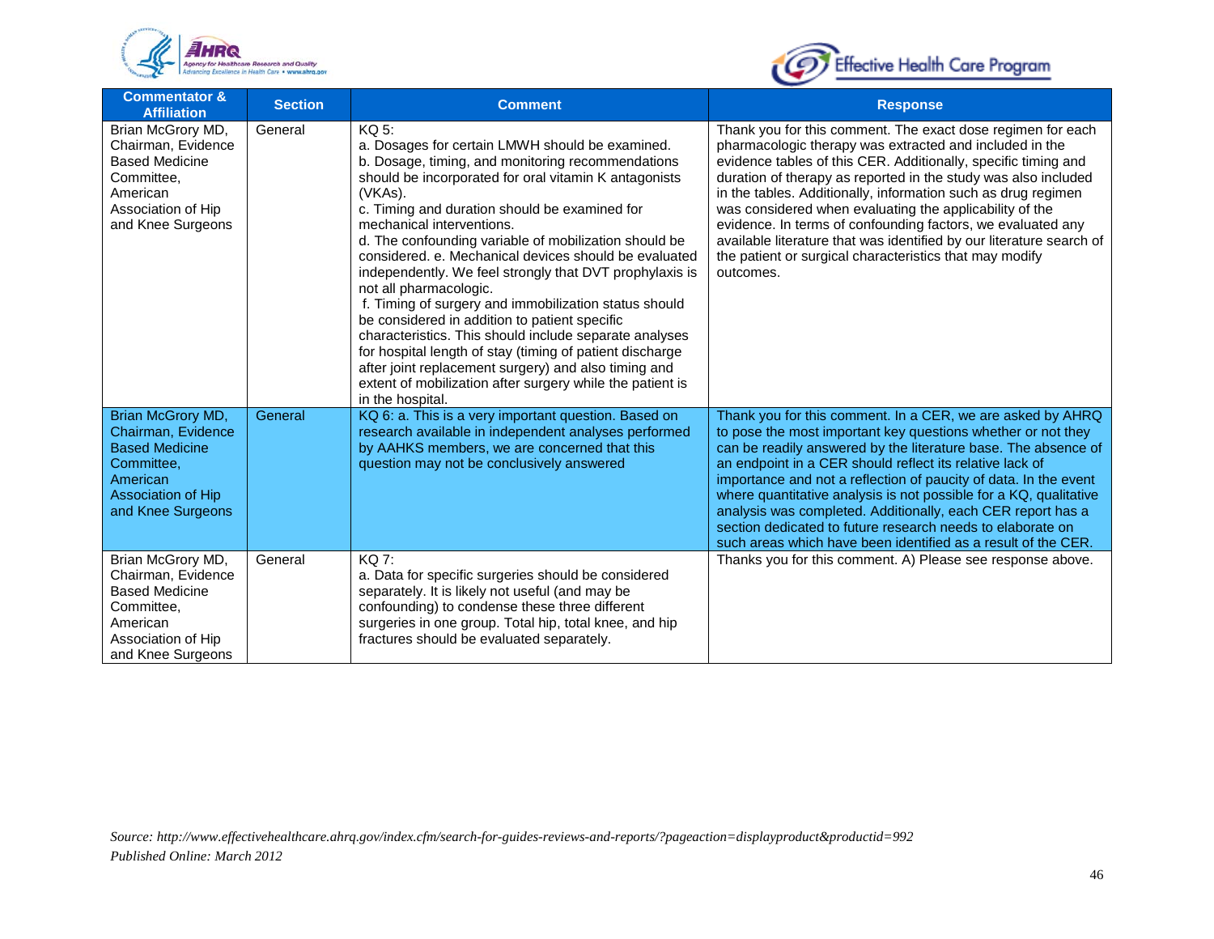| Commentator & Affiliation | Section | Comment | Response |
|---|---|---|---|
| Brian McGrory MD, Chairman, Evidence Based Medicine Committee, American Association of Hip and Knee Surgeons | General | KQ 5:<br>a. Dosages for certain LMWH should be examined.<br>b. Dosage, timing, and monitoring recommendations should be incorporated for oral vitamin K antagonists (VKAs).<br>c. Timing and duration should be examined for mechanical interventions.<br>d. The confounding variable of mobilization should be considered. e. Mechanical devices should be evaluated independently. We feel strongly that DVT prophylaxis is not all pharmacologic.<br>f. Timing of surgery and immobilization status should be considered in addition to patient specific characteristics. This should include separate analyses for hospital length of stay (timing of patient discharge after joint replacement surgery) and also timing and extent of mobilization after surgery while the patient is in the hospital. | Thank you for this comment. The exact dose regimen for each pharmacologic therapy was extracted and included in the evidence tables of this CER. Additionally, specific timing and duration of therapy as reported in the study was also included in the tables. Additionally, information such as drug regimen was considered when evaluating the applicability of the evidence. In terms of confounding factors, we evaluated any available literature that was identified by our literature search of the patient or surgical characteristics that may modify outcomes. |
| Brian McGrory MD, Chairman, Evidence Based Medicine Committee, American Association of Hip and Knee Surgeons | General | KQ 6: a. This is a very important question. Based on research available in independent analyses performed by AAHKS members, we are concerned that this question may not be conclusively answered | Thank you for this comment. In a CER, we are asked by AHRQ to pose the most important key questions whether or not they can be readily answered by the literature base. The absence of an endpoint in a CER should reflect its relative lack of importance and not a reflection of paucity of data. In the event where quantitative analysis is not possible for a KQ, qualitative analysis was completed. Additionally, each CER report has a section dedicated to future research needs to elaborate on such areas which have been identified as a result of the CER. |
| Brian McGrory MD, Chairman, Evidence Based Medicine Committee, American Association of Hip and Knee Surgeons | General | KQ 7:<br>a. Data for specific surgeries should be considered separately. It is likely not useful (and may be confounding) to condense these three different surgeries in one group. Total hip, total knee, and hip fractures should be evaluated separately. | Thanks you for this comment. A) Please see response above. |

*Source: http://www.effectivehealthcare.ahrq.gov/index.cfm/search-for-guides-reviews-and-reports/?pageaction=displayproduct&productid=992*
*Published Online: March 2012*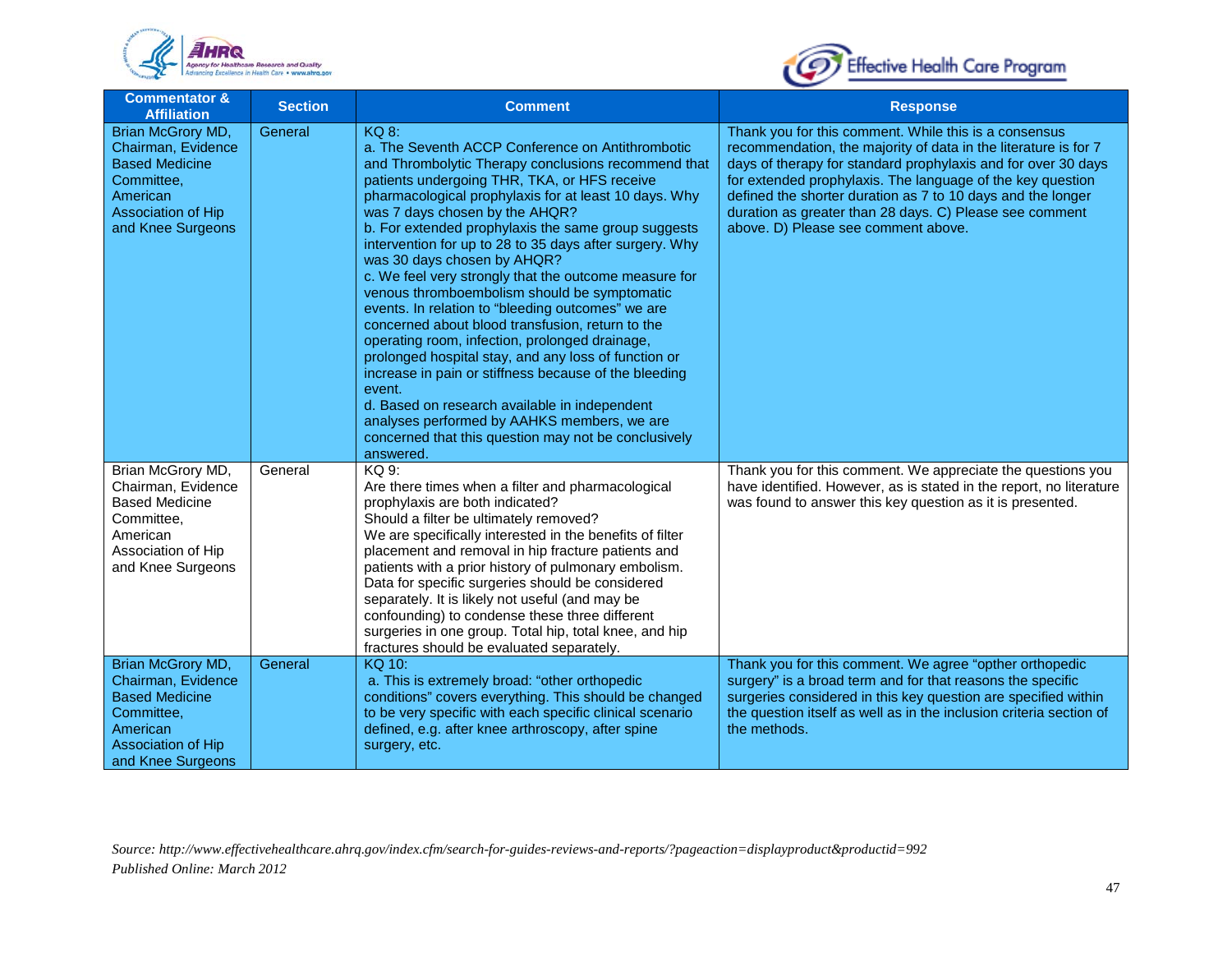| Commentator & Affiliation | Section | Comment | Response |
|---|---|---|---|
| Brian McGrory MD, Chairman, Evidence Based Medicine Committee, American Association of Hip and Knee Surgeons | General | KQ 8:<br>a. The Seventh ACCP Conference on Antithrombotic and Thrombolytic Therapy conclusions recommend that patients undergoing THR, TKA, or HFS receive pharmacological prophylaxis for at least 10 days. Why was 7 days chosen by the AHQR?<br>b. For extended prophylaxis the same group suggests intervention for up to 28 to 35 days after surgery. Why was 30 days chosen by AHQR?<br>c. We feel very strongly that the outcome measure for venous thromboembolism should be symptomatic events. In relation to "bleeding outcomes" we are concerned about blood transfusion, return to the operating room, infection, prolonged drainage, prolonged hospital stay, and any loss of function or increase in pain or stiffness because of the bleeding event.<br>d. Based on research available in independent analyses performed by AAHKS members, we are concerned that this question may not be conclusively answered. | Thank you for this comment. While this is a consensus recommendation, the majority of data in the literature is for 7 days of therapy for standard prophylaxis and for over 30 days for extended prophylaxis. The language of the key question defined the shorter duration as 7 to 10 days and the longer duration as greater than 28 days. C) Please see comment above. D) Please see comment above. |
| Brian McGrory MD, Chairman, Evidence Based Medicine Committee, American Association of Hip and Knee Surgeons | General | KQ 9:<br>Are there times when a filter and pharmacological prophylaxis are both indicated?<br>Should a filter be ultimately removed?<br>We are specifically interested in the benefits of filter placement and removal in hip fracture patients and patients with a prior history of pulmonary embolism. Data for specific surgeries should be considered separately. It is likely not useful (and may be confounding) to condense these three different surgeries in one group. Total hip, total knee, and hip fractures should be evaluated separately. | Thank you for this comment. We appreciate the questions you have identified. However, as is stated in the report, no literature was found to answer this key question as it is presented. |
| Brian McGrory MD, Chairman, Evidence Based Medicine Committee, American Association of Hip and Knee Surgeons | General | KQ 10:<br>a. This is extremely broad: "other orthopedic conditions" covers everything. This should be changed to be very specific with each specific clinical scenario defined, e.g. after knee arthroscopy, after spine surgery, etc. | Thank you for this comment. We agree "opther orthopedic surgery" is a broad term and for that reasons the specific surgeries considered in this key question are specified within the question itself as well as in the inclusion criteria section of the methods. |

*Source: http://www.effectivehealthcare.ahrq.gov/index.cfm/search-for-guides-reviews-and-reports/?pageaction=displayproduct&productid=992*
*Published Online: March 2012*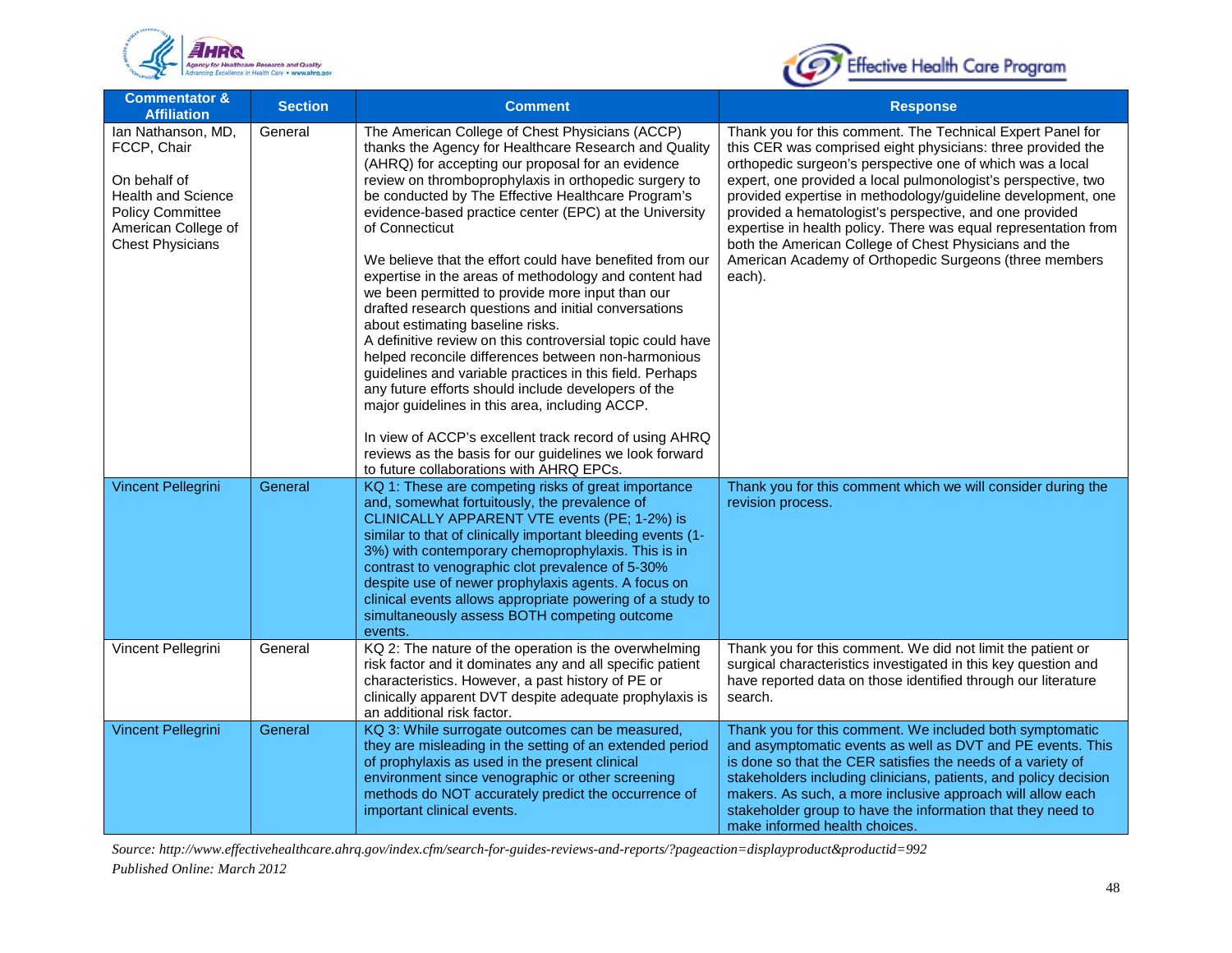| Commentator & Affiliation | Section | Comment | Response |
|---|---|---|---|
| Ian Nathanson, MD, FCCP, Chair<br><br>On behalf of Health and Science Policy Committee American College of Chest Physicians | General | The American College of Chest Physicians (ACCP) thanks the Agency for Healthcare Research and Quality (AHRQ) for accepting our proposal for an evidence review on thromboprophylaxis in orthopedic surgery to be conducted by The Effective Healthcare Program's evidence-based practice center (EPC) at the University of Connecticut<br><br>We believe that the effort could have benefited from our expertise in the areas of methodology and content had we been permitted to provide more input than our drafted research questions and initial conversations about estimating baseline risks.<br>A definitive review on this controversial topic could have helped reconcile differences between non-harmonious guidelines and variable practices in this field. Perhaps any future efforts should include developers of the major guidelines in this area, including ACCP.<br><br>In view of ACCP's excellent track record of using AHRQ reviews as the basis for our guidelines we look forward to future collaborations with AHRQ EPCs. | Thank you for this comment. The Technical Expert Panel for this CER was comprised eight physicians: three provided the orthopedic surgeon's perspective one of which was a local expert, one provided a local pulmonologist's perspective, two provided expertise in methodology/guideline development, one provided a hematologist's perspective, and one provided expertise in health policy. There was equal representation from both the American College of Chest Physicians and the American Academy of Orthopedic Surgeons (three members each). |
| Vincent Pellegrini | General | KQ 1: These are competing risks of great importance and, somewhat fortuitously, the prevalence of CLINICALLY APPARENT VTE events (PE; 1-2%) is similar to that of clinically important bleeding events (1-3%) with contemporary chemoprophylaxis. This is in contrast to venographic clot prevalence of 5-30% despite use of newer prophylaxis agents. A focus on clinical events allows appropriate powering of a study to simultaneously assess BOTH competing outcome events. | Thank you for this comment which we will consider during the revision process. |
| Vincent Pellegrini | General | KQ 2: The nature of the operation is the overwhelming risk factor and it dominates any and all specific patient characteristics. However, a past history of PE or clinically apparent DVT despite adequate prophylaxis is an additional risk factor. | Thank you for this comment. We did not limit the patient or surgical characteristics investigated in this key question and have reported data on those identified through our literature search. |
| Vincent Pellegrini | General | KQ 3: While surrogate outcomes can be measured, they are misleading in the setting of an extended period of prophylaxis as used in the present clinical environment since venographic or other screening methods do NOT accurately predict the occurrence of important clinical events. | Thank you for this comment. We included both symptomatic and asymptomatic events as well as DVT and PE events. This is done so that the CER satisfies the needs of a variety of stakeholders including clinicians, patients, and policy decision makers. As such, a more inclusive approach will allow each stakeholder group to have the information that they need to make informed health choices. |

*Source: http://www.effectivehealthcare.ahrq.gov/index.cfm/search-for-guides-reviews-and-reports/?pageaction=displayproduct&productid=992*
*Published Online: March 2012*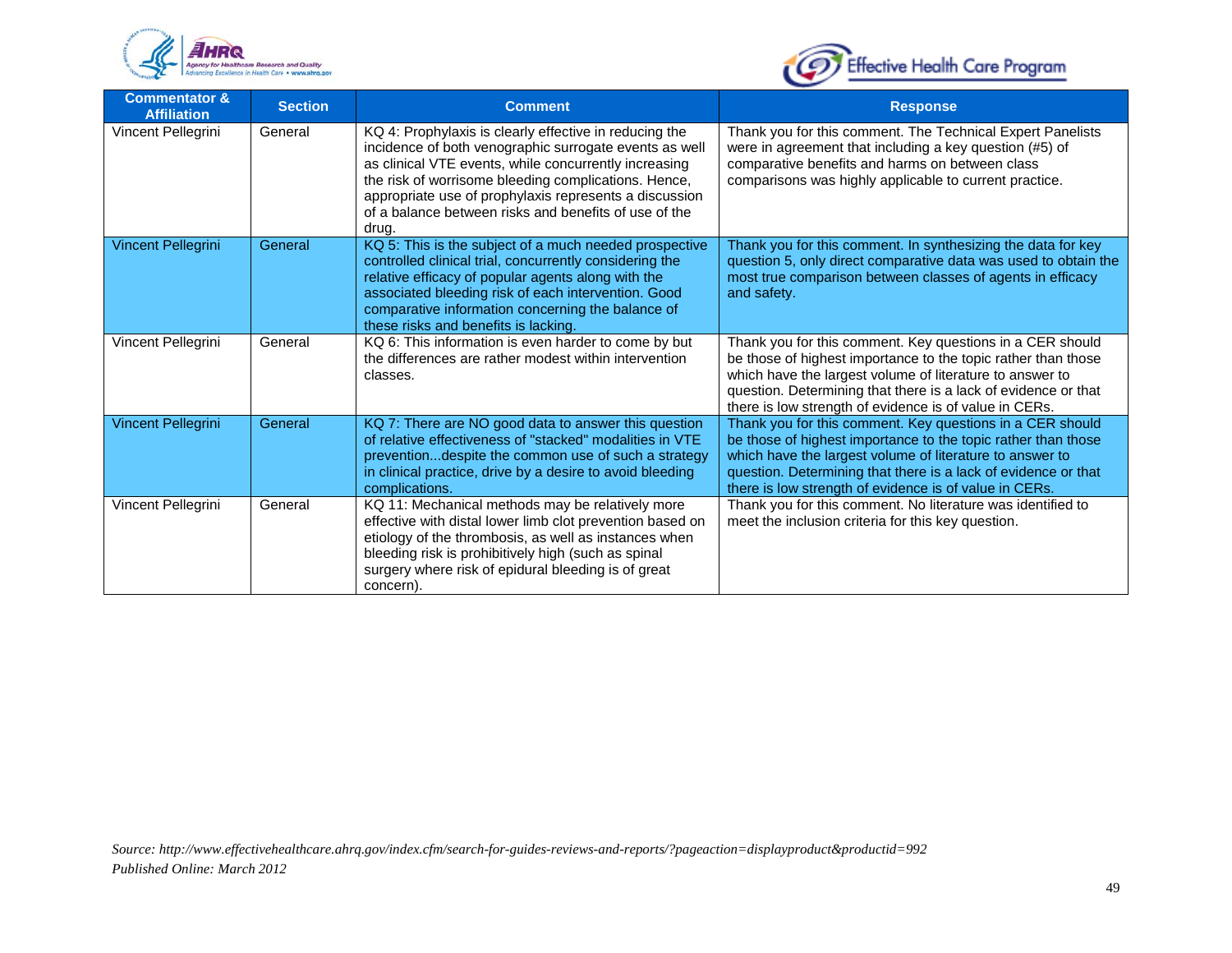| Commentator & Affiliation | Section | Comment | Response |
|---|---|---|---|
| Vincent Pellegrini | General | KQ 4: Prophylaxis is clearly effective in reducing the incidence of both venographic surrogate events as well as clinical VTE events, while concurrently increasing the risk of worrisome bleeding complications. Hence, appropriate use of prophylaxis represents a discussion of a balance between risks and benefits of use of the drug. | Thank you for this comment. The Technical Expert Panelists were in agreement that including a key question (#5) of comparative benefits and harms on between class comparisons was highly applicable to current practice. |
| Vincent Pellegrini | General | KQ 5: This is the subject of a much needed prospective controlled clinical trial, concurrently considering the relative efficacy of popular agents along with the associated bleeding risk of each intervention. Good comparative information concerning the balance of these risks and benefits is lacking. | Thank you for this comment. In synthesizing the data for key question 5, only direct comparative data was used to obtain the most true comparison between classes of agents in efficacy and safety. |
| Vincent Pellegrini | General | KQ 6: This information is even harder to come by but the differences are rather modest within intervention classes. | Thank you for this comment. Key questions in a CER should be those of highest importance to the topic rather than those which have the largest volume of literature to answer to question. Determining that there is a lack of evidence or that there is low strength of evidence is of value in CERs. |
| Vincent Pellegrini | General | KQ 7: There are NO good data to answer this question of relative effectiveness of "stacked" modalities in VTE prevention...despite the common use of such a strategy in clinical practice, drive by a desire to avoid bleeding complications. | Thank you for this comment. Key questions in a CER should be those of highest importance to the topic rather than those which have the largest volume of literature to answer to question. Determining that there is a lack of evidence or that there is low strength of evidence is of value in CERs. |
| Vincent Pellegrini | General | KQ 11: Mechanical methods may be relatively more effective with distal lower limb clot prevention based on etiology of the thrombosis, as well as instances when bleeding risk is prohibitively high (such as spinal surgery where risk of epidural bleeding is of great concern). | Thank you for this comment. No literature was identified to meet the inclusion criteria for this key question. |

*Source: http://www.effectivehealthcare.ahrq.gov/index.cfm/search-for-guides-reviews-and-reports/?pageaction=displayproduct&productid=992*
*Published Online: March 2012*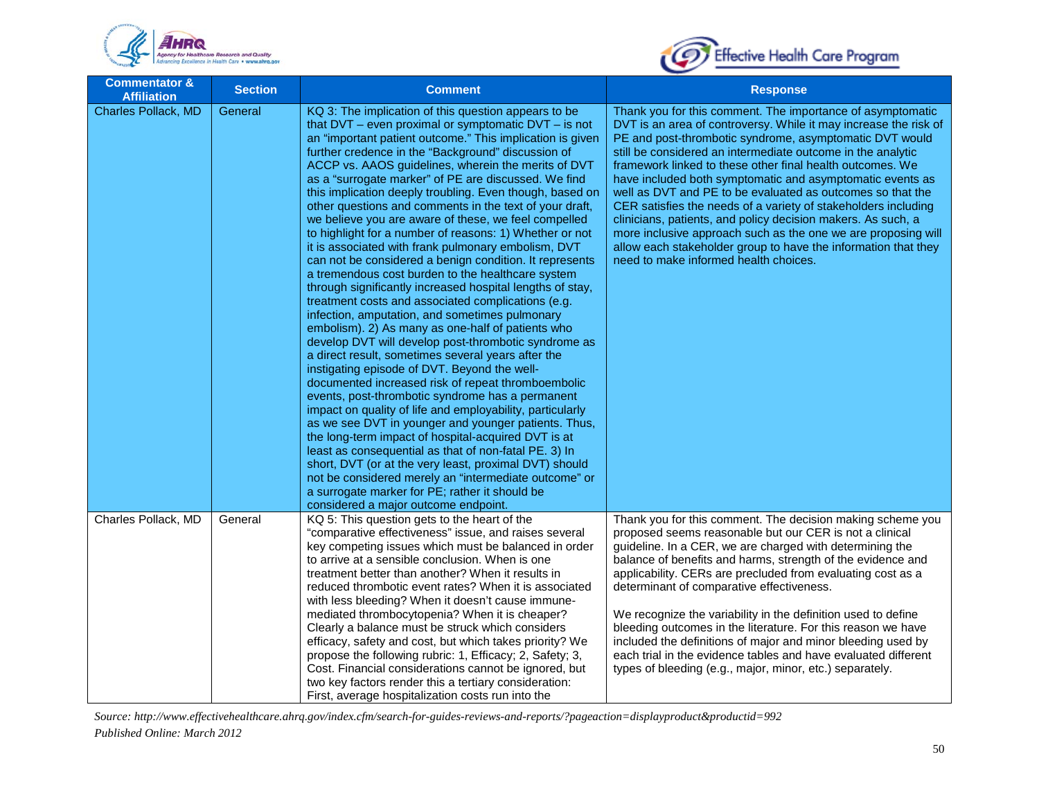| Commentator & Affiliation | Section | Comment | Response |
|---|---|---|---|
| Charles Pollack, MD | General | KQ 3: The implication of this question appears to be that DVT – even proximal or symptomatic DVT – is not an "important patient outcome." This implication is given further credence in the "Background" discussion of ACCP vs. AAOS guidelines, wherein the merits of DVT as a "surrogate marker" of PE are discussed. We find this implication deeply troubling. Even though, based on other questions and comments in the text of your draft, we believe you are aware of these, we feel compelled to highlight for a number of reasons: 1) Whether or not it is associated with frank pulmonary embolism, DVT can not be considered a benign condition. It represents a tremendous cost burden to the healthcare system through significantly increased hospital lengths of stay, treatment costs and associated complications (e.g. infection, amputation, and sometimes pulmonary embolism). 2) As many as one-half of patients who develop DVT will develop post-thrombotic syndrome as a direct result, sometimes several years after the instigating episode of DVT. Beyond the well-documented increased risk of repeat thromboembolic events, post-thrombotic syndrome has a permanent impact on quality of life and employability, particularly as we see DVT in younger and younger patients. Thus, the long-term impact of hospital-acquired DVT is at least as consequential as that of non-fatal PE. 3) In short, DVT (or at the very least, proximal DVT) should not be considered merely an "intermediate outcome" or a surrogate marker for PE; rather it should be considered a major outcome endpoint. | Thank you for this comment. The importance of asymptomatic DVT is an area of controversy. While it may increase the risk of PE and post-thrombotic syndrome, asymptomatic DVT would still be considered an intermediate outcome in the analytic framework linked to these other final health outcomes. We have included both symptomatic and asymptomatic events as well as DVT and PE to be evaluated as outcomes so that the CER satisfies the needs of a variety of stakeholders including clinicians, patients, and policy decision makers. As such, a more inclusive approach such as the one we are proposing will allow each stakeholder group to have the information that they need to make informed health choices. |
| Charles Pollack, MD | General | KQ 5: This question gets to the heart of the "comparative effectiveness" issue, and raises several key competing issues which must be balanced in order to arrive at a sensible conclusion. When is one treatment better than another? When it results in reduced thrombotic event rates? When it is associated with less bleeding? When it doesn't cause immune-mediated thrombocytopenia? When it is cheaper? Clearly a balance must be struck which considers efficacy, safety and cost, but which takes priority? We propose the following rubric: 1, Efficacy; 2, Safety; 3, Cost. Financial considerations cannot be ignored, but two key factors render this a tertiary consideration: First, average hospitalization costs run into the | Thank you for this comment. The decision making scheme you proposed seems reasonable but our CER is not a clinical guideline. In a CER, we are charged with determining the balance of benefits and harms, strength of the evidence and applicability. CERs are precluded from evaluating cost as a determinant of comparative effectiveness.<br><br>We recognize the variability in the definition used to define bleeding outcomes in the literature. For this reason we have included the definitions of major and minor bleeding used by each trial in the evidence tables and have evaluated different types of bleeding (e.g., major, minor, etc.) separately. |

*Source: http://www.effectivehealthcare.ahrq.gov/index.cfm/search-for-guides-reviews-and-reports/?pageaction=displayproduct&productid=992*
*Published Online: March 2012*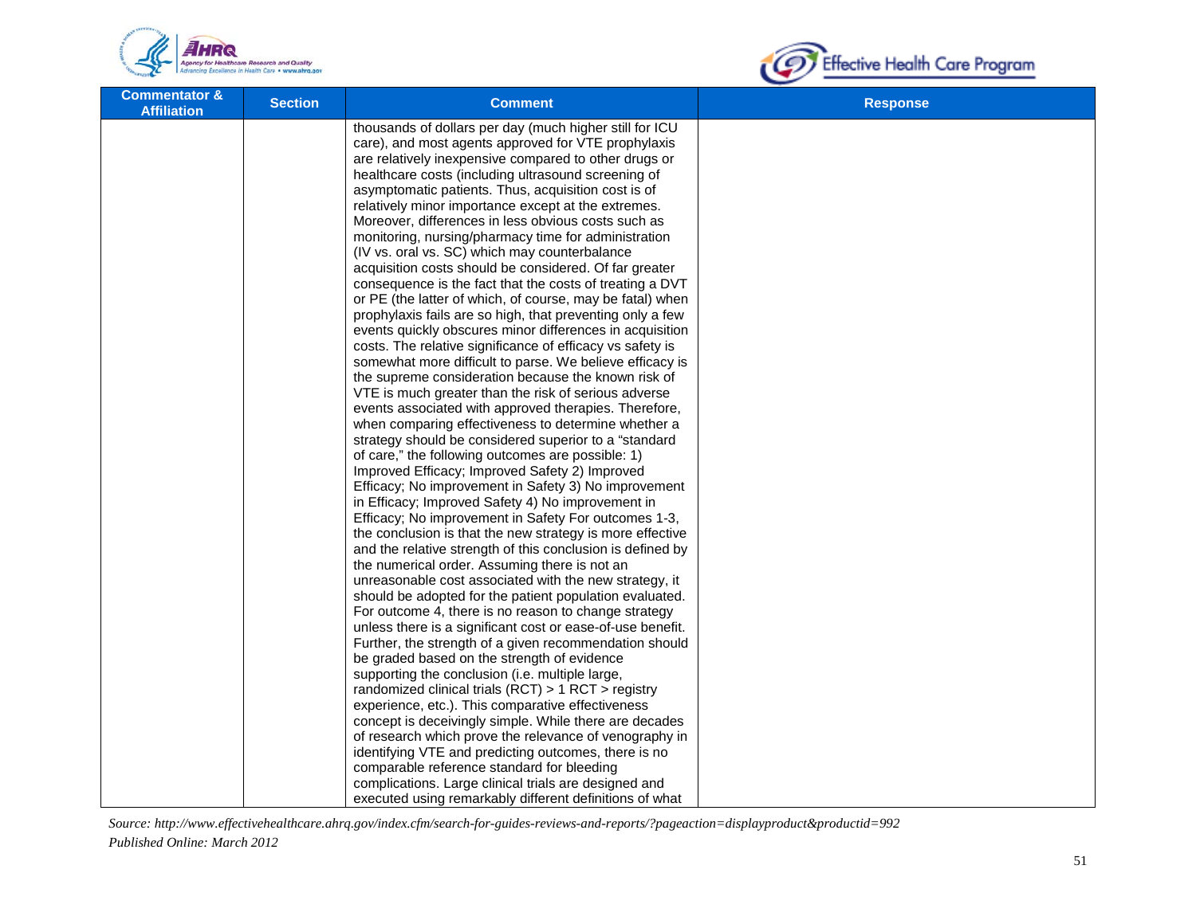| Commentator & Affiliation | Section | Comment | Response |
|---|---|---|---|
| | | thousands of dollars per day (much higher still for ICU care), and most agents approved for VTE prophylaxis are relatively inexpensive compared to other drugs or healthcare costs (including ultrasound screening of asymptomatic patients. Thus, acquisition cost is of relatively minor importance except at the extremes. Moreover, differences in less obvious costs such as monitoring, nursing/pharmacy time for administration (IV vs. oral vs. SC) which may counterbalance acquisition costs should be considered. Of far greater consequence is the fact that the costs of treating a DVT or PE (the latter of which, of course, may be fatal) when prophylaxis fails are so high, that preventing only a few events quickly obscures minor differences in acquisition costs. The relative significance of efficacy vs safety is somewhat more difficult to parse. We believe efficacy is the supreme consideration because the known risk of VTE is much greater than the risk of serious adverse events associated with approved therapies. Therefore, when comparing effectiveness to determine whether a strategy should be considered superior to a "standard of care," the following outcomes are possible: 1) Improved Efficacy; Improved Safety 2) Improved Efficacy; No improvement in Safety 3) No improvement in Efficacy; Improved Safety 4) No improvement in Efficacy; No improvement in Safety For outcomes 1-3, the conclusion is that the new strategy is more effective and the relative strength of this conclusion is defined by the numerical order. Assuming there is not an unreasonable cost associated with the new strategy, it should be adopted for the patient population evaluated. For outcome 4, there is no reason to change strategy unless there is a significant cost or ease-of-use benefit. Further, the strength of a given recommendation should be graded based on the strength of evidence supporting the conclusion (i.e. multiple large, randomized clinical trials (RCT) > 1 RCT > registry experience, etc.). This comparative effectiveness concept is deceivingly simple. While there are decades of research which prove the relevance of venography in identifying VTE and predicting outcomes, there is no comparable reference standard for bleeding complications. Large clinical trials are designed and executed using remarkably different definitions of what | |

*Source: http://www.effectivehealthcare.ahrq.gov/index.cfm/search-for-guides-reviews-and-reports/?pageaction=displayproduct&productid=992*
*Published Online: March 2012*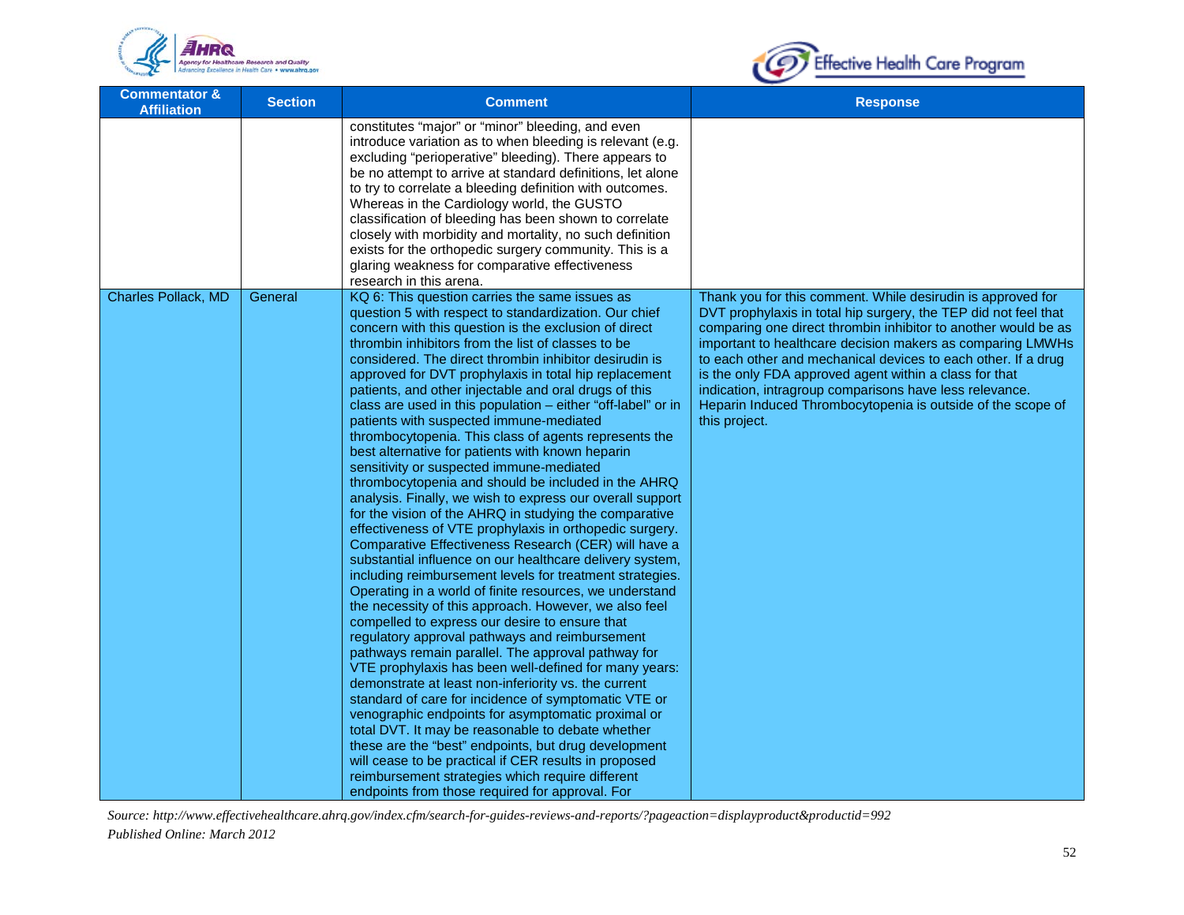| Commentator & Affiliation | Section | Comment | Response |
|---|---|---|---|
| | | constitutes “major” or “minor” bleeding, and even introduce variation as to when bleeding is relevant (e.g. excluding “perioperative” bleeding). There appears to be no attempt to arrive at standard definitions, let alone to try to correlate a bleeding definition with outcomes. Whereas in the Cardiology world, the GUSTO classification of bleeding has been shown to correlate closely with morbidity and mortality, no such definition exists for the orthopedic surgery community. This is a glaring weakness for comparative effectiveness research in this arena. | |
| Charles Pollack, MD | General | KQ 6: This question carries the same issues as question 5 with respect to standardization. Our chief concern with this question is the exclusion of direct thrombin inhibitors from the list of classes to be considered. The direct thrombin inhibitor desirudin is approved for DVT prophylaxis in total hip replacement patients, and other injectable and oral drugs of this class are used in this population – either “off-label” or in patients with suspected immune-mediated thrombocytopenia. This class of agents represents the best alternative for patients with known heparin sensitivity or suspected immune-mediated thrombocytopenia and should be included in the AHRQ analysis. Finally, we wish to express our overall support for the vision of the AHRQ in studying the comparative effectiveness of VTE prophylaxis in orthopedic surgery. Comparative Effectiveness Research (CER) will have a substantial influence on our healthcare delivery system, including reimbursement levels for treatment strategies. Operating in a world of finite resources, we understand the necessity of this approach. However, we also feel compelled to express our desire to ensure that regulatory approval pathways and reimbursement pathways remain parallel. The approval pathway for VTE prophylaxis has been well-defined for many years: demonstrate at least non-inferiority vs. the current standard of care for incidence of symptomatic VTE or venographic endpoints for asymptomatic proximal or total DVT. It may be reasonable to debate whether these are the “best” endpoints, but drug development will cease to be practical if CER results in proposed reimbursement strategies which require different endpoints from those required for approval. For | Thank you for this comment. While desirudin is approved for DVT prophylaxis in total hip surgery, the TEP did not feel that comparing one direct thrombin inhibitor to another would be as important to healthcare decision makers as comparing LMWHs to each other and mechanical devices to each other. If a drug is the only FDA approved agent within a class for that indication, intragroup comparisons have less relevance. Heparin Induced Thrombocytopenia is outside of the scope of this project. |

*Source: http://www.effectivehealthcare.ahrq.gov/index.cfm/search-for-guides-reviews-and-reports/?pageaction=displayproduct&productid=992*
*Published Online: March 2012*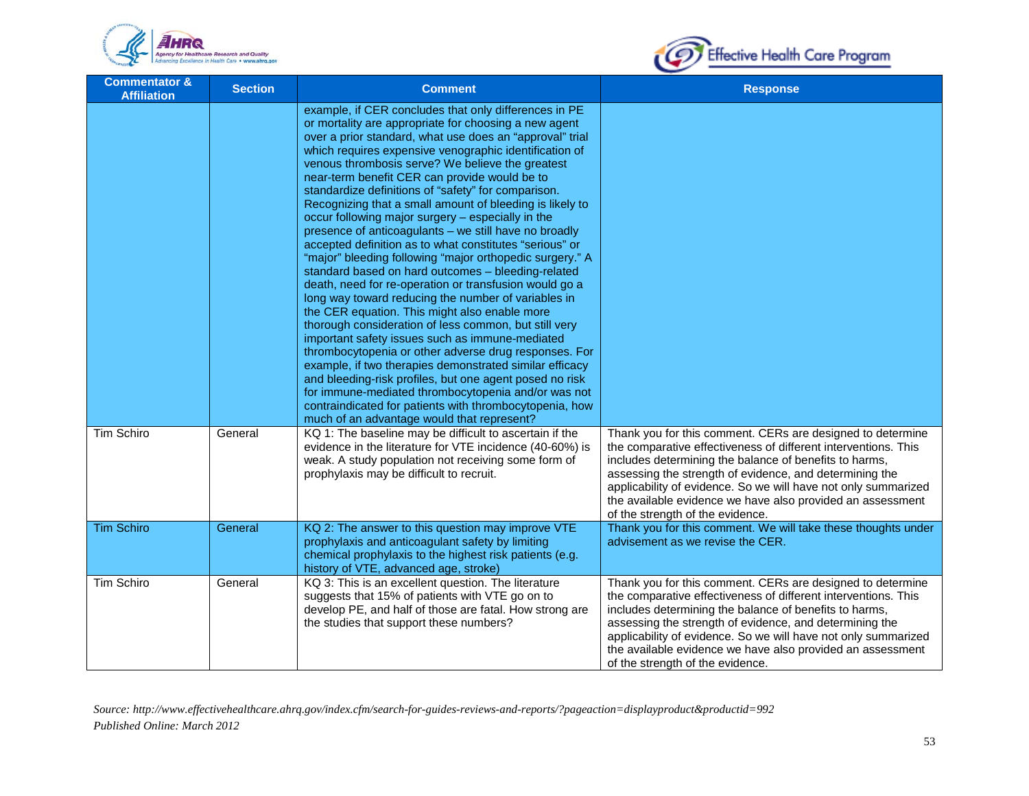| Commentator & Affiliation | Section | Comment | Response |
|---|---|---|---|
| | | example, if CER concludes that only differences in PE or mortality are appropriate for choosing a new agent over a prior standard, what use does an "approval" trial which requires expensive venographic identification of venous thrombosis serve? We believe the greatest near-term benefit CER can provide would be to standardize definitions of "safety" for comparison. Recognizing that a small amount of bleeding is likely to occur following major surgery – especially in the presence of anticoagulants – we still have no broadly accepted definition as to what constitutes "serious" or "major" bleeding following "major orthopedic surgery." A standard based on hard outcomes – bleeding-related death, need for re-operation or transfusion would go a long way toward reducing the number of variables in the CER equation. This might also enable more thorough consideration of less common, but still very important safety issues such as immune-mediated thrombocytopenia or other adverse drug responses. For example, if two therapies demonstrated similar efficacy and bleeding-risk profiles, but one agent posed no risk for immune-mediated thrombocytopenia and/or was not contraindicated for patients with thrombocytopenia, how much of an advantage would that represent? | |
| Tim Schiro | General | KQ 1: The baseline may be difficult to ascertain if the evidence in the literature for VTE incidence (40-60%) is weak. A study population not receiving some form of prophylaxis may be difficult to recruit. | Thank you for this comment. CERs are designed to determine the comparative effectiveness of different interventions. This includes determining the balance of benefits to harms, assessing the strength of evidence, and determining the applicability of evidence. So we will have not only summarized the available evidence we have also provided an assessment of the strength of the evidence. |
| Tim Schiro | General | KQ 2: The answer to this question may improve VTE prophylaxis and anticoagulant safety by limiting chemical prophylaxis to the highest risk patients (e.g. history of VTE, advanced age, stroke) | Thank you for this comment. We will take these thoughts under advisement as we revise the CER. |
| Tim Schiro | General | KQ 3: This is an excellent question. The literature suggests that 15% of patients with VTE go on to develop PE, and half of those are fatal. How strong are the studies that support these numbers? | Thank you for this comment. CERs are designed to determine the comparative effectiveness of different interventions. This includes determining the balance of benefits to harms, assessing the strength of evidence, and determining the applicability of evidence. So we will have not only summarized the available evidence we have also provided an assessment of the strength of the evidence. |

*Source: http://www.effectivehealthcare.ahrq.gov/index.cfm/search-for-guides-reviews-and-reports/?pageaction=displayproduct&productid=992*
*Published Online: March 2012*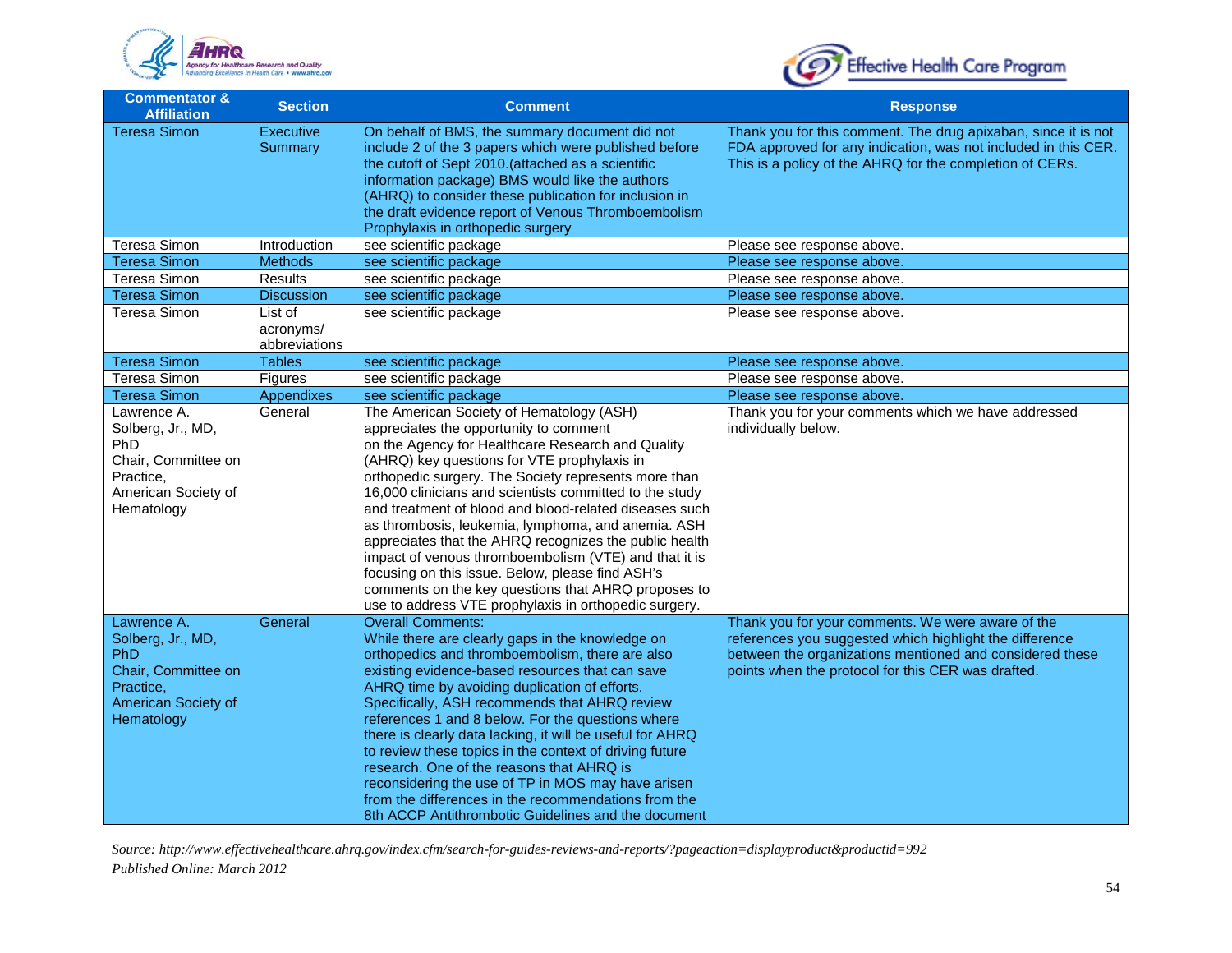| Commentator & Affiliation | Section | Comment | Response |
|---|---|---|---|
| Teresa Simon | Executive Summary | On behalf of BMS, the summary document did not include 2 of the 3 papers which were published before the cutoff of Sept 2010.(attached as a scientific information package) BMS would like the authors (AHRQ) to consider these publication for inclusion in the draft evidence report of Venous Thromboembolism Prophylaxis in orthopedic surgery | Thank you for this comment. The drug apixaban, since it is not FDA approved for any indication, was not included in this CER. This is a policy of the AHRQ for the completion of CERs. |
| Teresa Simon | Introduction | see scientific package | Please see response above. |
| Teresa Simon | Methods | see scientific package | Please see response above. |
| Teresa Simon | Results | see scientific package | Please see response above. |
| Teresa Simon | Discussion | see scientific package | Please see response above. |
| Teresa Simon | List of acronyms/ abbreviations | see scientific package | Please see response above. |
| Teresa Simon | Tables | see scientific package | Please see response above. |
| Teresa Simon | Figures | see scientific package | Please see response above. |
| Teresa Simon | Appendixes | see scientific package | Please see response above. |
| Lawrence A. Solberg, Jr., MD, PhD Chair, Committee on Practice, American Society of Hematology | General | The American Society of Hematology (ASH) appreciates the opportunity to comment on the Agency for Healthcare Research and Quality (AHRQ) key questions for VTE prophylaxis in orthopedic surgery. The Society represents more than 16,000 clinicians and scientists committed to the study and treatment of blood and blood-related diseases such as thrombosis, leukemia, lymphoma, and anemia. ASH appreciates that the AHRQ recognizes the public health impact of venous thromboembolism (VTE) and that it is focusing on this issue. Below, please find ASH's comments on the key questions that AHRQ proposes to use to address VTE prophylaxis in orthopedic surgery. | Thank you for your comments which we have addressed individually below. |
| Lawrence A. Solberg, Jr., MD, PhD Chair, Committee on Practice, American Society of Hematology | General | Overall Comments: While there are clearly gaps in the knowledge on orthopedics and thromboembolism, there are also existing evidence-based resources that can save AHRQ time by avoiding duplication of efforts. Specifically, ASH recommends that AHRQ review references 1 and 8 below. For the questions where there is clearly data lacking, it will be useful for AHRQ to review these topics in the context of driving future research. One of the reasons that AHRQ is reconsidering the use of TP in MOS may have arisen from the differences in the recommendations from the 8th ACCP Antithrombotic Guidelines and the document | Thank you for your comments. We were aware of the references you suggested which highlight the difference between the organizations mentioned and considered these points when the protocol for this CER was drafted. |

*Source: http://www.effectivehealthcare.ahrq.gov/index.cfm/search-for-guides-reviews-and-reports/?pageaction=displayproduct&productid=992*
*Published Online: March 2012*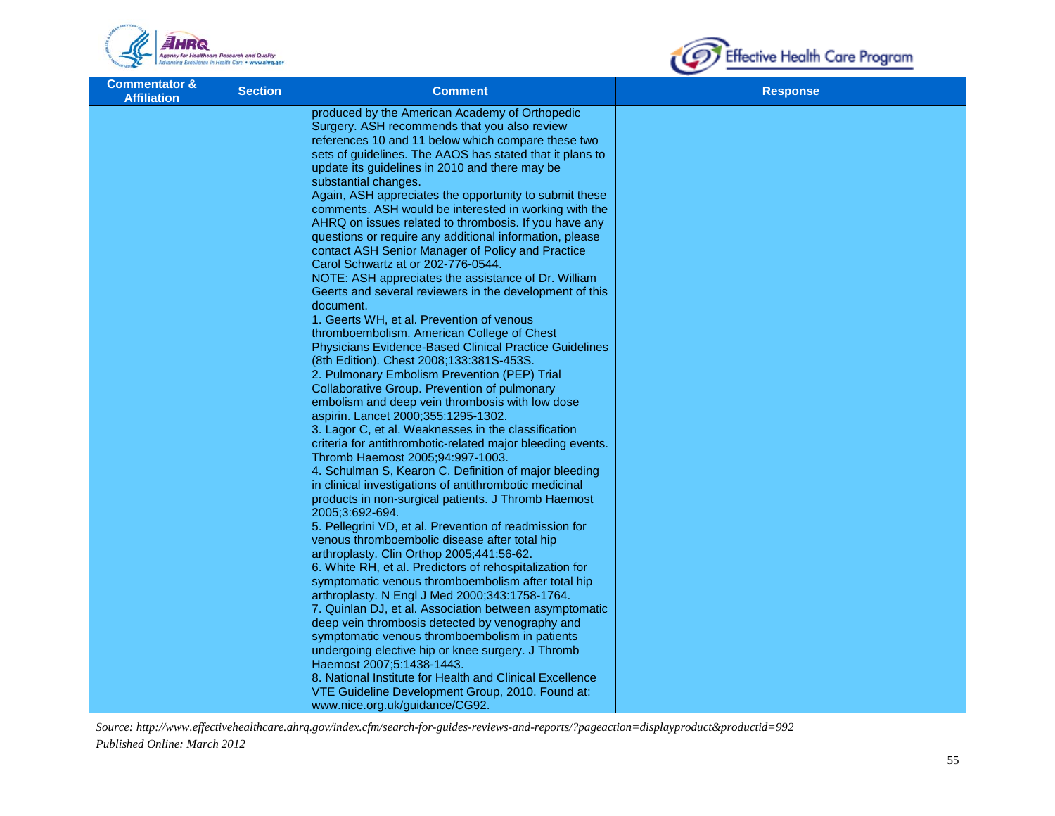| Commentator & Affiliation | Section | Comment | Response |
|---|---|---|---|
| | | produced by the American Academy of Orthopedic Surgery. ASH recommends that you also review references 10 and 11 below which compare these two sets of guidelines. The AAOS has stated that it plans to update its guidelines in 2010 and there may be substantial changes.<br>Again, ASH appreciates the opportunity to submit these comments. ASH would be interested in working with the AHRQ on issues related to thrombosis. If you have any questions or require any additional information, please contact ASH Senior Manager of Policy and Practice Carol Schwartz at or 202-776-0544.<br>NOTE: ASH appreciates the assistance of Dr. William Geerts and several reviewers in the development of this document.<br>1. Geerts WH, et al. Prevention of venous thromboembolism. American College of Chest Physicians Evidence-Based Clinical Practice Guidelines (8th Edition). Chest 2008;133:381S-453S.<br>2. Pulmonary Embolism Prevention (PEP) Trial Collaborative Group. Prevention of pulmonary embolism and deep vein thrombosis with low dose aspirin. Lancet 2000;355:1295-1302.<br>3. Lagor C, et al. Weaknesses in the classification criteria for antithrombotic-related major bleeding events. Thromb Haemost 2005;94:997-1003.<br>4. Schulman S, Kearon C. Definition of major bleeding in clinical investigations of antithrombotic medicinal products in non-surgical patients. J Thromb Haemost 2005;3:692-694.<br>5. Pellegrini VD, et al. Prevention of readmission for venous thromboembolic disease after total hip arthroplasty. Clin Orthop 2005;441:56-62.<br>6. White RH, et al. Predictors of rehospitalization for symptomatic venous thromboembolism after total hip arthroplasty. N Engl J Med 2000;343:1758-1764.<br>7. Quinlan DJ, et al. Association between asymptomatic deep vein thrombosis detected by venography and symptomatic venous thromboembolism in patients undergoing elective hip or knee surgery. J Thromb Haemost 2007;5:1438-1443.<br>8. National Institute for Health and Clinical Excellence VTE Guideline Development Group, 2010. Found at: www.nice.org.uk/guidance/CG92. | |

*Source: http://www.effectivehealthcare.ahrq.gov/index.cfm/search-for-guides-reviews-and-reports/?pageaction=displayproduct&productid=992*
*Published Online: March 2012*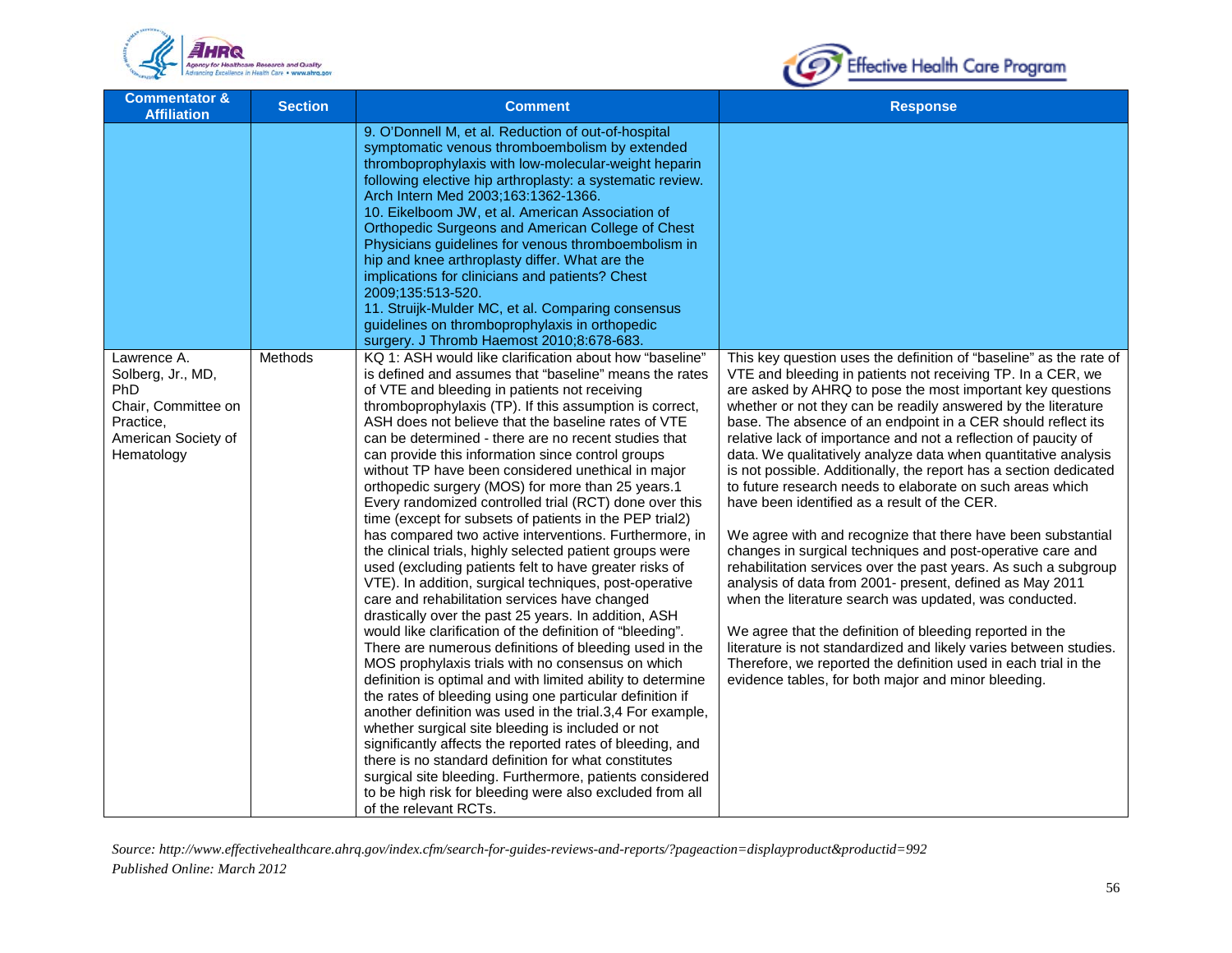| Commentator & Affiliation | Section | Comment | Response |
|---|---|---|---|
| | | 9. O'Donnell M, et al. Reduction of out-of-hospital symptomatic venous thromboembolism by extended thromboprophylaxis with low-molecular-weight heparin following elective hip arthroplasty: a systematic review. Arch Intern Med 2003;163:1362-1366.<br>10. Eikelboom JW, et al. American Association of Orthopedic Surgeons and American College of Chest Physicians guidelines for venous thromboembolism in hip and knee arthroplasty differ. What are the implications for clinicians and patients? Chest 2009;135:513-520.<br>11. Struijk-Mulder MC, et al. Comparing consensus guidelines on thromboprophylaxis in orthopedic surgery. J Thromb Haemost 2010;8:678-683. | |
| Lawrence A. Solberg, Jr., MD, PhD<br>Chair, Committee on Practice,<br>American Society of Hematology | Methods | KQ 1: ASH would like clarification about how "baseline" is defined and assumes that "baseline" means the rates of VTE and bleeding in patients not receiving thromboprophylaxis (TP). If this assumption is correct, ASH does not believe that the baseline rates of VTE can be determined - there are no recent studies that can provide this information since control groups without TP have been considered unethical in major orthopedic surgery (MOS) for more than 25 years.1 Every randomized controlled trial (RCT) done over this time (except for subsets of patients in the PEP trial2) has compared two active interventions. Furthermore, in the clinical trials, highly selected patient groups were used (excluding patients felt to have greater risks of VTE). In addition, surgical techniques, post-operative care and rehabilitation services have changed drastically over the past 25 years. In addition, ASH would like clarification of the definition of "bleeding". There are numerous definitions of bleeding used in the MOS prophylaxis trials with no consensus on which definition is optimal and with limited ability to determine the rates of bleeding using one particular definition if another definition was used in the trial.3,4 For example, whether surgical site bleeding is included or not significantly affects the reported rates of bleeding, and there is no standard definition for what constitutes surgical site bleeding. Furthermore, patients considered to be high risk for bleeding were also excluded from all of the relevant RCTs. | This key question uses the definition of "baseline" as the rate of VTE and bleeding in patients not receiving TP. In a CER, we are asked by AHRQ to pose the most important key questions whether or not they can be readily answered by the literature base. The absence of an endpoint in a CER should reflect its relative lack of importance and not a reflection of paucity of data. We qualitatively analyze data when quantitative analysis is not possible. Additionally, the report has a section dedicated to future research needs to elaborate on such areas which have been identified as a result of the CER.<br><br>We agree with and recognize that there have been substantial changes in surgical techniques and post-operative care and rehabilitation services over the past years. As such a subgroup analysis of data from 2001- present, defined as May 2011 when the literature search was updated, was conducted.<br><br>We agree that the definition of bleeding reported in the literature is not standardized and likely varies between studies. Therefore, we reported the definition used in each trial in the evidence tables, for both major and minor bleeding. |

*Source: http://www.effectivehealthcare.ahrq.gov/index.cfm/search-for-guides-reviews-and-reports/?pageaction=displayproduct&productid=992*
*Published Online: March 2012*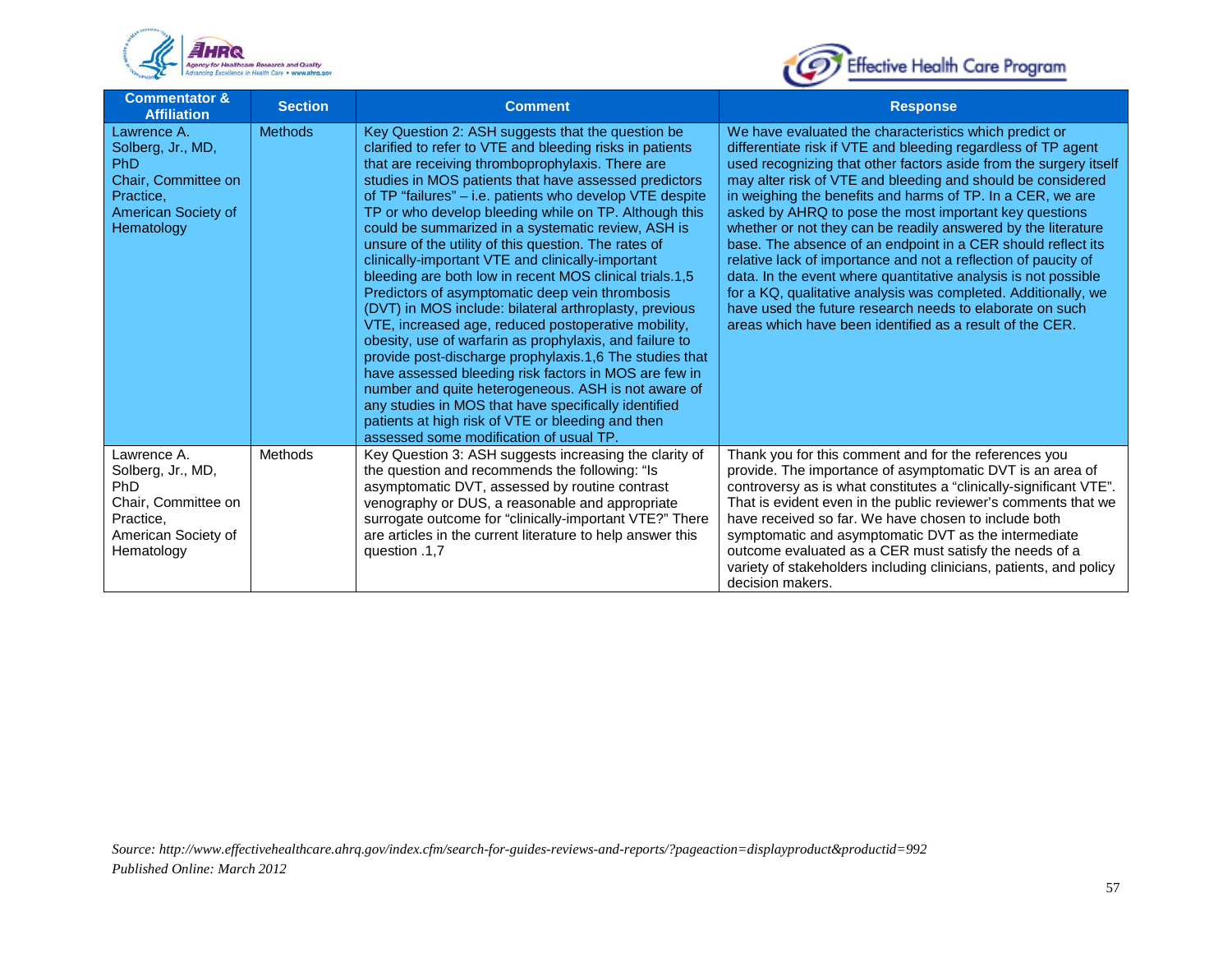| Commentator & Affiliation | Section | Comment | Response |
|---|---|---|---|
| Lawrence A. Solberg, Jr., MD, PhD Chair, Committee on Practice, American Society of Hematology | Methods | Key Question 2: ASH suggests that the question be clarified to refer to VTE and bleeding risks in patients that are receiving thromboprophylaxis. There are studies in MOS patients that have assessed predictors of TP "failures" – i.e. patients who develop VTE despite TP or who develop bleeding while on TP. Although this could be summarized in a systematic review, ASH is unsure of the utility of this question. The rates of clinically-important VTE and clinically-important bleeding are both low in recent MOS clinical trials.1,5 Predictors of asymptomatic deep vein thrombosis (DVT) in MOS include: bilateral arthroplasty, previous VTE, increased age, reduced postoperative mobility, obesity, use of warfarin as prophylaxis, and failure to provide post-discharge prophylaxis.1,6 The studies that have assessed bleeding risk factors in MOS are few in number and quite heterogeneous. ASH is not aware of any studies in MOS that have specifically identified patients at high risk of VTE or bleeding and then assessed some modification of usual TP. | We have evaluated the characteristics which predict or differentiate risk if VTE and bleeding regardless of TP agent used recognizing that other factors aside from the surgery itself may alter risk of VTE and bleeding and should be considered in weighing the benefits and harms of TP. In a CER, we are asked by AHRQ to pose the most important key questions whether or not they can be readily answered by the literature base. The absence of an endpoint in a CER should reflect its relative lack of importance and not a reflection of paucity of data. In the event where quantitative analysis is not possible for a KQ, qualitative analysis was completed. Additionally, we have used the future research needs to elaborate on such areas which have been identified as a result of the CER. |
| Lawrence A. Solberg, Jr., MD, PhD Chair, Committee on Practice, American Society of Hematology | Methods | Key Question 3: ASH suggests increasing the clarity of the question and recommends the following: "Is asymptomatic DVT, assessed by routine contrast venography or DUS, a reasonable and appropriate surrogate outcome for "clinically-important VTE?" There are articles in the current literature to help answer this question .1,7 | Thank you for this comment and for the references you provide. The importance of asymptomatic DVT is an area of controversy as is what constitutes a "clinically-significant VTE". That is evident even in the public reviewer's comments that we have received so far. We have chosen to include both symptomatic and asymptomatic DVT as the intermediate outcome evaluated as a CER must satisfy the needs of a variety of stakeholders including clinicians, patients, and policy decision makers. |

*Source: http://www.effectivehealthcare.ahrq.gov/index.cfm/search-for-guides-reviews-and-reports/?pageaction=displayproduct&productid=992*
*Published Online: March 2012*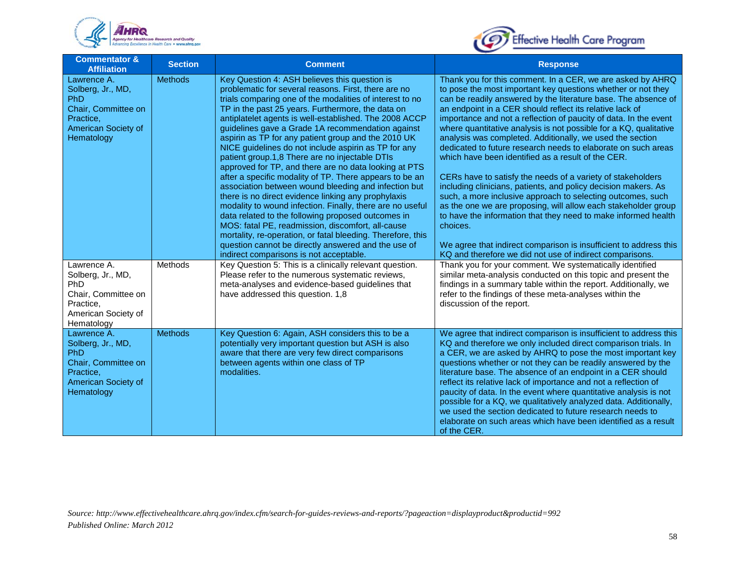| Commentator & Affiliation | Section | Comment | Response |
|---|---|---|---|
| Lawrence A. Solberg, Jr., MD, PhD Chair, Committee on Practice, American Society of Hematology | Methods | Key Question 4: ASH believes this question is problematic for several reasons. First, there are no trials comparing one of the modalities of interest to no TP in the past 25 years. Furthermore, the data on antiplatelet agents is well-established. The 2008 ACCP guidelines gave a Grade 1A recommendation against aspirin as TP for any patient group and the 2010 UK NICE guidelines do not include aspirin as TP for any patient group.1,8 There are no injectable DTIs approved for TP, and there are no data looking at PTS after a specific modality of TP. There appears to be an association between wound bleeding and infection but there is no direct evidence linking any prophylaxis modality to wound infection. Finally, there are no useful data related to the following proposed outcomes in MOS: fatal PE, readmission, discomfort, all-cause mortality, re-operation, or fatal bleeding. Therefore, this question cannot be directly answered and the use of indirect comparisons is not acceptable. | Thank you for this comment. In a CER, we are asked by AHRQ to pose the most important key questions whether or not they can be readily answered by the literature base. The absence of an endpoint in a CER should reflect its relative lack of importance and not a reflection of paucity of data. In the event where quantitative analysis is not possible for a KQ, qualitative analysis was completed. Additionally, we used the section dedicated to future research needs to elaborate on such areas which have been identified as a result of the CER.<br><br>CERs have to satisfy the needs of a variety of stakeholders including clinicians, patients, and policy decision makers. As such, a more inclusive approach to selecting outcomes, such as the one we are proposing, will allow each stakeholder group to have the information that they need to make informed health choices.<br><br>We agree that indirect comparison is insufficient to address this KQ and therefore we did not use of indirect comparisons. |
| Lawrence A. Solberg, Jr., MD, PhD Chair, Committee on Practice, American Society of Hematology | Methods | Key Question 5: This is a clinically relevant question. Please refer to the numerous systematic reviews, meta-analyses and evidence-based guidelines that have addressed this question. 1,8 | Thank you for your comment. We systematically identified similar meta-analysis conducted on this topic and present the findings in a summary table within the report. Additionally, we refer to the findings of these meta-analyses within the discussion of the report. |
| Lawrence A. Solberg, Jr., MD, PhD Chair, Committee on Practice, American Society of Hematology | Methods | Key Question 6: Again, ASH considers this to be a potentially very important question but ASH is also aware that there are very few direct comparisons between agents within one class of TP modalities. | We agree that indirect comparison is insufficient to address this KQ and therefore we only included direct comparison trials. In a CER, we are asked by AHRQ to pose the most important key questions whether or not they can be readily answered by the literature base. The absence of an endpoint in a CER should reflect its relative lack of importance and not a reflection of paucity of data. In the event where quantitative analysis is not possible for a KQ, we qualitatively analyzed data. Additionally, we used the section dedicated to future research needs to elaborate on such areas which have been identified as a result of the CER. |

*Source: http://www.effectivehealthcare.ahrq.gov/index.cfm/search-for-guides-reviews-and-reports/?pageaction=displayproduct&productid=992*
*Published Online: March 2012*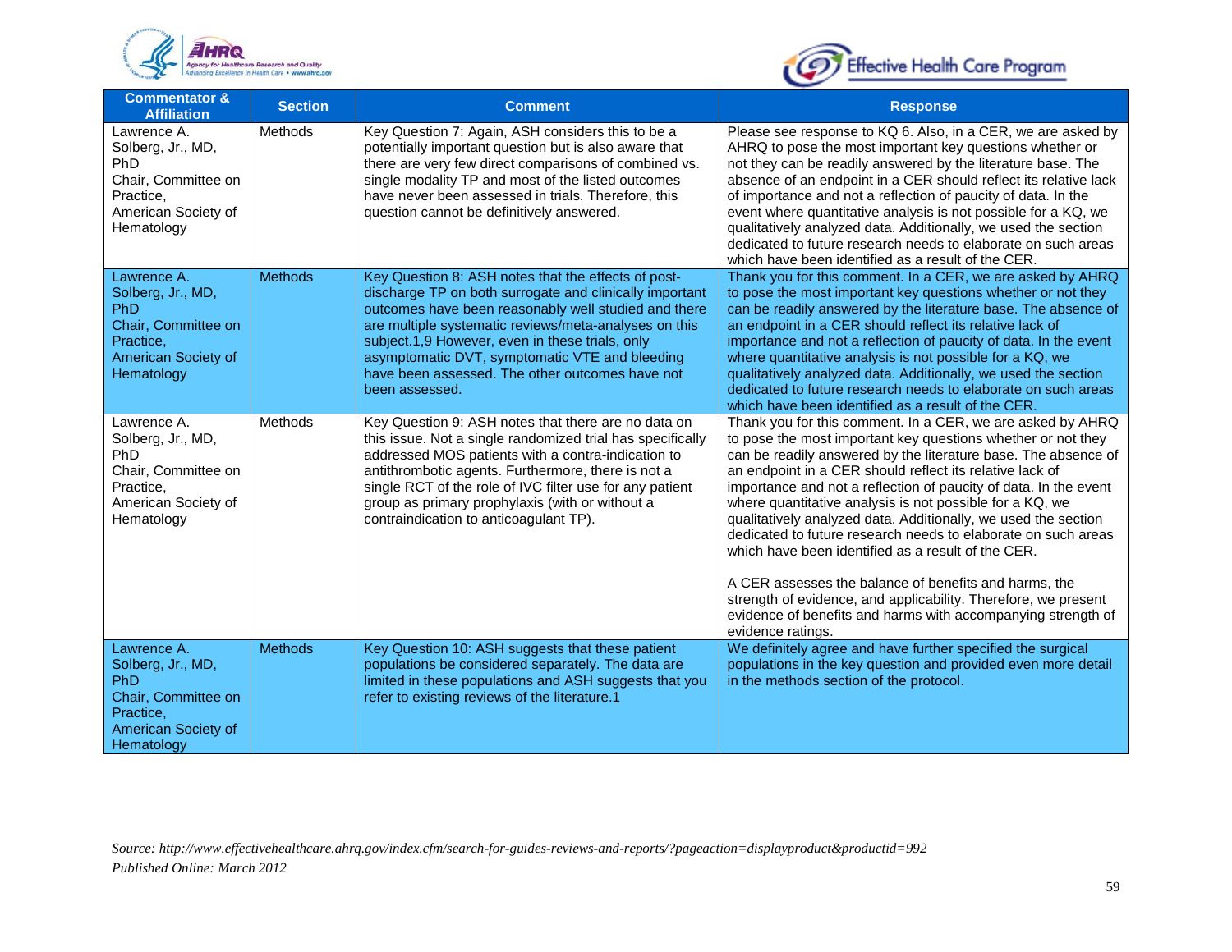| Commentator & Affiliation | Section | Comment | Response |
|---|---|---|---|
| Lawrence A. Solberg, Jr., MD, PhD Chair, Committee on Practice, American Society of Hematology | Methods | Key Question 7: Again, ASH considers this to be a potentially important question but is also aware that there are very few direct comparisons of combined vs. single modality TP and most of the listed outcomes have never been assessed in trials. Therefore, this question cannot be definitively answered. | Please see response to KQ 6. Also, in a CER, we are asked by AHRQ to pose the most important key questions whether or not they can be readily answered by the literature base. The absence of an endpoint in a CER should reflect its relative lack of importance and not a reflection of paucity of data. In the event where quantitative analysis is not possible for a KQ, we qualitatively analyzed data. Additionally, we used the section dedicated to future research needs to elaborate on such areas which have been identified as a result of the CER. |
| Lawrence A. Solberg, Jr., MD, PhD Chair, Committee on Practice, American Society of Hematology | Methods | Key Question 8: ASH notes that the effects of post-discharge TP on both surrogate and clinically important outcomes have been reasonably well studied and there are multiple systematic reviews/meta-analyses on this subject.1,9 However, even in these trials, only asymptomatic DVT, symptomatic VTE and bleeding have been assessed. The other outcomes have not been assessed. | Thank you for this comment. In a CER, we are asked by AHRQ to pose the most important key questions whether or not they can be readily answered by the literature base. The absence of an endpoint in a CER should reflect its relative lack of importance and not a reflection of paucity of data. In the event where quantitative analysis is not possible for a KQ, we qualitatively analyzed data. Additionally, we used the section dedicated to future research needs to elaborate on such areas which have been identified as a result of the CER. |
| Lawrence A. Solberg, Jr., MD, PhD Chair, Committee on Practice, American Society of Hematology | Methods | Key Question 9: ASH notes that there are no data on this issue. Not a single randomized trial has specifically addressed MOS patients with a contra-indication to antithrombotic agents. Furthermore, there is not a single RCT of the role of IVC filter use for any patient group as primary prophylaxis (with or without a contraindication to anticoagulant TP). | Thank you for this comment. In a CER, we are asked by AHRQ to pose the most important key questions whether or not they can be readily answered by the literature base. The absence of an endpoint in a CER should reflect its relative lack of importance and not a reflection of paucity of data. In the event where quantitative analysis is not possible for a KQ, we qualitatively analyzed data. Additionally, we used the section dedicated to future research needs to elaborate on such areas which have been identified as a result of the CER.<br><br>A CER assesses the balance of benefits and harms, the strength of evidence, and applicability. Therefore, we present evidence of benefits and harms with accompanying strength of evidence ratings. |
| Lawrence A. Solberg, Jr., MD, PhD Chair, Committee on Practice, American Society of Hematology | Methods | Key Question 10: ASH suggests that these patient populations be considered separately. The data are limited in these populations and ASH suggests that you refer to existing reviews of the literature.1 | We definitely agree and have further specified the surgical populations in the key question and provided even more detail in the methods section of the protocol. |

*Source: http://www.effectivehealthcare.ahrq.gov/index.cfm/search-for-guides-reviews-and-reports/?pageaction=displayproduct&productid=992*
*Published Online: March 2012*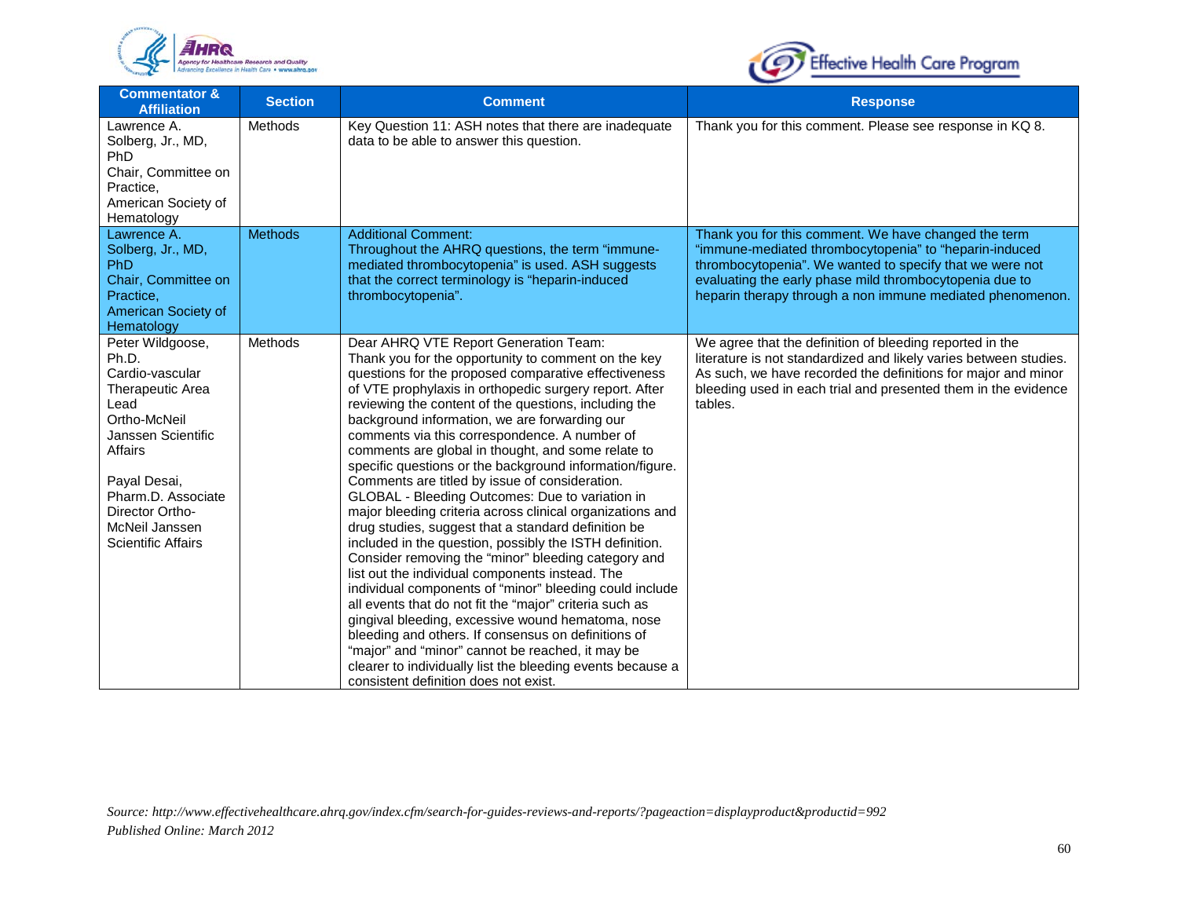| Commentator & Affiliation | Section | Comment | Response |
| --- | --- | --- | --- |
| Lawrence A. Solberg, Jr., MD, PhD Chair, Committee on Practice, American Society of Hematology | Methods | Key Question 11: ASH notes that there are inadequate data to be able to answer this question. | Thank you for this comment. Please see response in KQ 8. |
| Lawrence A. Solberg, Jr., MD, PhD Chair, Committee on Practice, American Society of Hematology | Methods | Additional Comment: Throughout the AHRQ questions, the term "immune-mediated thrombocytopenia" is used. ASH suggests that the correct terminology is "heparin-induced thrombocytopenia". | Thank you for this comment. We have changed the term "immune-mediated thrombocytopenia" to "heparin-induced thrombocytopenia". We wanted to specify that we were not evaluating the early phase mild thrombocytopenia due to heparin therapy through a non immune mediated phenomenon. |
| Peter Wildgoose, Ph.D. Cardio-vascular Therapeutic Area Lead Ortho-McNeil Janssen Scientific Affairs<br><br>Payal Desai, Pharm.D. Associate Director Ortho-McNeil Janssen Scientific Affairs | Methods | Dear AHRQ VTE Report Generation Team: Thank you for the opportunity to comment on the key questions for the proposed comparative effectiveness of VTE prophylaxis in orthopedic surgery report. After reviewing the content of the questions, including the background information, we are forwarding our comments via this correspondence. A number of comments are global in thought, and some relate to specific questions or the background information/figure. Comments are titled by issue of consideration. GLOBAL - Bleeding Outcomes: Due to variation in major bleeding criteria across clinical organizations and drug studies, suggest that a standard definition be included in the question, possibly the ISTH definition. Consider removing the "minor" bleeding category and list out the individual components instead. The individual components of "minor" bleeding could include all events that do not fit the "major" criteria such as gingival bleeding, excessive wound hematoma, nose bleeding and others. If consensus on definitions of "major" and "minor" cannot be reached, it may be clearer to individually list the bleeding events because a consistent definition does not exist. | We agree that the definition of bleeding reported in the literature is not standardized and likely varies between studies. As such, we have recorded the definitions for major and minor bleeding used in each trial and presented them in the evidence tables. |

*Source: http://www.effectivehealthcare.ahrq.gov/index.cfm/search-for-guides-reviews-and-reports/?pageaction=displayproduct&productid=992*
*Published Online: March 2012*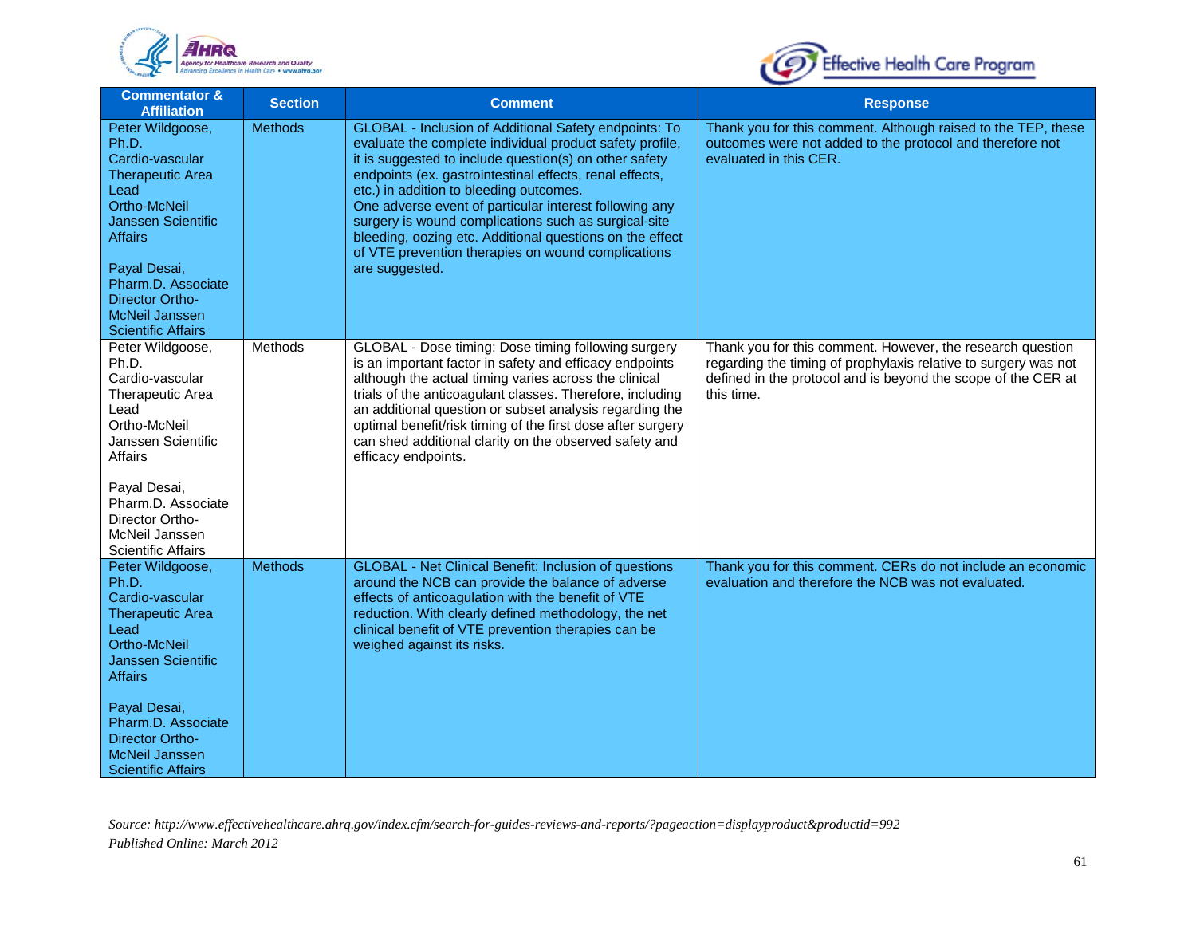| Commentator & Affiliation | Section | Comment | Response |
|---|---|---|---|
| Peter Wildgoose, Ph.D. Cardio-vascular Therapeutic Area Lead Ortho-McNeil Janssen Scientific Affairs<br><br>Payal Desai, Pharm.D. Associate Director Ortho-McNeil Janssen Scientific Affairs | Methods | GLOBAL - Inclusion of Additional Safety endpoints: To evaluate the complete individual product safety profile, it is suggested to include question(s) on other safety endpoints (ex. gastrointestinal effects, renal effects, etc.) in addition to bleeding outcomes.<br>One adverse event of particular interest following any surgery is wound complications such as surgical-site bleeding, oozing etc. Additional questions on the effect of VTE prevention therapies on wound complications are suggested. | Thank you for this comment. Although raised to the TEP, these outcomes were not added to the protocol and therefore not evaluated in this CER. |
| Peter Wildgoose, Ph.D. Cardio-vascular Therapeutic Area Lead Ortho-McNeil Janssen Scientific Affairs<br><br>Payal Desai, Pharm.D. Associate Director Ortho-McNeil Janssen Scientific Affairs | Methods | GLOBAL - Dose timing: Dose timing following surgery is an important factor in safety and efficacy endpoints although the actual timing varies across the clinical trials of the anticoagulant classes. Therefore, including an additional question or subset analysis regarding the optimal benefit/risk timing of the first dose after surgery can shed additional clarity on the observed safety and efficacy endpoints. | Thank you for this comment. However, the research question regarding the timing of prophylaxis relative to surgery was not defined in the protocol and is beyond the scope of the CER at this time. |
| Peter Wildgoose, Ph.D. Cardio-vascular Therapeutic Area Lead Ortho-McNeil Janssen Scientific Affairs<br><br>Payal Desai, Pharm.D. Associate Director Ortho-McNeil Janssen Scientific Affairs | Methods | GLOBAL - Net Clinical Benefit: Inclusion of questions around the NCB can provide the balance of adverse effects of anticoagulation with the benefit of VTE reduction. With clearly defined methodology, the net clinical benefit of VTE prevention therapies can be weighed against its risks. | Thank you for this comment. CERs do not include an economic evaluation and therefore the NCB was not evaluated. |

*Source: http://www.effectivehealthcare.ahrq.gov/index.cfm/search-for-guides-reviews-and-reports/?pageaction=displayproduct&productid=992*
*Published Online: March 2012*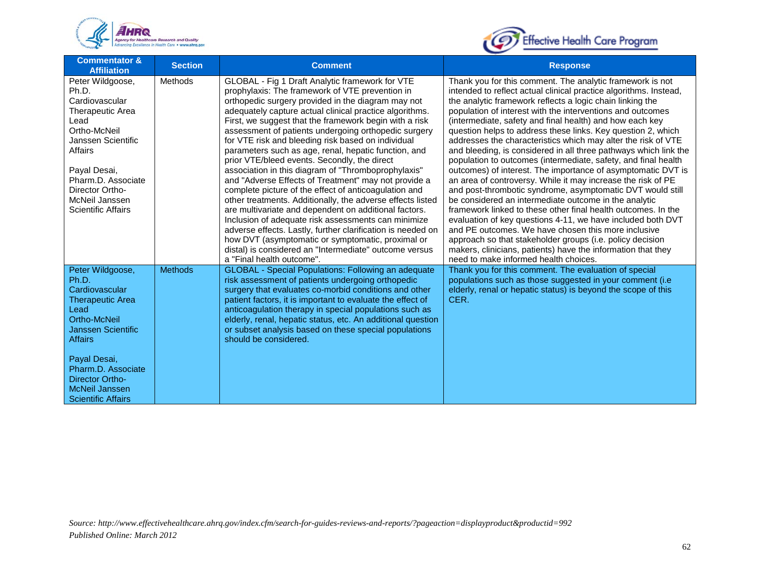| Commentator & Affiliation | Section | Comment | Response |
|---|---|---|---|
| Peter Wildgoose, Ph.D. Cardiovascular Therapeutic Area Lead Ortho-McNeil Janssen Scientific Affairs<br><br>Payal Desai, Pharm.D. Associate Director Ortho-McNeil Janssen Scientific Affairs | Methods | GLOBAL - Fig 1 Draft Analytic framework for VTE prophylaxis: The framework of VTE prevention in orthopedic surgery provided in the diagram may not adequately capture actual clinical practice algorithms. First, we suggest that the framework begin with a risk assessment of patients undergoing orthopedic surgery for VTE risk and bleeding risk based on individual parameters such as age, renal, hepatic function, and prior VTE/bleed events. Secondly, the direct association in this diagram of "Thromboprophylaxis" and "Adverse Effects of Treatment" may not provide a complete picture of the effect of anticoagulation and other treatments. Additionally, the adverse effects listed are multivariate and dependent on additional factors. Inclusion of adequate risk assessments can minimize adverse effects. Lastly, further clarification is needed on how DVT (asymptomatic or symptomatic, proximal or distal) is considered an "Intermediate" outcome versus a "Final health outcome". | Thank you for this comment. The analytic framework is not intended to reflect actual clinical practice algorithms. Instead, the analytic framework reflects a logic chain linking the population of interest with the interventions and outcomes (intermediate, safety and final health) and how each key question helps to address these links. Key question 2, which addresses the characteristics which may alter the risk of VTE and bleeding, is considered in all three pathways which link the population to outcomes (intermediate, safety, and final health outcomes) of interest. The importance of asymptomatic DVT is an area of controversy. While it may increase the risk of PE and post-thrombotic syndrome, asymptomatic DVT would still be considered an intermediate outcome in the analytic framework linked to these other final health outcomes. In the evaluation of key questions 4-11, we have included both DVT and PE outcomes. We have chosen this more inclusive approach so that stakeholder groups (i.e. policy decision makers, clinicians, patients) have the information that they need to make informed health choices. |
| Peter Wildgoose, Ph.D. Cardiovascular Therapeutic Area Lead Ortho-McNeil Janssen Scientific Affairs<br><br>Payal Desai, Pharm.D. Associate Director Ortho-McNeil Janssen Scientific Affairs | Methods | GLOBAL - Special Populations: Following an adequate risk assessment of patients undergoing orthopedic surgery that evaluates co-morbid conditions and other patient factors, it is important to evaluate the effect of anticoagulation therapy in special populations such as elderly, renal, hepatic status, etc. An additional question or subset analysis based on these special populations should be considered. | Thank you for this comment. The evaluation of special populations such as those suggested in your comment (i.e elderly, renal or hepatic status) is beyond the scope of this CER. |

*Source: http://www.effectivehealthcare.ahrq.gov/index.cfm/search-for-guides-reviews-and-reports/?pageaction=displayproduct&productid=992*
*Published Online: March 2012*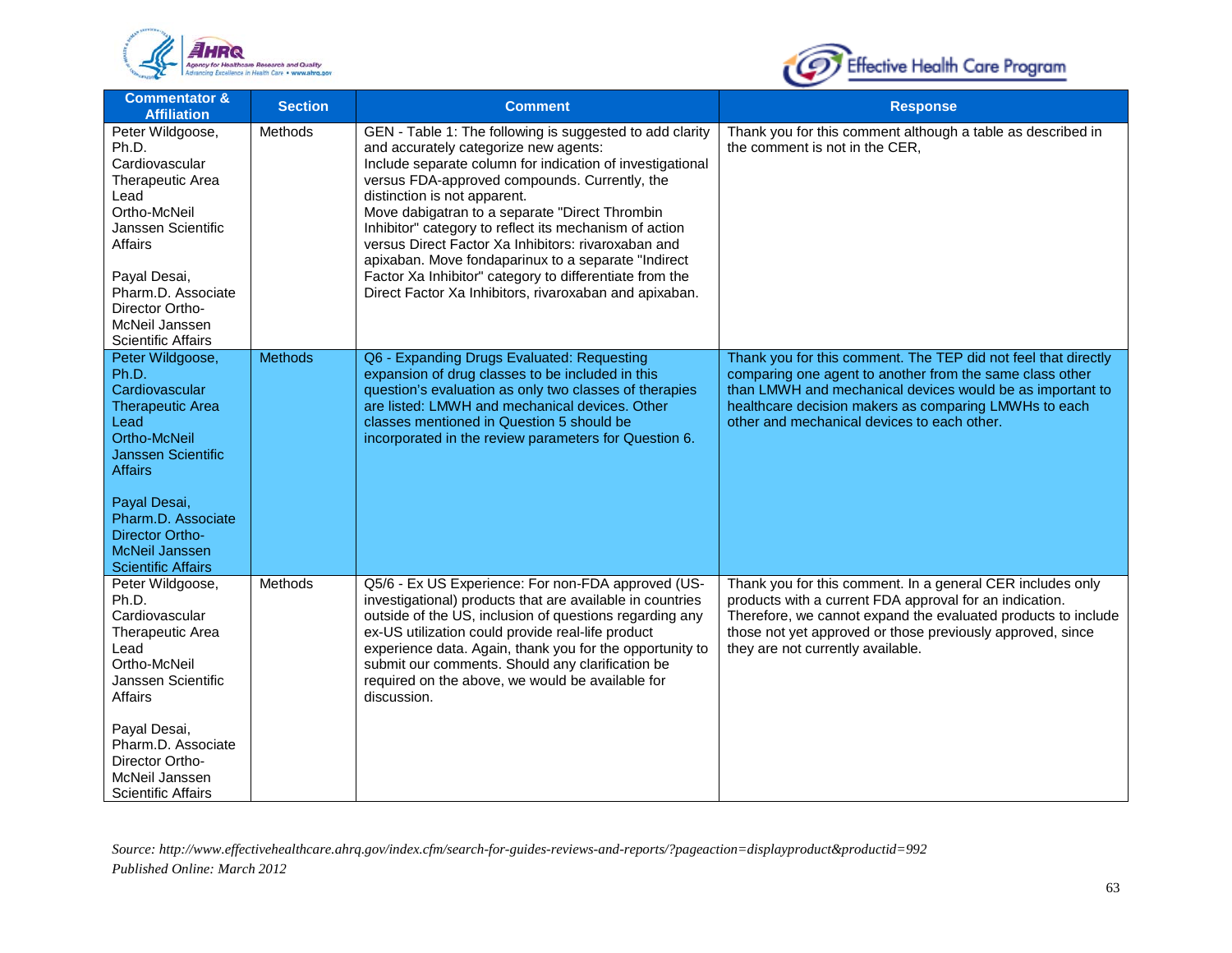| Commentator & Affiliation | Section | Comment | Response |
|---|---|---|---|
| Peter Wildgoose, Ph.D. Cardiovascular Therapeutic Area Lead Ortho-McNeil Janssen Scientific Affairs<br><br>Payal Desai, Pharm.D. Associate Director Ortho-McNeil Janssen Scientific Affairs | Methods | GEN - Table 1: The following is suggested to add clarity and accurately categorize new agents:<br>Include separate column for indication of investigational versus FDA-approved compounds. Currently, the distinction is not apparent.<br>Move dabigatran to a separate "Direct Thrombin Inhibitor" category to reflect its mechanism of action versus Direct Factor Xa Inhibitors: rivaroxaban and apixaban. Move fondaparinux to a separate "Indirect Factor Xa Inhibitor" category to differentiate from the Direct Factor Xa Inhibitors, rivaroxaban and apixaban. | Thank you for this comment although a table as described in the comment is not in the CER, |
| Peter Wildgoose, Ph.D. Cardiovascular Therapeutic Area Lead Ortho-McNeil Janssen Scientific Affairs<br><br>Payal Desai, Pharm.D. Associate Director Ortho-McNeil Janssen Scientific Affairs | Methods | Q6 - Expanding Drugs Evaluated: Requesting expansion of drug classes to be included in this question's evaluation as only two classes of therapies are listed: LMWH and mechanical devices. Other classes mentioned in Question 5 should be incorporated in the review parameters for Question 6. | Thank you for this comment. The TEP did not feel that directly comparing one agent to another from the same class other than LMWH and mechanical devices would be as important to healthcare decision makers as comparing LMWHs to each other and mechanical devices to each other. |
| Peter Wildgoose, Ph.D. Cardiovascular Therapeutic Area Lead Ortho-McNeil Janssen Scientific Affairs<br><br>Payal Desai, Pharm.D. Associate Director Ortho-McNeil Janssen Scientific Affairs | Methods | Q5/6 - Ex US Experience: For non-FDA approved (US-investigational) products that are available in countries outside of the US, inclusion of questions regarding any ex-US utilization could provide real-life product experience data. Again, thank you for the opportunity to submit our comments. Should any clarification be required on the above, we would be available for discussion. | Thank you for this comment. In a general CER includes only products with a current FDA approval for an indication. Therefore, we cannot expand the evaluated products to include those not yet approved or those previously approved, since they are not currently available. |

*Source: http://www.effectivehealthcare.ahrq.gov/index.cfm/search-for-guides-reviews-and-reports/?pageaction=displayproduct&productid=992*
*Published Online: March 2012*